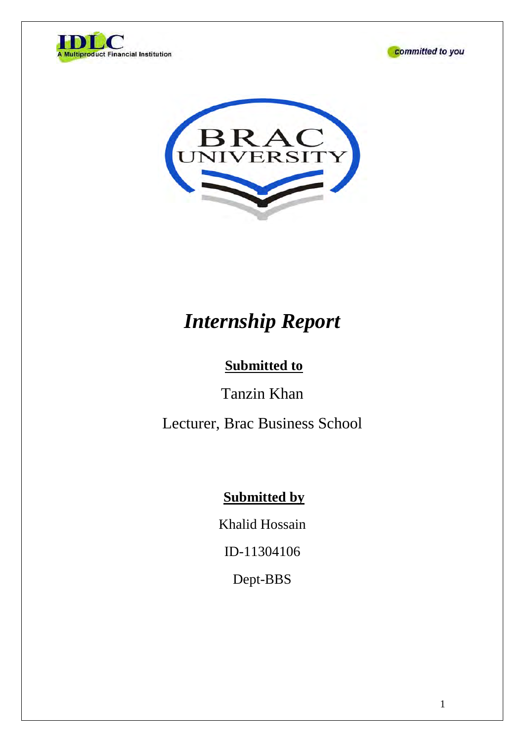# *Internship Report*

**Submitted to**

Tanzin Khan

Lecturer, Brac Business School

**Submitted by**

Khalid Hossain

ID-11304106

Dept-BBS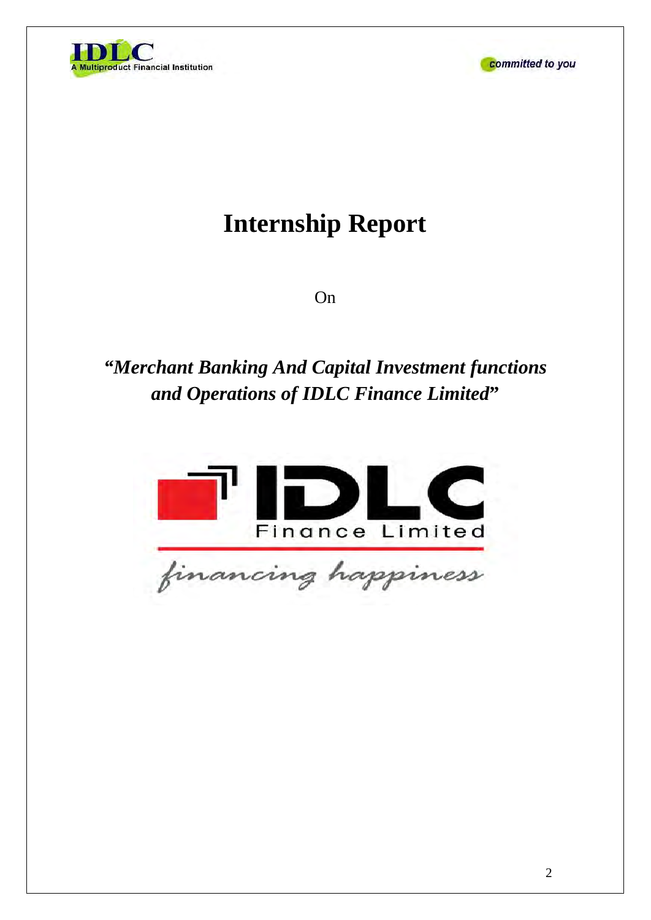# Internship Report

On

***"Merchant Banking And Capital Investment functions and Operations of IDLC Finance Limited"***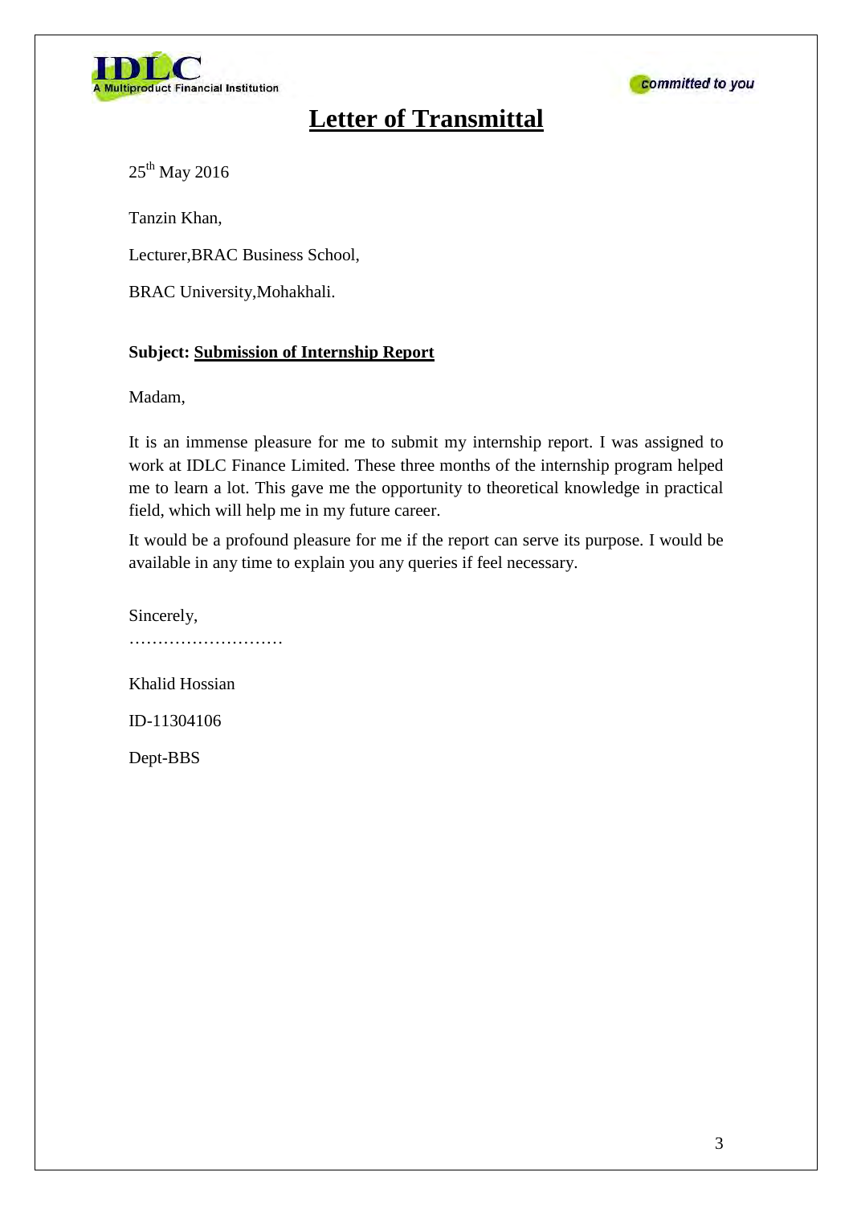# Letter of Transmittal

25th May 2016

Tanzin Khan,

Lecturer,BRAC Business School,

BRAC University,Mohakhali.

**Subject: Submission of Internship Report**

Madam,

It is an immense pleasure for me to submit my internship report. I was assigned to work at IDLC Finance Limited. These three months of the internship program helped me to learn a lot. This gave me the opportunity to theoretical knowledge in practical field, which will help me in my future career.

It would be a profound pleasure for me if the report can serve its purpose. I would be available in any time to explain you any queries if feel necessary.

Sincerely,

………………………

Khalid Hossian

ID-11304106

Dept-BBS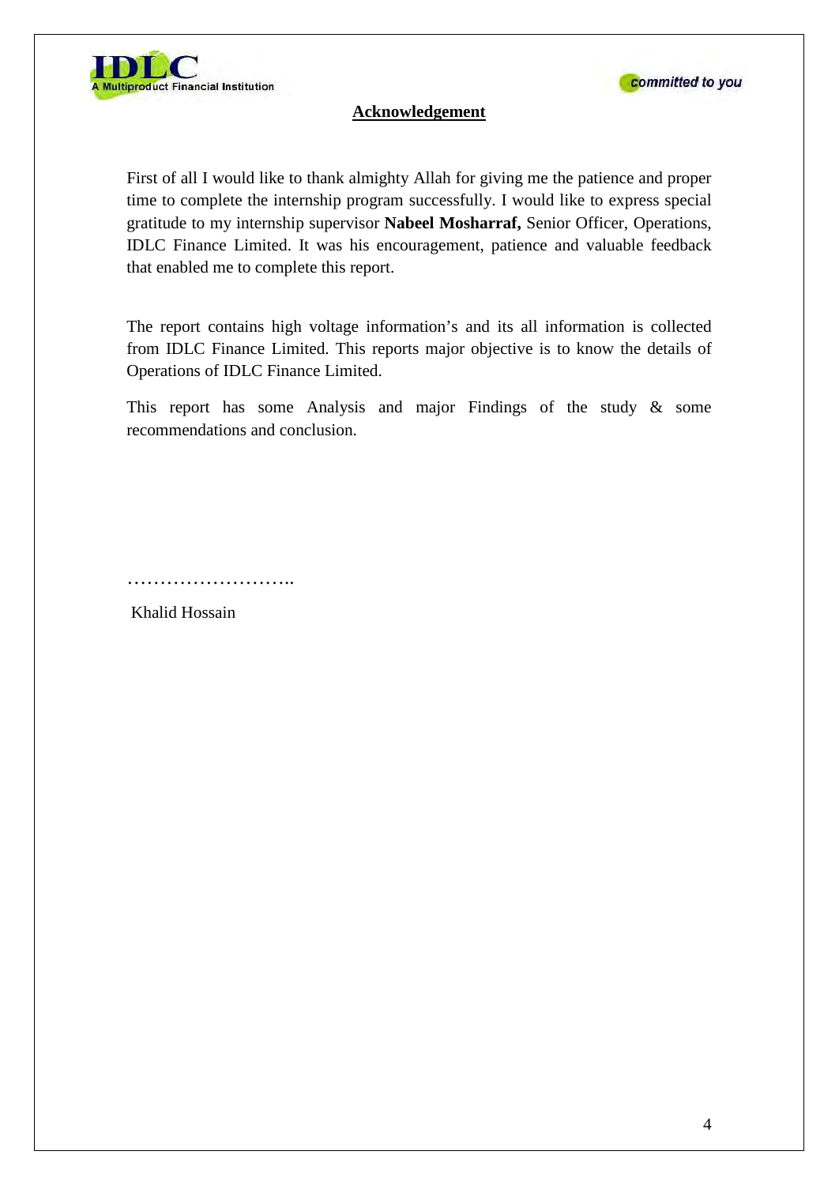## Acknowledgement

First of all I would like to thank almighty Allah for giving me the patience and proper time to complete the internship program successfully. I would like to express special gratitude to my internship supervisor **Nabeel Mosharraf,** Senior Officer, Operations, IDLC Finance Limited. It was his encouragement, patience and valuable feedback that enabled me to complete this report.

The report contains high voltage information's and its all information is collected from IDLC Finance Limited. This reports major objective is to know the details of Operations of IDLC Finance Limited.

This report has some Analysis and major Findings of the study & some recommendations and conclusion.

……………………..

Khalid Hossain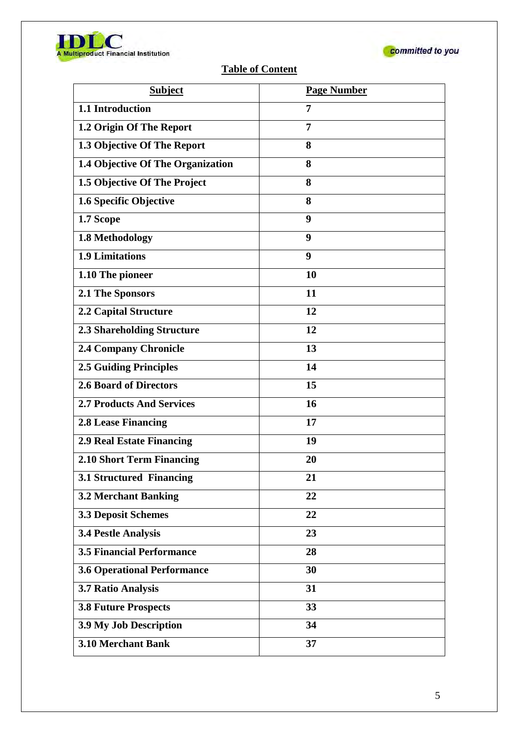## Table of Content

| Subject | Page Number |
|---|---|
| 1.1 Introduction | 7 |
| 1.2 Origin Of The Report | 7 |
| 1.3 Objective Of The Report | 8 |
| 1.4 Objective Of The Organization | 8 |
| 1.5 Objective Of The Project | 8 |
| 1.6 Specific Objective | 8 |
| 1.7 Scope | 9 |
| 1.8 Methodology | 9 |
| 1.9 Limitations | 9 |
| 1.10 The pioneer | 10 |
| 2.1 The Sponsors | 11 |
| 2.2 Capital Structure | 12 |
| 2.3 Shareholding Structure | 12 |
| 2.4 Company Chronicle | 13 |
| 2.5 Guiding Principles | 14 |
| 2.6 Board of Directors | 15 |
| 2.7 Products And Services | 16 |
| 2.8 Lease Financing | 17 |
| 2.9 Real Estate Financing | 19 |
| 2.10 Short Term Financing | 20 |
| 3.1 Structured Financing | 21 |
| 3.2 Merchant Banking | 22 |
| 3.3 Deposit Schemes | 22 |
| 3.4 Pestle Analysis | 23 |
| 3.5 Financial Performance | 28 |
| 3.6 Operational Performance | 30 |
| 3.7 Ratio Analysis | 31 |
| 3.8 Future Prospects | 33 |
| 3.9 My Job Description | 34 |
| 3.10 Merchant Bank | 37 |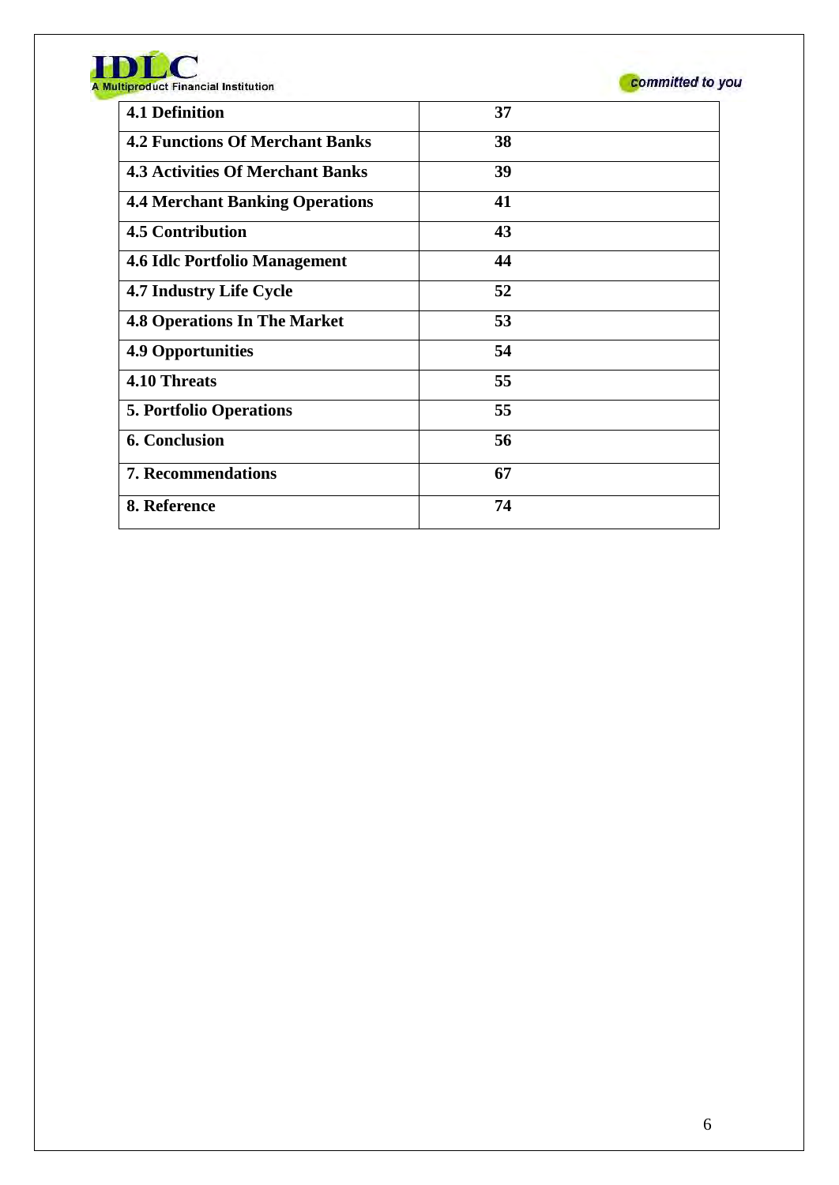| 4.1 Definition | 37 |
|---|---|
| 4.2 Functions Of Merchant Banks | 38 |
| 4.3 Activities Of Merchant Banks | 39 |
| 4.4 Merchant Banking Operations | 41 |
| 4.5 Contribution | 43 |
| 4.6 Idlc Portfolio Management | 44 |
| 4.7 Industry Life Cycle | 52 |
| 4.8 Operations In The Market | 53 |
| 4.9 Opportunities | 54 |
| 4.10 Threats | 55 |
| 5. Portfolio Operations | 55 |
| 6. Conclusion | 56 |
| 7. Recommendations | 67 |
| 8. Reference | 74 |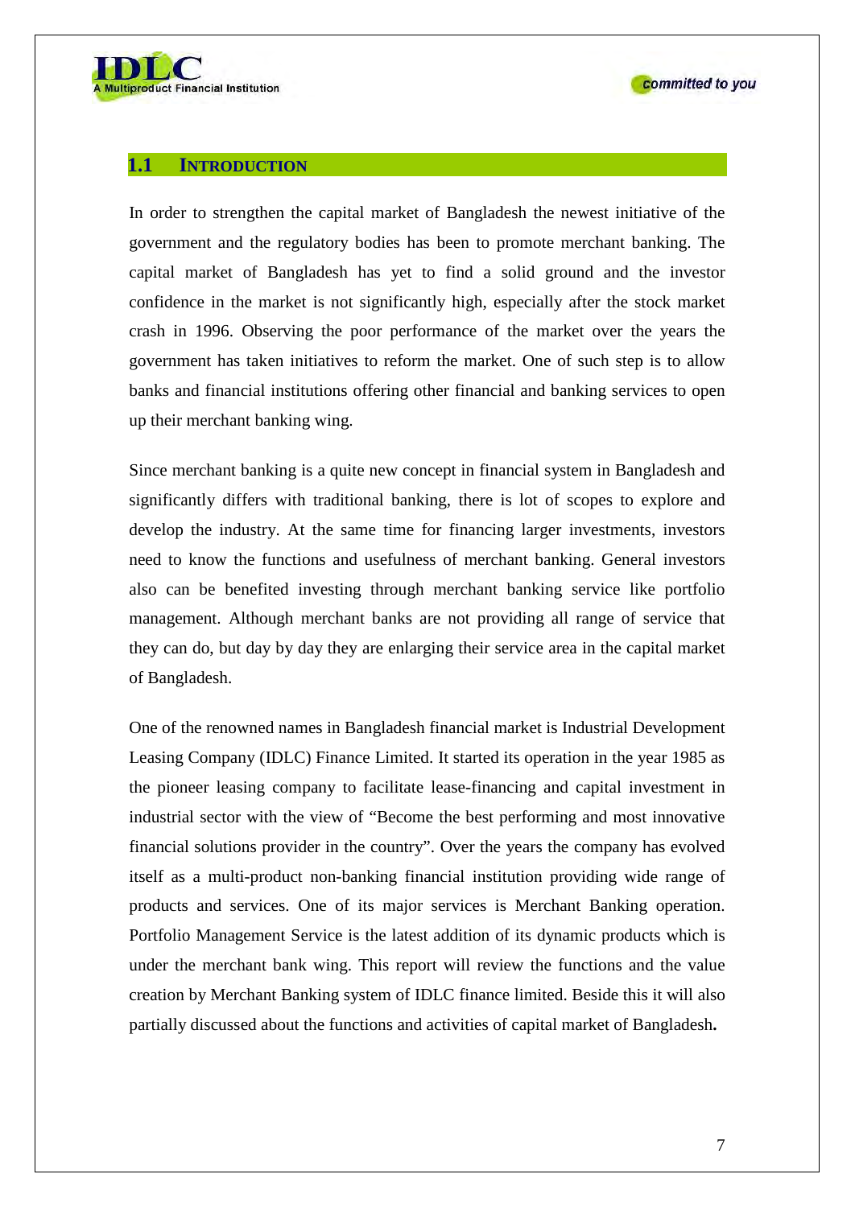## 1.1 INTRODUCTION

In order to strengthen the capital market of Bangladesh the newest initiative of the government and the regulatory bodies has been to promote merchant banking. The capital market of Bangladesh has yet to find a solid ground and the investor confidence in the market is not significantly high, especially after the stock market crash in 1996. Observing the poor performance of the market over the years the government has taken initiatives to reform the market. One of such step is to allow banks and financial institutions offering other financial and banking services to open up their merchant banking wing.

Since merchant banking is a quite new concept in financial system in Bangladesh and significantly differs with traditional banking, there is lot of scopes to explore and develop the industry. At the same time for financing larger investments, investors need to know the functions and usefulness of merchant banking. General investors also can be benefited investing through merchant banking service like portfolio management. Although merchant banks are not providing all range of service that they can do, but day by day they are enlarging their service area in the capital market of Bangladesh.

One of the renowned names in Bangladesh financial market is Industrial Development Leasing Company (IDLC) Finance Limited. It started its operation in the year 1985 as the pioneer leasing company to facilitate lease-financing and capital investment in industrial sector with the view of "Become the best performing and most innovative financial solutions provider in the country". Over the years the company has evolved itself as a multi-product non-banking financial institution providing wide range of products and services. One of its major services is Merchant Banking operation. Portfolio Management Service is the latest addition of its dynamic products which is under the merchant bank wing. This report will review the functions and the value creation by Merchant Banking system of IDLC finance limited. Beside this it will also partially discussed about the functions and activities of capital market of Bangladesh.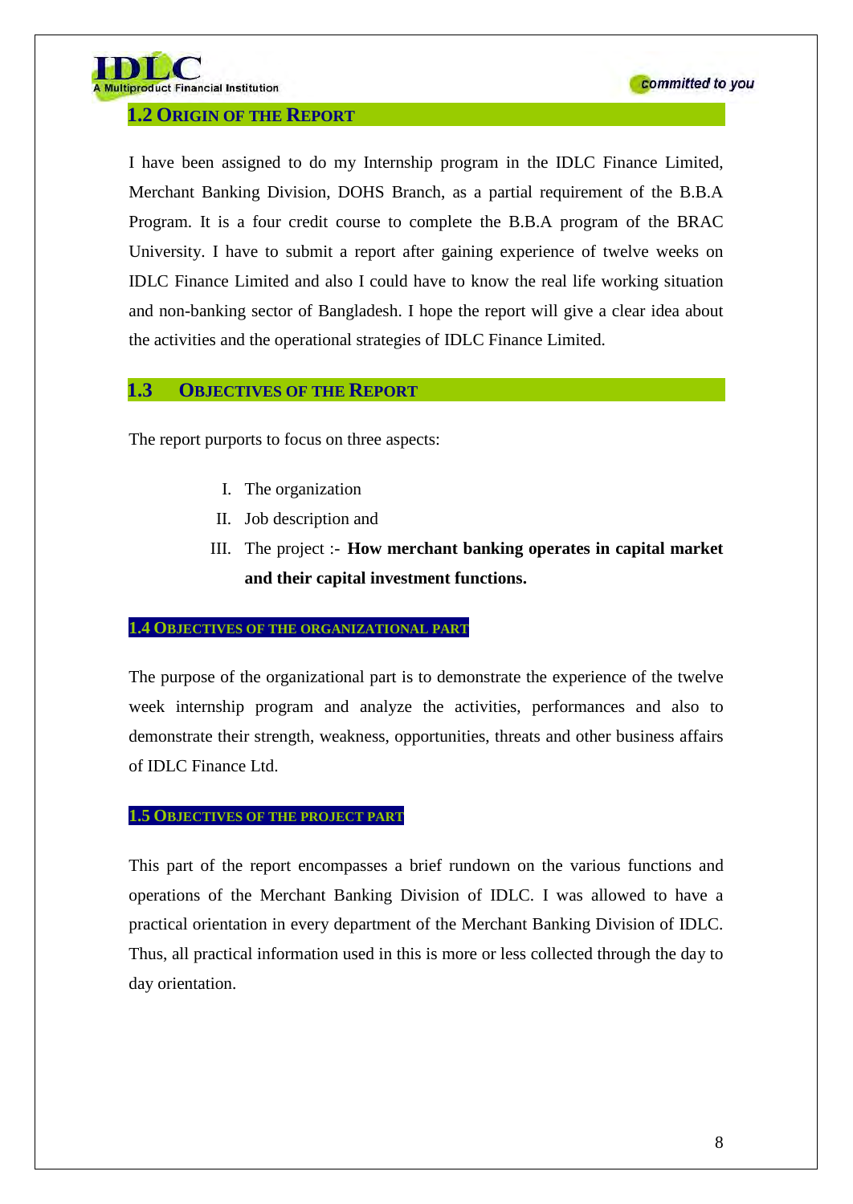## 1.2 Origin of the Report

I have been assigned to do my Internship program in the IDLC Finance Limited, Merchant Banking Division, DOHS Branch, as a partial requirement of the B.B.A Program. It is a four credit course to complete the B.B.A program of the BRAC University. I have to submit a report after gaining experience of twelve weeks on IDLC Finance Limited and also I could have to know the real life working situation and non-banking sector of Bangladesh. I hope the report will give a clear idea about the activities and the operational strategies of IDLC Finance Limited.

## 1.3 Objectives of the Report

The report purports to focus on three aspects:

I. The organization

II. Job description and

III. The project :- **How merchant banking operates in capital market and their capital investment functions.**

### 1.4 Objectives of the Organizational Part

The purpose of the organizational part is to demonstrate the experience of the twelve week internship program and analyze the activities, performances and also to demonstrate their strength, weakness, opportunities, threats and other business affairs of IDLC Finance Ltd.

### 1.5 Objectives of the Project Part

This part of the report encompasses a brief rundown on the various functions and operations of the Merchant Banking Division of IDLC. I was allowed to have a practical orientation in every department of the Merchant Banking Division of IDLC. Thus, all practical information used in this is more or less collected through the day to day orientation.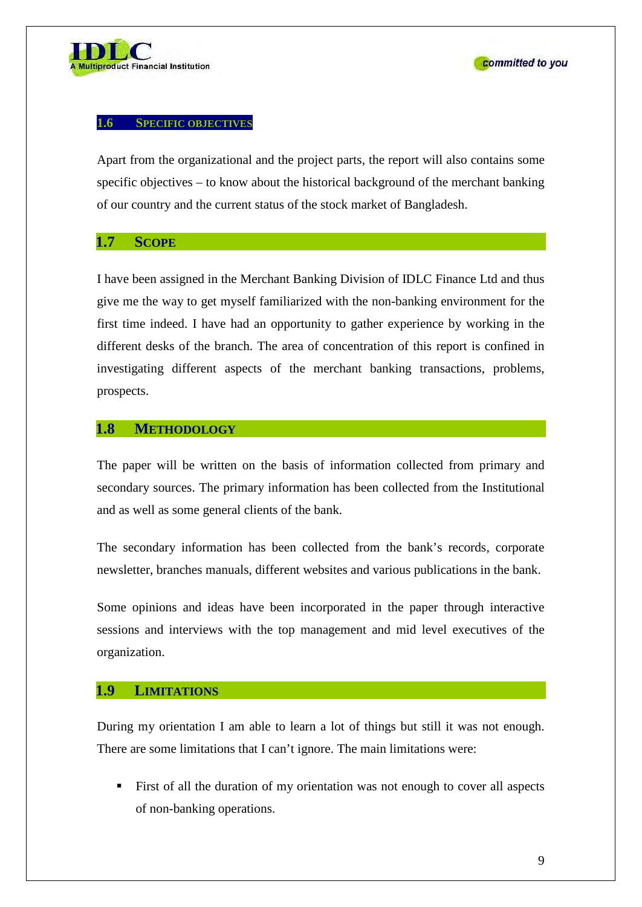## 1.6 SPECIFIC OBJECTIVES

Apart from the organizational and the project parts, the report will also contains some specific objectives – to know about the historical background of the merchant banking of our country and the current status of the stock market of Bangladesh.

## 1.7 SCOPE

I have been assigned in the Merchant Banking Division of IDLC Finance Ltd and thus give me the way to get myself familiarized with the non-banking environment for the first time indeed. I have had an opportunity to gather experience by working in the different desks of the branch. The area of concentration of this report is confined in investigating different aspects of the merchant banking transactions, problems, prospects.

## 1.8 METHODOLOGY

The paper will be written on the basis of information collected from primary and secondary sources. The primary information has been collected from the Institutional and as well as some general clients of the bank.

The secondary information has been collected from the bank's records, corporate newsletter, branches manuals, different websites and various publications in the bank.

Some opinions and ideas have been incorporated in the paper through interactive sessions and interviews with the top management and mid level executives of the organization.

## 1.9 LIMITATIONS

During my orientation I am able to learn a lot of things but still it was not enough. There are some limitations that I can't ignore. The main limitations were:

- First of all the duration of my orientation was not enough to cover all aspects of non-banking operations.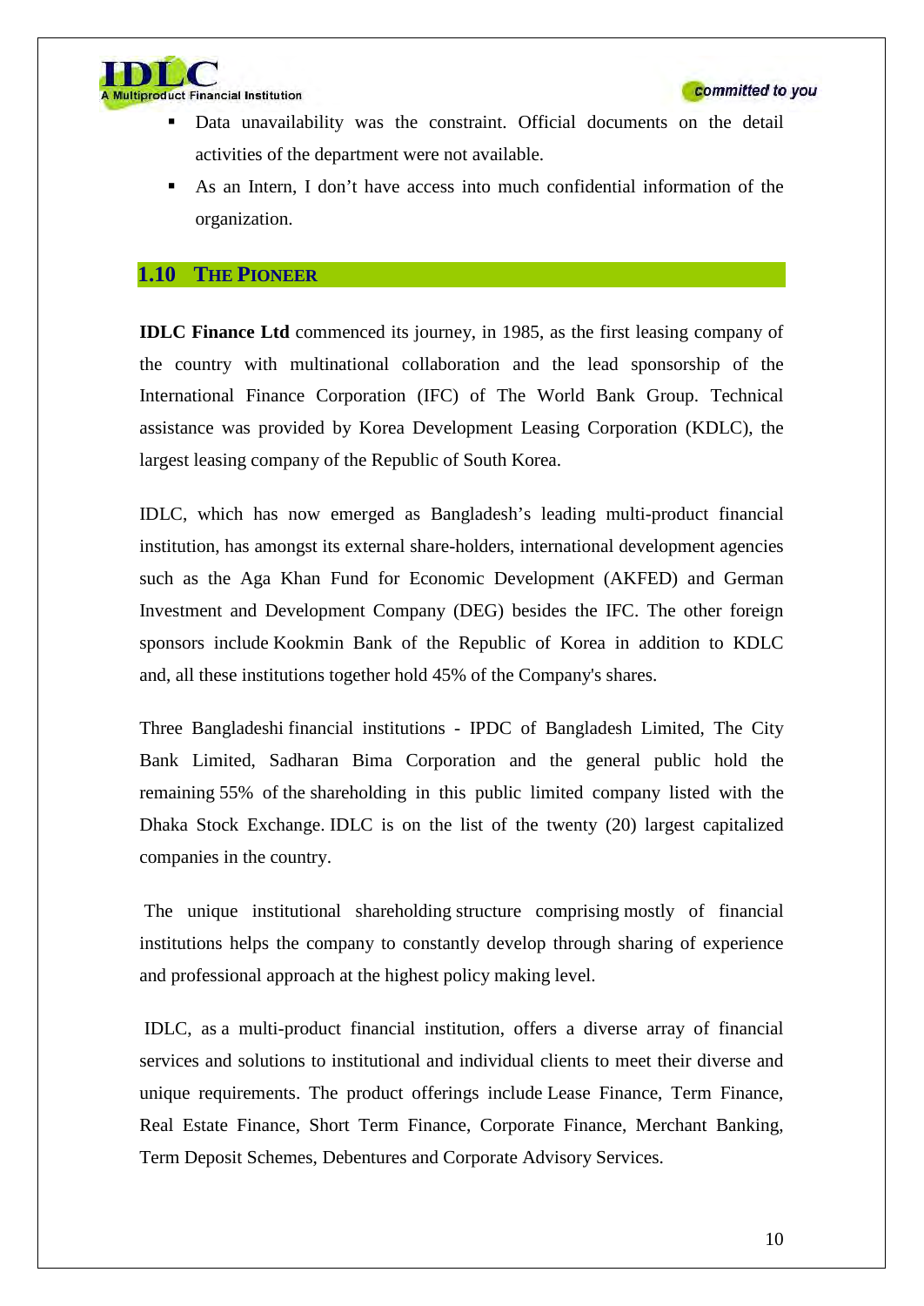- Data unavailability was the constraint. Official documents on the detail activities of the department were not available.
- As an Intern, I don't have access into much confidential information of the organization.

## 1.10 THE PIONEER

**IDLC Finance Ltd** commenced its journey, in 1985, as the first leasing company of the country with multinational collaboration and the lead sponsorship of the International Finance Corporation (IFC) of The World Bank Group. Technical assistance was provided by Korea Development Leasing Corporation (KDLC), the largest leasing company of the Republic of South Korea.

IDLC, which has now emerged as Bangladesh's leading multi-product financial institution, has amongst its external share-holders, international development agencies such as the Aga Khan Fund for Economic Development (AKFED) and German Investment and Development Company (DEG) besides the IFC. The other foreign sponsors include Kookmin Bank of the Republic of Korea in addition to KDLC and, all these institutions together hold 45% of the Company's shares.

Three Bangladeshi financial institutions - IPDC of Bangladesh Limited, The City Bank Limited, Sadharan Bima Corporation and the general public hold the remaining 55% of the shareholding in this public limited company listed with the Dhaka Stock Exchange. IDLC is on the list of the twenty (20) largest capitalized companies in the country.

The unique institutional shareholding structure comprising mostly of financial institutions helps the company to constantly develop through sharing of experience and professional approach at the highest policy making level.

IDLC, as a multi-product financial institution, offers a diverse array of financial services and solutions to institutional and individual clients to meet their diverse and unique requirements. The product offerings include Lease Finance, Term Finance, Real Estate Finance, Short Term Finance, Corporate Finance, Merchant Banking, Term Deposit Schemes, Debentures and Corporate Advisory Services.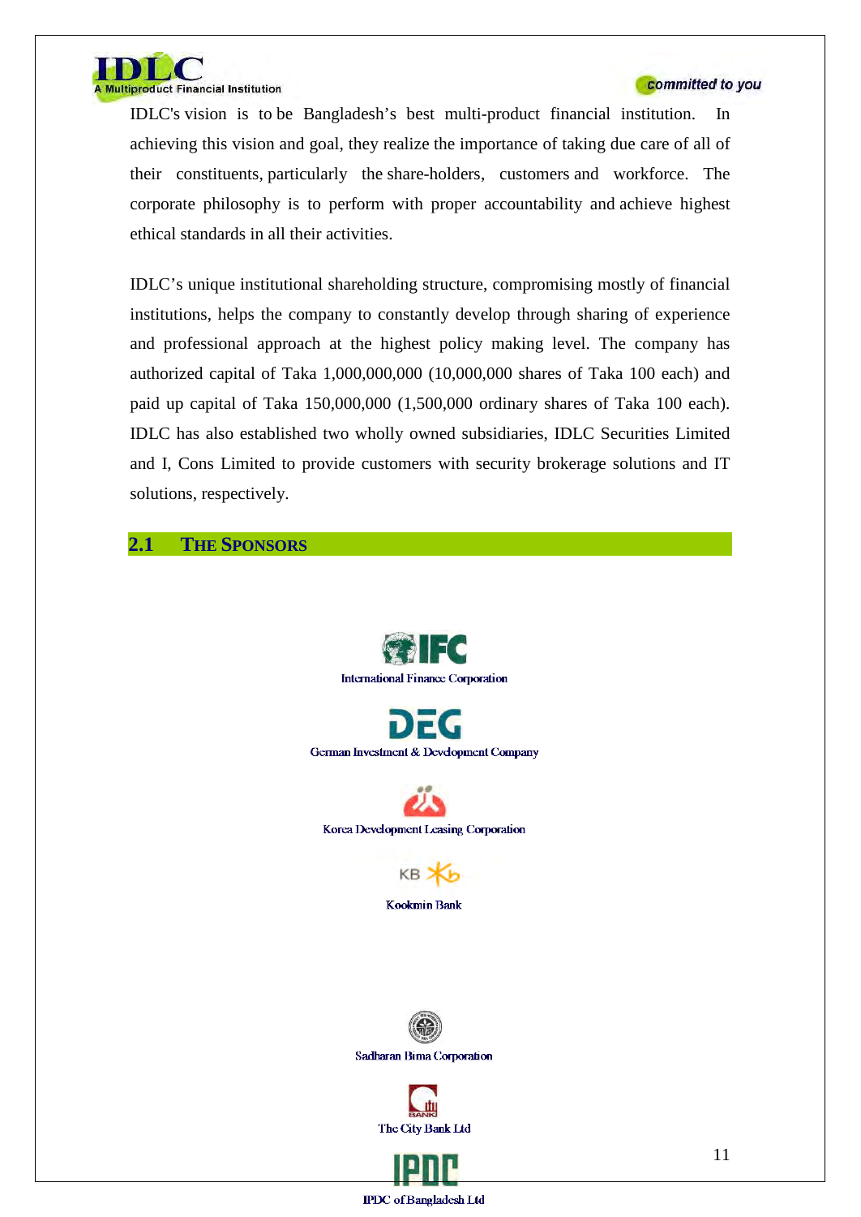IDLC's vision is to be Bangladesh's best multi-product financial institution. In achieving this vision and goal, they realize the importance of taking due care of all of their constituents, particularly the share-holders, customers and workforce. The corporate philosophy is to perform with proper accountability and achieve highest ethical standards in all their activities.

IDLC's unique institutional shareholding structure, compromising mostly of financial institutions, helps the company to constantly develop through sharing of experience and professional approach at the highest policy making level. The company has authorized capital of Taka 1,000,000,000 (10,000,000 shares of Taka 100 each) and paid up capital of Taka 150,000,000 (1,500,000 ordinary shares of Taka 100 each). IDLC has also established two wholly owned subsidiaries, IDLC Securities Limited and I, Cons Limited to provide customers with security brokerage solutions and IT solutions, respectively.

## 2.1 THE SPONSORS

International Finance Corporation

German Investment & Development Company

Korea Development Leasing Corporation

Kookmin Bank

Sadharan Bima Corporation

The City Bank Ltd

IPDC of Bangladesh Ltd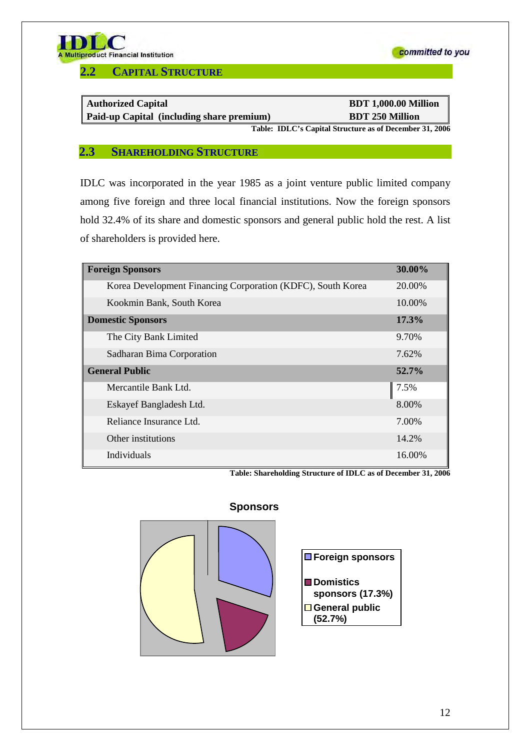## 2.2 CAPITAL STRUCTURE

| | |
|---|---|
| **Authorized Capital** | **BDT 1,000.00 Million** |
| **Paid-up Capital (including share premium)** | **BDT 250 Million** |

**Table: IDLC's Capital Structure as of December 31, 2006**

## 2.3 SHAREHOLDING STRUCTURE

IDLC was incorporated in the year 1985 as a joint venture public limited company among five foreign and three local financial institutions. Now the foreign sponsors hold 32.4% of its share and domestic sponsors and general public hold the rest. A list of shareholders is provided here.

| | |
|---|---|
| **Foreign Sponsors** | **30.00%** |
| Korea Development Financing Corporation (KDFC), South Korea | 20.00% |
| Kookmin Bank, South Korea | 10.00% |
| **Domestic Sponsors** | **17.3%** |
| The City Bank Limited | 9.70% |
| Sadharan Bima Corporation | 7.62% |
| **General Public** | **52.7%** |
| Mercantile Bank Ltd. | 7.5% |
| Eskayef Bangladesh Ltd. | 8.00% |
| Reliance Insurance Ltd. | 7.00% |
| Other institutions | 14.2% |
| Individuals | 16.00% |

**Table: Shareholding Structure of IDLC as of December 31, 2006**

**Sponsors**

- Foreign sponsors
- Domistics sponsors (17.3%)
- General public (52.7%)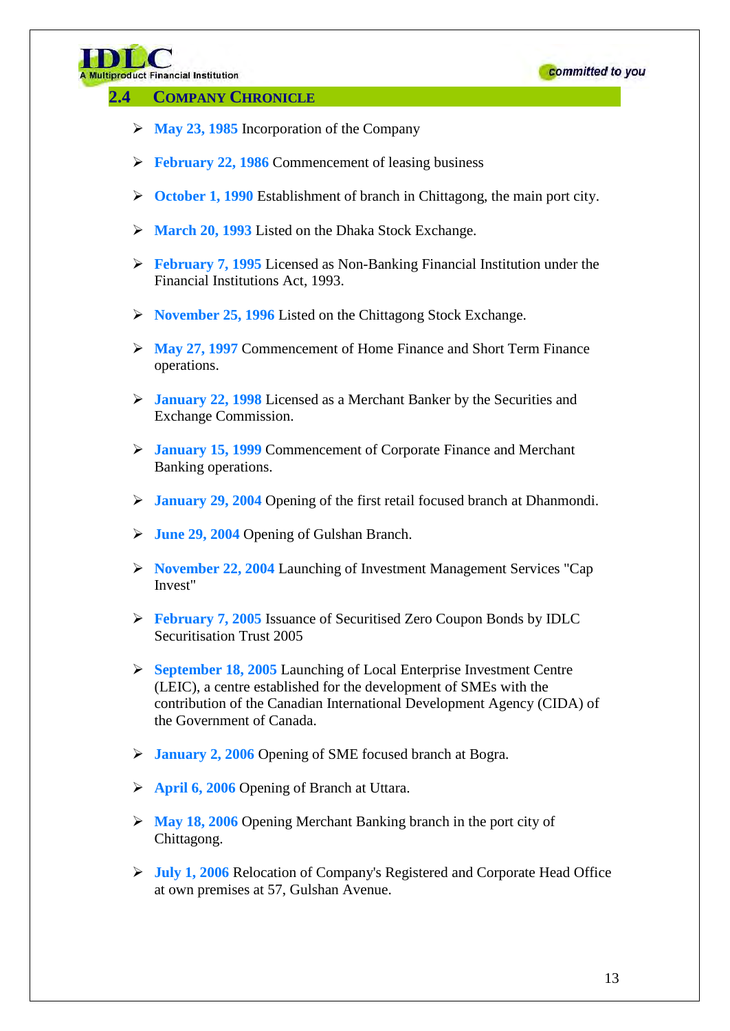## 2.4 COMPANY CHRONICLE

- **May 23, 1985** Incorporation of the Company
- **February 22, 1986** Commencement of leasing business
- **October 1, 1990** Establishment of branch in Chittagong, the main port city.
- **March 20, 1993** Listed on the Dhaka Stock Exchange.
- **February 7, 1995** Licensed as Non-Banking Financial Institution under the Financial Institutions Act, 1993.
- **November 25, 1996** Listed on the Chittagong Stock Exchange.
- **May 27, 1997** Commencement of Home Finance and Short Term Finance operations.
- **January 22, 1998** Licensed as a Merchant Banker by the Securities and Exchange Commission.
- **January 15, 1999** Commencement of Corporate Finance and Merchant Banking operations.
- **January 29, 2004** Opening of the first retail focused branch at Dhanmondi.
- **June 29, 2004** Opening of Gulshan Branch.
- **November 22, 2004** Launching of Investment Management Services "Cap Invest"
- **February 7, 2005** Issuance of Securitised Zero Coupon Bonds by IDLC Securitisation Trust 2005
- **September 18, 2005** Launching of Local Enterprise Investment Centre (LEIC), a centre established for the development of SMEs with the contribution of the Canadian International Development Agency (CIDA) of the Government of Canada.
- **January 2, 2006** Opening of SME focused branch at Bogra.
- **April 6, 2006** Opening of Branch at Uttara.
- **May 18, 2006** Opening Merchant Banking branch in the port city of Chittagong.
- **July 1, 2006** Relocation of Company's Registered and Corporate Head Office at own premises at 57, Gulshan Avenue.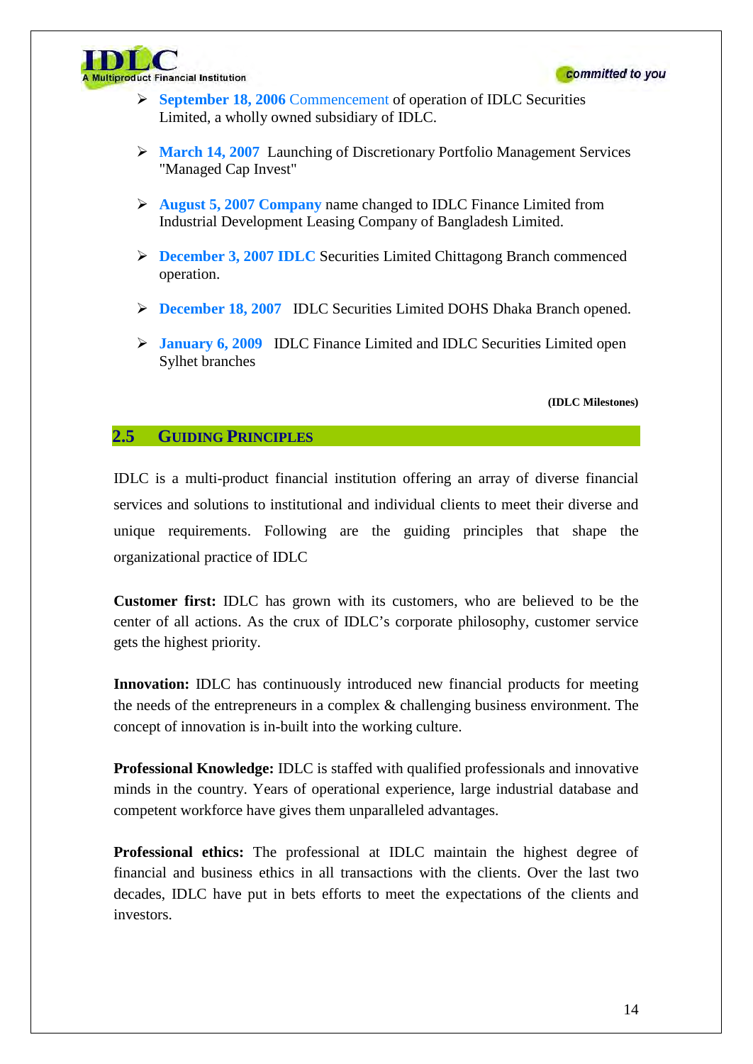- **September 18, 2006** Commencement of operation of IDLC Securities Limited, a wholly owned subsidiary of IDLC.

- **March 14, 2007** Launching of Discretionary Portfolio Management Services "Managed Cap Invest"

- **August 5, 2007 Company** name changed to IDLC Finance Limited from Industrial Development Leasing Company of Bangladesh Limited.

- **December 3, 2007 IDLC** Securities Limited Chittagong Branch commenced operation.

- **December 18, 2007** IDLC Securities Limited DOHS Dhaka Branch opened.

- **January 6, 2009** IDLC Finance Limited and IDLC Securities Limited open Sylhet branches

**(IDLC Milestones)**

## 2.5 GUIDING PRINCIPLES

IDLC is a multi-product financial institution offering an array of diverse financial services and solutions to institutional and individual clients to meet their diverse and unique requirements. Following are the guiding principles that shape the organizational practice of IDLC

**Customer first:** IDLC has grown with its customers, who are believed to be the center of all actions. As the crux of IDLC's corporate philosophy, customer service gets the highest priority.

**Innovation:** IDLC has continuously introduced new financial products for meeting the needs of the entrepreneurs in a complex & challenging business environment. The concept of innovation is in-built into the working culture.

**Professional Knowledge:** IDLC is staffed with qualified professionals and innovative minds in the country. Years of operational experience, large industrial database and competent workforce have gives them unparalleled advantages.

**Professional ethics:** The professional at IDLC maintain the highest degree of financial and business ethics in all transactions with the clients. Over the last two decades, IDLC have put in bets efforts to meet the expectations of the clients and investors.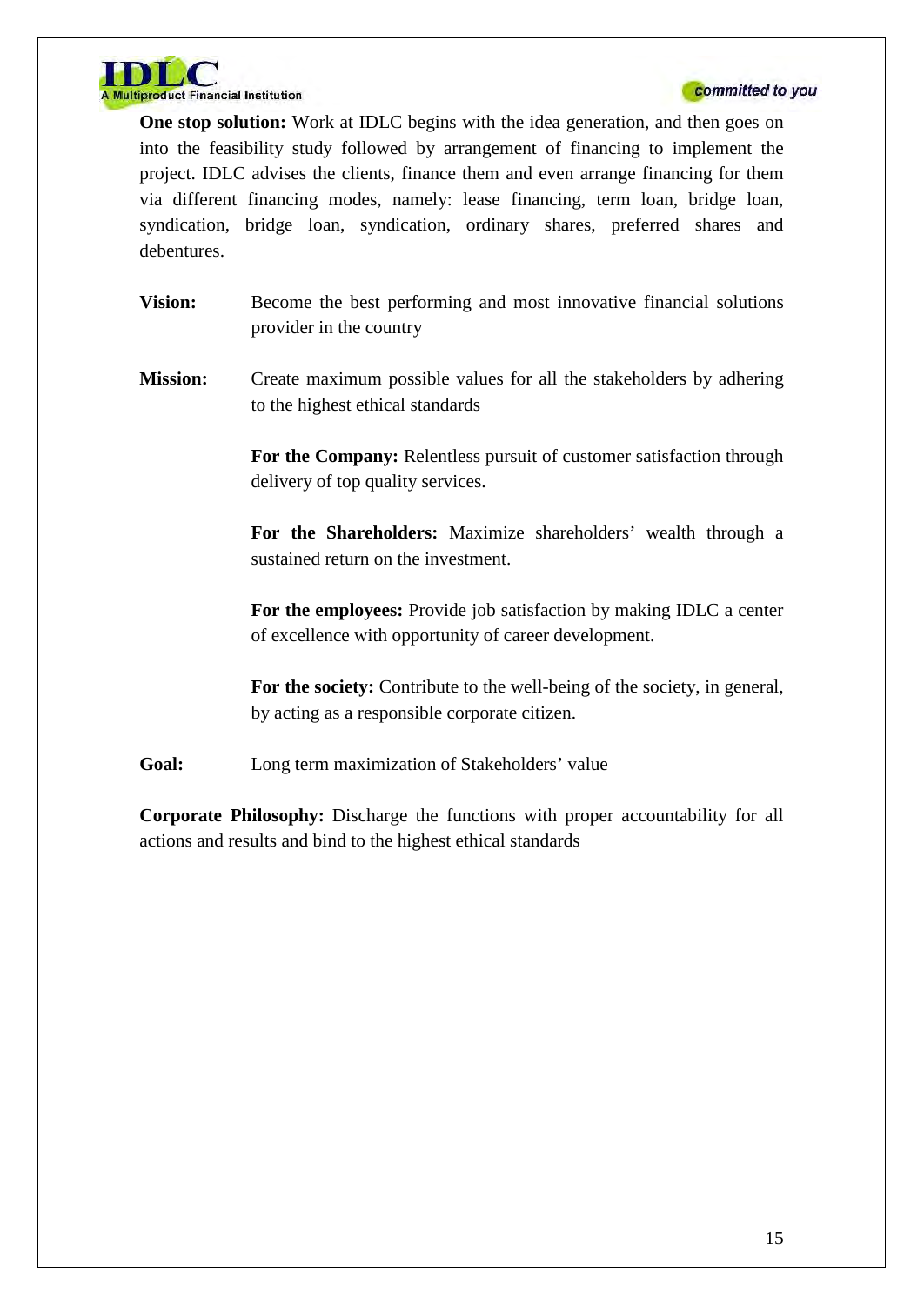**One stop solution:** Work at IDLC begins with the idea generation, and then goes on into the feasibility study followed by arrangement of financing to implement the project. IDLC advises the clients, finance them and even arrange financing for them via different financing modes, namely: lease financing, term loan, bridge loan, syndication, bridge loan, syndication, ordinary shares, preferred shares and debentures.

**Vision:** Become the best performing and most innovative financial solutions provider in the country

**Mission:** Create maximum possible values for all the stakeholders by adhering to the highest ethical standards

**For the Company:** Relentless pursuit of customer satisfaction through delivery of top quality services.

**For the Shareholders:** Maximize shareholders' wealth through a sustained return on the investment.

**For the employees:** Provide job satisfaction by making IDLC a center of excellence with opportunity of career development.

**For the society:** Contribute to the well-being of the society, in general, by acting as a responsible corporate citizen.

**Goal:** Long term maximization of Stakeholders' value

**Corporate Philosophy:** Discharge the functions with proper accountability for all actions and results and bind to the highest ethical standards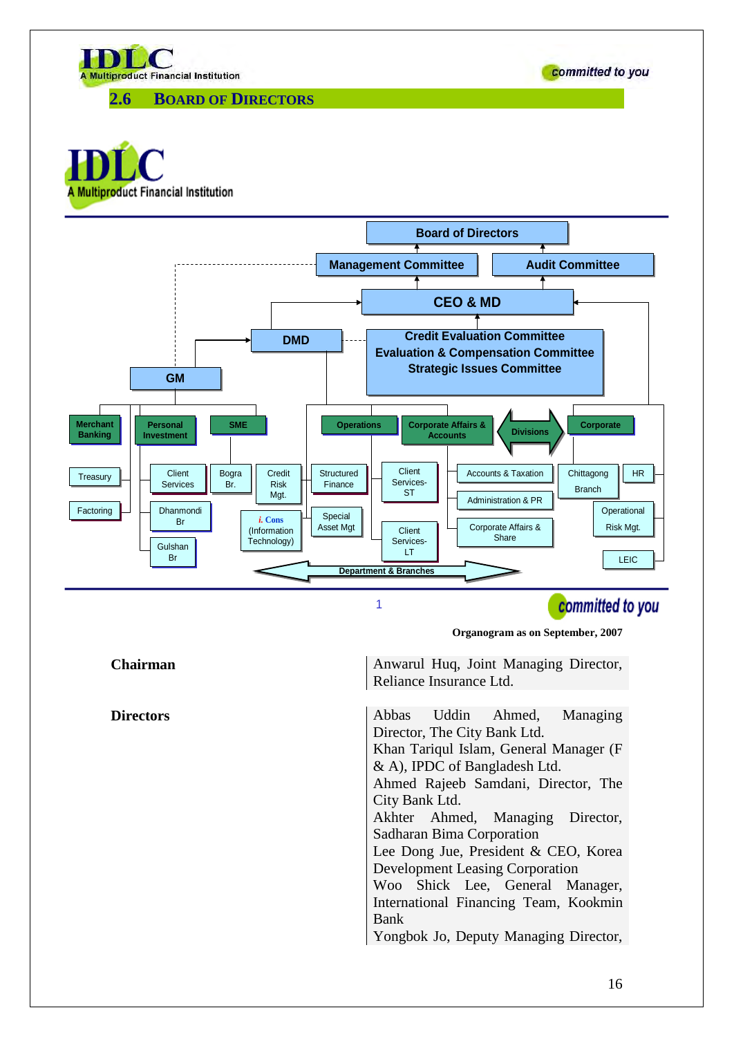## 2.6 BOARD OF DIRECTORS

IDLC
A Multiproduct Financial Institution

- Board of Directors
  - Management Committee
  - Audit Committee
- CEO & MD
  - Credit Evaluation Committee
  - Evaluation & Compensation Committee
  - Strategic Issues Committee
- DMD
- GM
- Merchant Banking
  - Treasury
  - Factoring
- Personal Investment
  - Client Services
  - Dhanmondi Br
  - Gulshan Br
- SME
  - Bogra Br.
- Credit Risk Mgt.
- i. Cons (Information Technology)
- Operations
  - Structured Finance
  - Special Asset Mgt
  - Client Services-ST
  - Client Services-LT
- Corporate Affairs & Accounts
  - Accounts & Taxation
  - Administration & PR
  - Corporate Affairs & Share
- Divisions
- Corporate
  - Chittagong Branch
  - HR
  - Operational Risk Mgt.
  - LEIC

Department & Branches

committed to you

Organogram as on September, 2007

| | |
|---|---|
| **Chairman** | Anwarul Huq, Joint Managing Director, Reliance Insurance Ltd. |
| **Directors** | Abbas Uddin Ahmed, Managing Director, The City Bank Ltd.<br>Khan Tariqul Islam, General Manager (F & A), IPDC of Bangladesh Ltd.<br>Ahmed Rajeeb Samdani, Director, The City Bank Ltd.<br>Akhter Ahmed, Managing Director, Sadharan Bima Corporation<br>Lee Dong Jue, President & CEO, Korea Development Leasing Corporation<br>Woo Shick Lee, General Manager, International Financing Team, Kookmin Bank<br>Yongbok Jo, Deputy Managing Director, |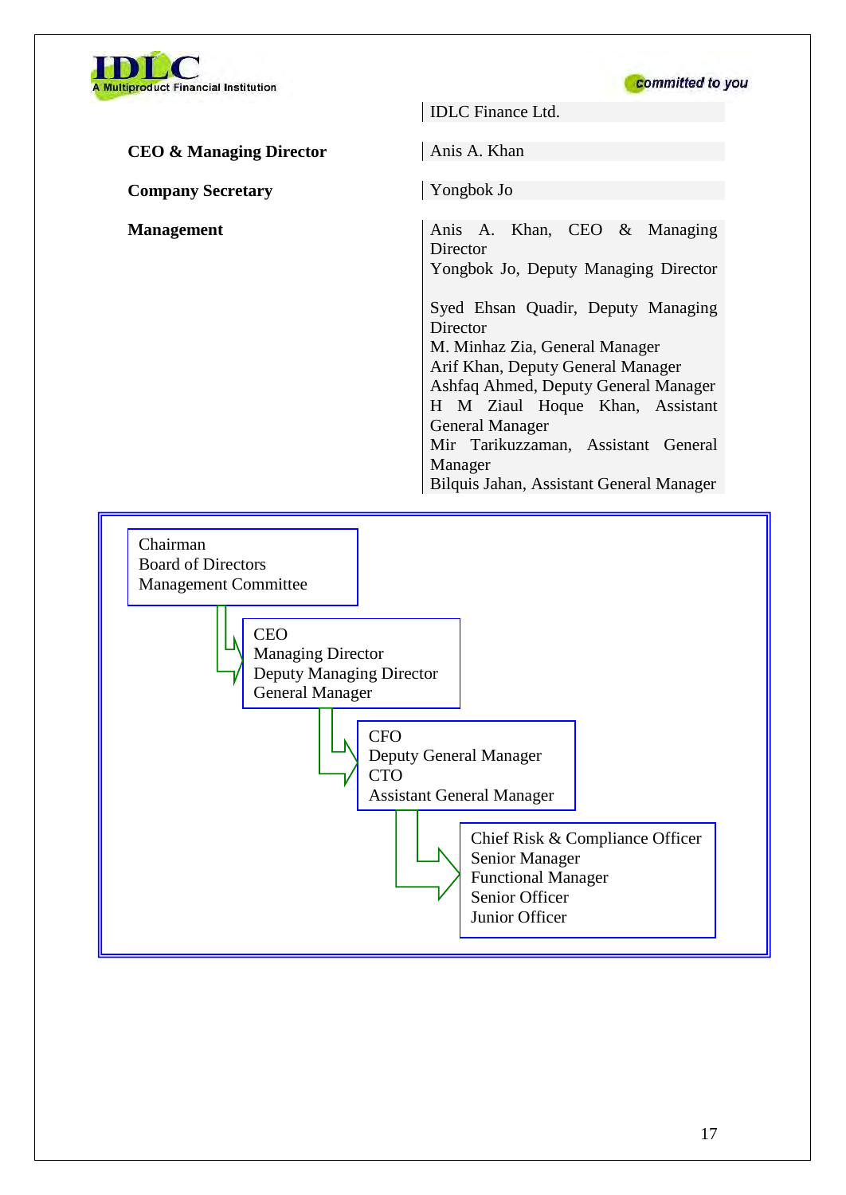| | IDLC Finance Ltd. |
|---|---|
| **CEO & Managing Director** | Anis A. Khan |
| **Company Secretary** | Yongbok Jo |
| **Management** | Anis A. Khan, CEO & Managing Director<br>Yongbok Jo, Deputy Managing Director<br><br>Syed Ehsan Quadir, Deputy Managing Director<br>M. Minhaz Zia, General Manager<br>Arif Khan, Deputy General Manager<br>Ashfaq Ahmed, Deputy General Manager<br>H M Ziaul Hoque Khan, Assistant General Manager<br>Mir Tarikuzzaman, Assistant General Manager<br>Bilquis Jahan, Assistant General Manager |

Chairman
Board of Directors
Management Committee

→ CEO
Managing Director
Deputy Managing Director
General Manager

→ CFO
Deputy General Manager
CTO
Assistant General Manager

→ Chief Risk & Compliance Officer
Senior Manager
Functional Manager
Senior Officer
Junior Officer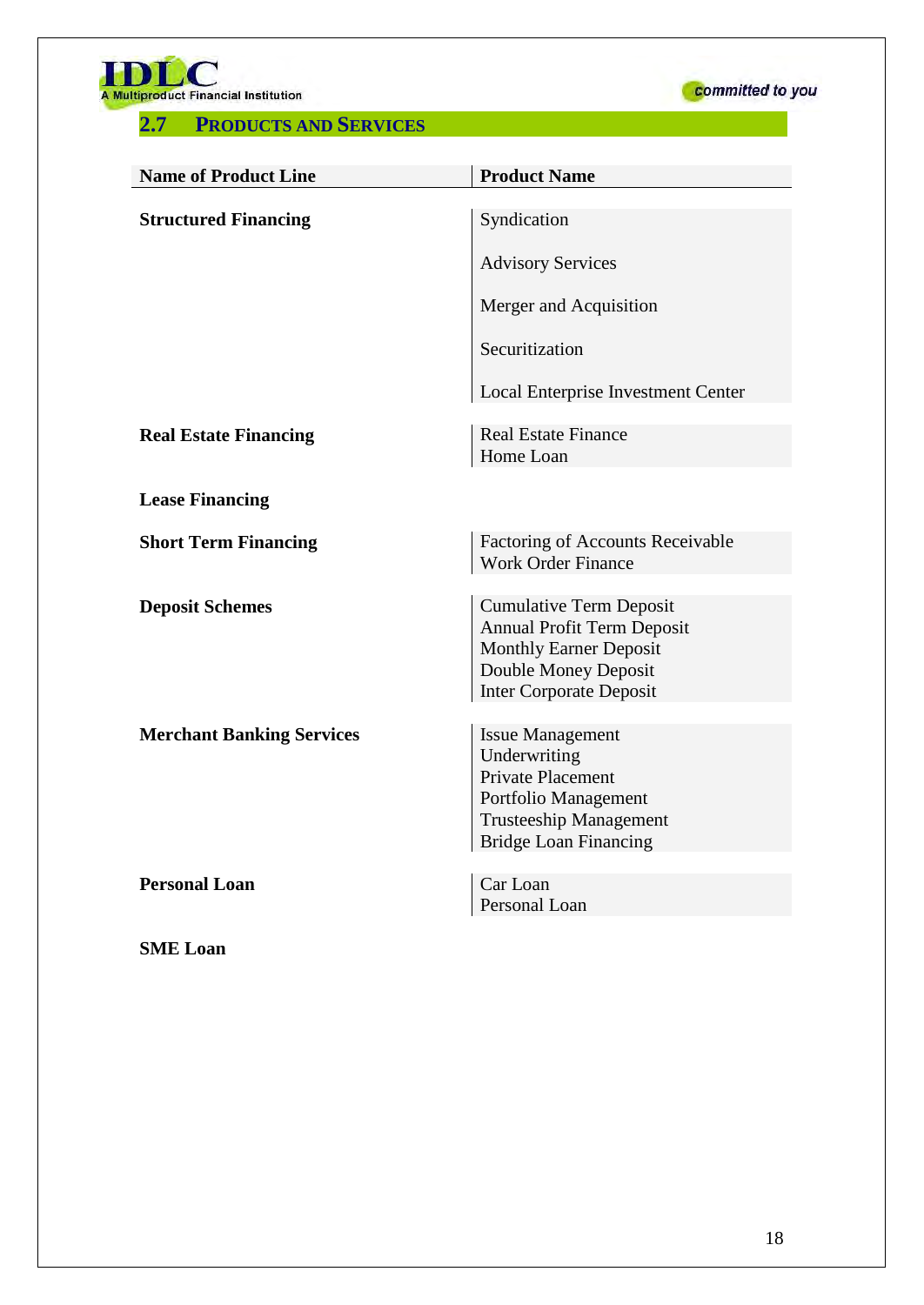## 2.7 Products and Services

| Name of Product Line | Product Name |
|---|---|
| **Structured Financing** | Syndication<br>Advisory Services<br>Merger and Acquisition<br>Securitization<br>Local Enterprise Investment Center |
| **Real Estate Financing** | Real Estate Finance<br>Home Loan |
| **Lease Financing** | |
| **Short Term Financing** | Factoring of Accounts Receivable<br>Work Order Finance |
| **Deposit Schemes** | Cumulative Term Deposit<br>Annual Profit Term Deposit<br>Monthly Earner Deposit<br>Double Money Deposit<br>Inter Corporate Deposit |
| **Merchant Banking Services** | Issue Management<br>Underwriting<br>Private Placement<br>Portfolio Management<br>Trusteeship Management<br>Bridge Loan Financing |
| **Personal Loan** | Car Loan<br>Personal Loan |
| **SME Loan** | |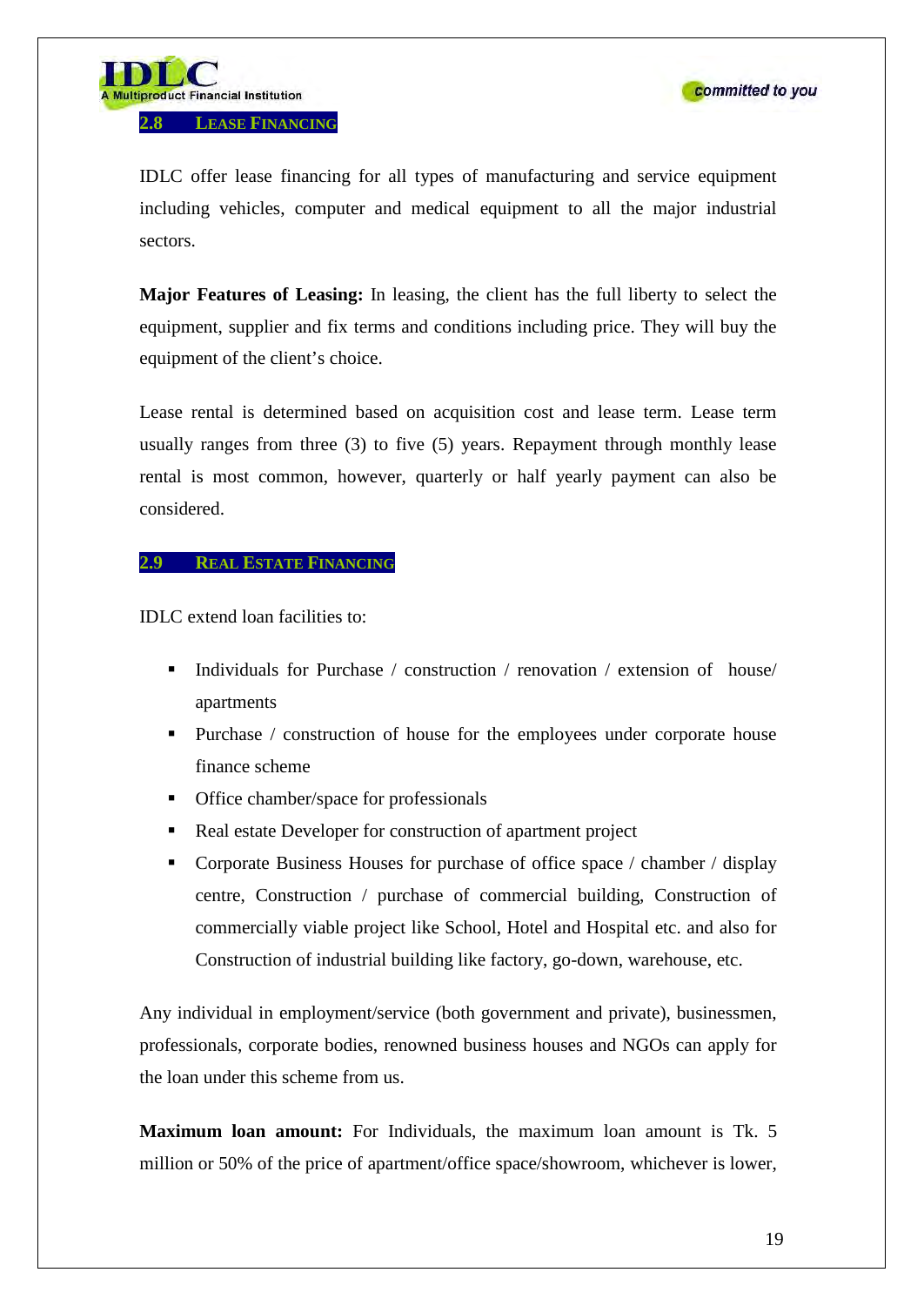## 2.8 Lease Financing

IDLC offer lease financing for all types of manufacturing and service equipment including vehicles, computer and medical equipment to all the major industrial sectors.

**Major Features of Leasing:** In leasing, the client has the full liberty to select the equipment, supplier and fix terms and conditions including price. They will buy the equipment of the client's choice.

Lease rental is determined based on acquisition cost and lease term. Lease term usually ranges from three (3) to five (5) years. Repayment through monthly lease rental is most common, however, quarterly or half yearly payment can also be considered.

## 2.9 Real Estate Financing

IDLC extend loan facilities to:

- Individuals for Purchase / construction / renovation / extension of house/ apartments
- Purchase / construction of house for the employees under corporate house finance scheme
- Office chamber/space for professionals
- Real estate Developer for construction of apartment project
- Corporate Business Houses for purchase of office space / chamber / display centre, Construction / purchase of commercial building, Construction of commercially viable project like School, Hotel and Hospital etc. and also for Construction of industrial building like factory, go-down, warehouse, etc.

Any individual in employment/service (both government and private), businessmen, professionals, corporate bodies, renowned business houses and NGOs can apply for the loan under this scheme from us.

**Maximum loan amount:** For Individuals, the maximum loan amount is Tk. 5 million or 50% of the price of apartment/office space/showroom, whichever is lower,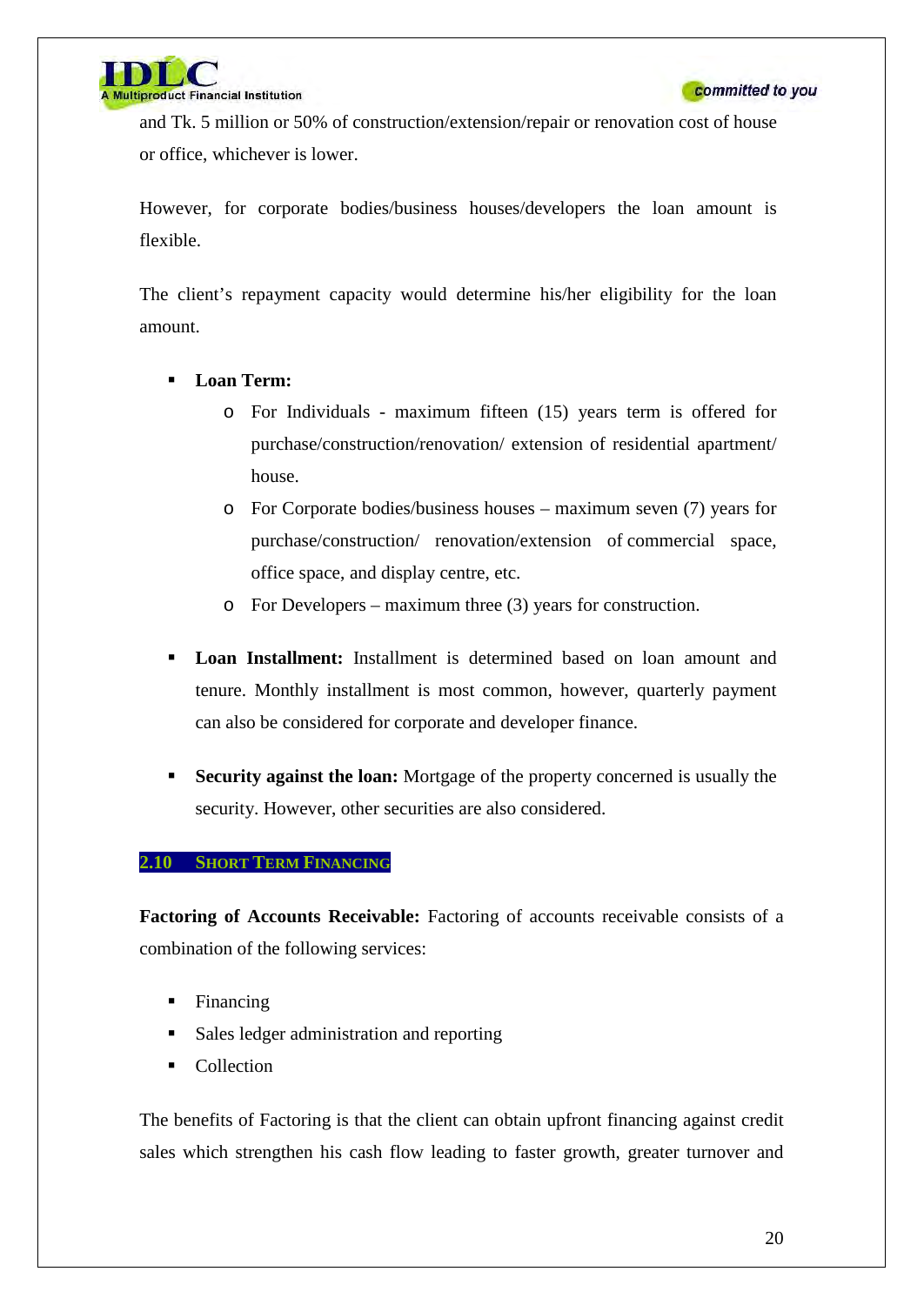and Tk. 5 million or 50% of construction/extension/repair or renovation cost of house or office, whichever is lower.

However, for corporate bodies/business houses/developers the loan amount is flexible.

The client's repayment capacity would determine his/her eligibility for the loan amount.

- **Loan Term:**
  - For Individuals - maximum fifteen (15) years term is offered for purchase/construction/renovation/ extension of residential apartment/ house.
  - For Corporate bodies/business houses – maximum seven (7) years for purchase/construction/ renovation/extension of commercial space, office space, and display centre, etc.
  - For Developers – maximum three (3) years for construction.

- **Loan Installment:** Installment is determined based on loan amount and tenure. Monthly installment is most common, however, quarterly payment can also be considered for corporate and developer finance.

- **Security against the loan:** Mortgage of the property concerned is usually the security. However, other securities are also considered.

## 2.10 Short Term Financing

**Factoring of Accounts Receivable:** Factoring of accounts receivable consists of a combination of the following services:

- Financing
- Sales ledger administration and reporting
- Collection

The benefits of Factoring is that the client can obtain upfront financing against credit sales which strengthen his cash flow leading to faster growth, greater turnover and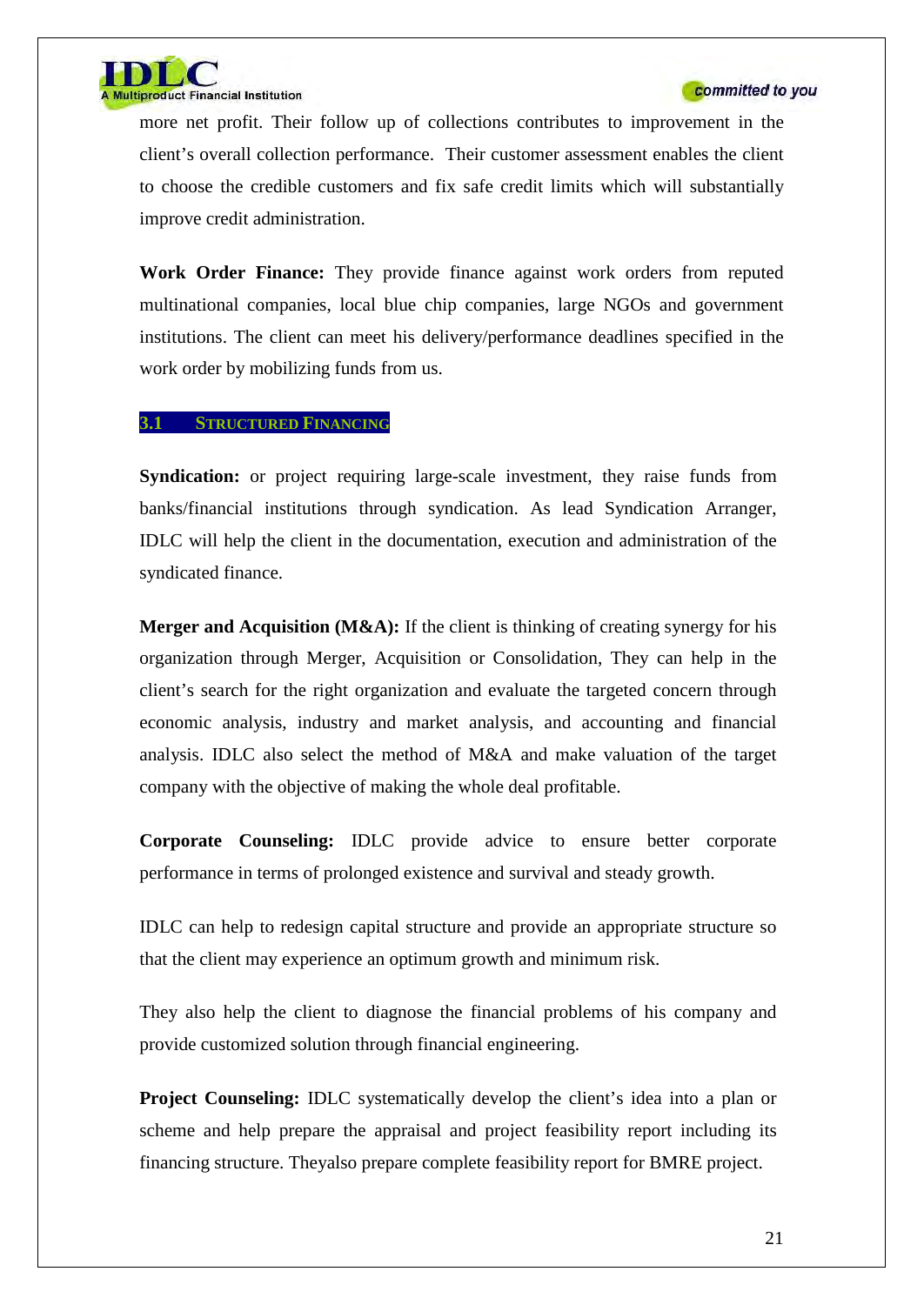more net profit. Their follow up of collections contributes to improvement in the client's overall collection performance. Their customer assessment enables the client to choose the credible customers and fix safe credit limits which will substantially improve credit administration.

**Work Order Finance:** They provide finance against work orders from reputed multinational companies, local blue chip companies, large NGOs and government institutions. The client can meet his delivery/performance deadlines specified in the work order by mobilizing funds from us.

## 3.1 Structured Financing

**Syndication:** or project requiring large-scale investment, they raise funds from banks/financial institutions through syndication. As lead Syndication Arranger, IDLC will help the client in the documentation, execution and administration of the syndicated finance.

**Merger and Acquisition (M&A):** If the client is thinking of creating synergy for his organization through Merger, Acquisition or Consolidation, They can help in the client's search for the right organization and evaluate the targeted concern through economic analysis, industry and market analysis, and accounting and financial analysis. IDLC also select the method of M&A and make valuation of the target company with the objective of making the whole deal profitable.

**Corporate Counseling:** IDLC provide advice to ensure better corporate performance in terms of prolonged existence and survival and steady growth.

IDLC can help to redesign capital structure and provide an appropriate structure so that the client may experience an optimum growth and minimum risk.

They also help the client to diagnose the financial problems of his company and provide customized solution through financial engineering.

**Project Counseling:** IDLC systematically develop the client's idea into a plan or scheme and help prepare the appraisal and project feasibility report including its financing structure. Theyalso prepare complete feasibility report for BMRE project.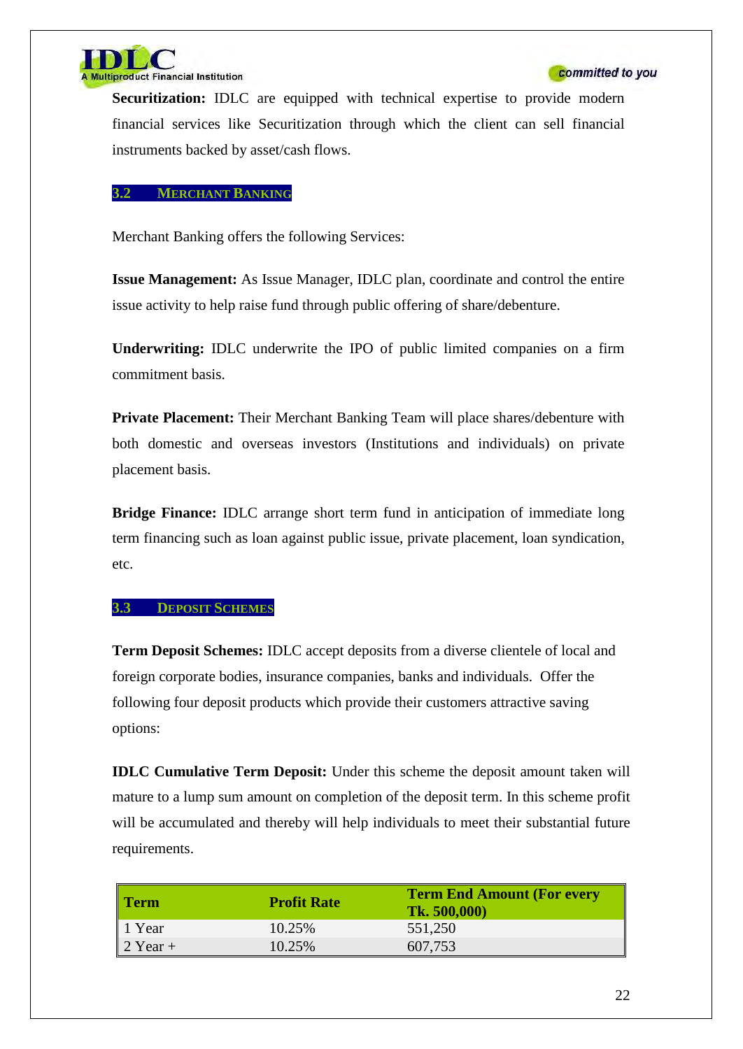**Securitization:** IDLC are equipped with technical expertise to provide modern financial services like Securitization through which the client can sell financial instruments backed by asset/cash flows.

## 3.2 MERCHANT BANKING

Merchant Banking offers the following Services:

**Issue Management:** As Issue Manager, IDLC plan, coordinate and control the entire issue activity to help raise fund through public offering of share/debenture.

**Underwriting:** IDLC underwrite the IPO of public limited companies on a firm commitment basis.

**Private Placement:** Their Merchant Banking Team will place shares/debenture with both domestic and overseas investors (Institutions and individuals) on private placement basis.

**Bridge Finance:** IDLC arrange short term fund in anticipation of immediate long term financing such as loan against public issue, private placement, loan syndication, etc.

## 3.3 DEPOSIT SCHEMES

**Term Deposit Schemes:** IDLC accept deposits from a diverse clientele of local and foreign corporate bodies, insurance companies, banks and individuals. Offer the following four deposit products which provide their customers attractive saving options:

**IDLC Cumulative Term Deposit:** Under this scheme the deposit amount taken will mature to a lump sum amount on completion of the deposit term. In this scheme profit will be accumulated and thereby will help individuals to meet their substantial future requirements.

| Term | Profit Rate | Term End Amount (For every Tk. 500,000) |
|---|---|---|
| 1 Year | 10.25% | 551,250 |
| 2 Year + | 10.25% | 607,753 |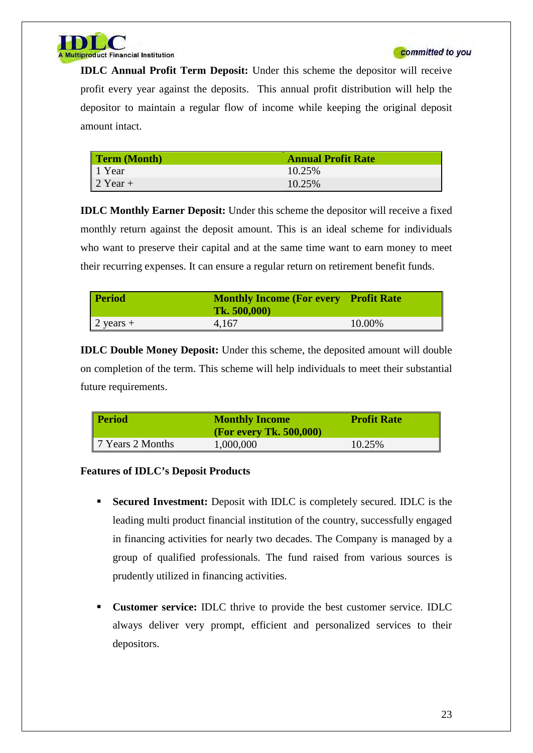**IDLC Annual Profit Term Deposit:** Under this scheme the depositor will receive profit every year against the deposits. This annual profit distribution will help the depositor to maintain a regular flow of income while keeping the original deposit amount intact.

| Term (Month) | Annual Profit Rate |
|---|---|
| 1 Year | 10.25% |
| 2 Year + | 10.25% |

**IDLC Monthly Earner Deposit:** Under this scheme the depositor will receive a fixed monthly return against the deposit amount. This is an ideal scheme for individuals who want to preserve their capital and at the same time want to earn money to meet their recurring expenses. It can ensure a regular return on retirement benefit funds.

| Period | Monthly Income (For every Tk. 500,000) | Profit Rate |
|---|---|---|
| 2 years + | 4,167 | 10.00% |

**IDLC Double Money Deposit:** Under this scheme, the deposited amount will double on completion of the term. This scheme will help individuals to meet their substantial future requirements.

| Period | Monthly Income (For every Tk. 500,000) | Profit Rate |
|---|---|---|
| 7 Years 2 Months | 1,000,000 | 10.25% |

**Features of IDLC's Deposit Products**

- **Secured Investment:** Deposit with IDLC is completely secured. IDLC is the leading multi product financial institution of the country, successfully engaged in financing activities for nearly two decades. The Company is managed by a group of qualified professionals. The fund raised from various sources is prudently utilized in financing activities.

- **Customer service:** IDLC thrive to provide the best customer service. IDLC always deliver very prompt, efficient and personalized services to their depositors.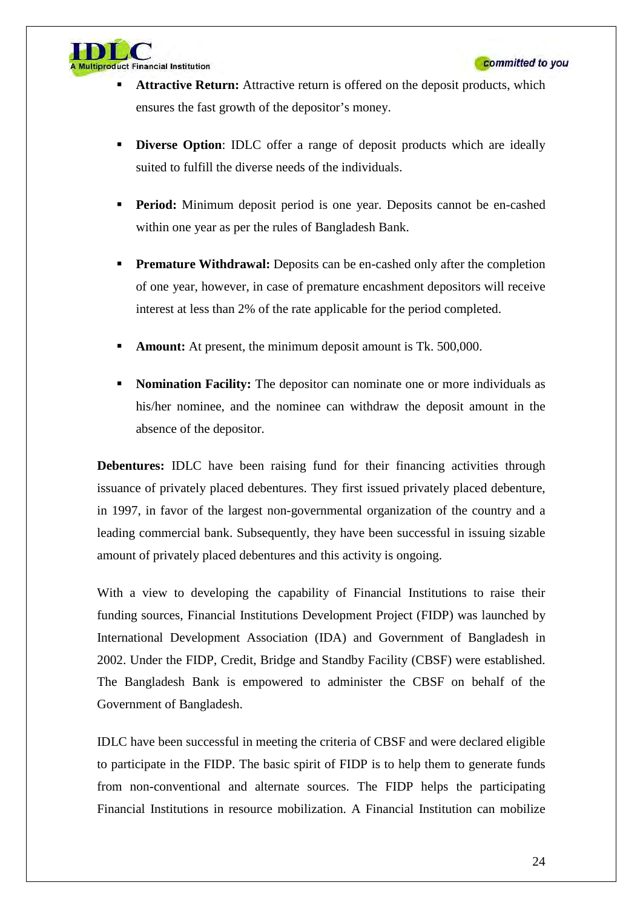- **Attractive Return:** Attractive return is offered on the deposit products, which ensures the fast growth of the depositor's money.

- **Diverse Option**: IDLC offer a range of deposit products which are ideally suited to fulfill the diverse needs of the individuals.

- **Period:** Minimum deposit period is one year. Deposits cannot be en-cashed within one year as per the rules of Bangladesh Bank.

- **Premature Withdrawal:** Deposits can be en-cashed only after the completion of one year, however, in case of premature encashment depositors will receive interest at less than 2% of the rate applicable for the period completed.

- **Amount:** At present, the minimum deposit amount is Tk. 500,000.

- **Nomination Facility:** The depositor can nominate one or more individuals as his/her nominee, and the nominee can withdraw the deposit amount in the absence of the depositor.

**Debentures:** IDLC have been raising fund for their financing activities through issuance of privately placed debentures. They first issued privately placed debenture, in 1997, in favor of the largest non-governmental organization of the country and a leading commercial bank. Subsequently, they have been successful in issuing sizable amount of privately placed debentures and this activity is ongoing.

With a view to developing the capability of Financial Institutions to raise their funding sources, Financial Institutions Development Project (FIDP) was launched by International Development Association (IDA) and Government of Bangladesh in 2002. Under the FIDP, Credit, Bridge and Standby Facility (CBSF) were established. The Bangladesh Bank is empowered to administer the CBSF on behalf of the Government of Bangladesh.

IDLC have been successful in meeting the criteria of CBSF and were declared eligible to participate in the FIDP. The basic spirit of FIDP is to help them to generate funds from non-conventional and alternate sources. The FIDP helps the participating Financial Institutions in resource mobilization. A Financial Institution can mobilize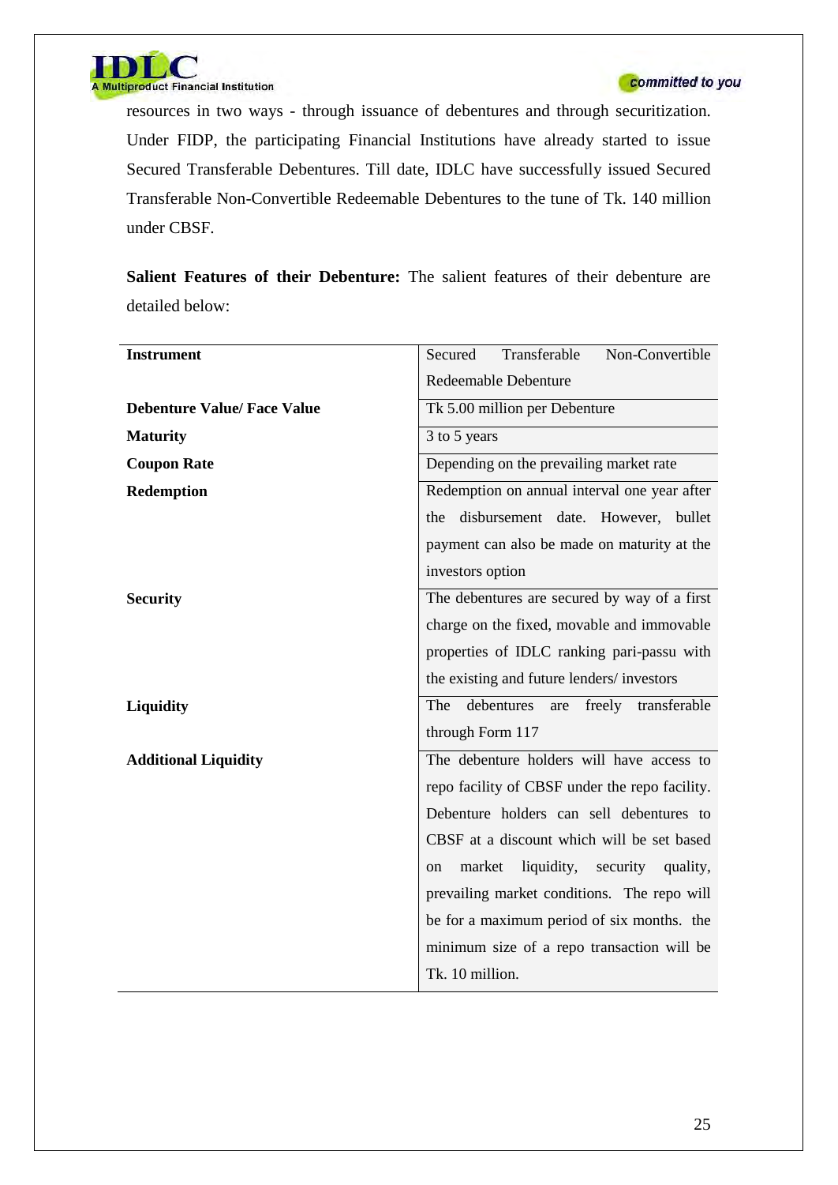resources in two ways - through issuance of debentures and through securitization. Under FIDP, the participating Financial Institutions have already started to issue Secured Transferable Debentures. Till date, IDLC have successfully issued Secured Transferable Non-Convertible Redeemable Debentures to the tune of Tk. 140 million under CBSF.

**Salient Features of their Debenture:** The salient features of their debenture are detailed below:

| | |
|---|---|
| **Instrument** | Secured Transferable Non-Convertible Redeemable Debenture |
| **Debenture Value/ Face Value** | Tk 5.00 million per Debenture |
| **Maturity** | 3 to 5 years |
| **Coupon Rate** | Depending on the prevailing market rate |
| **Redemption** | Redemption on annual interval one year after the disbursement date. However, bullet payment can also be made on maturity at the investors option |
| **Security** | The debentures are secured by way of a first charge on the fixed, movable and immovable properties of IDLC ranking pari-passu with the existing and future lenders/ investors |
| **Liquidity** | The debentures are freely transferable through Form 117 |
| **Additional Liquidity** | The debenture holders will have access to repo facility of CBSF under the repo facility. Debenture holders can sell debentures to CBSF at a discount which will be set based on market liquidity, security quality, prevailing market conditions. The repo will be for a maximum period of six months. the minimum size of a repo transaction will be Tk. 10 million. |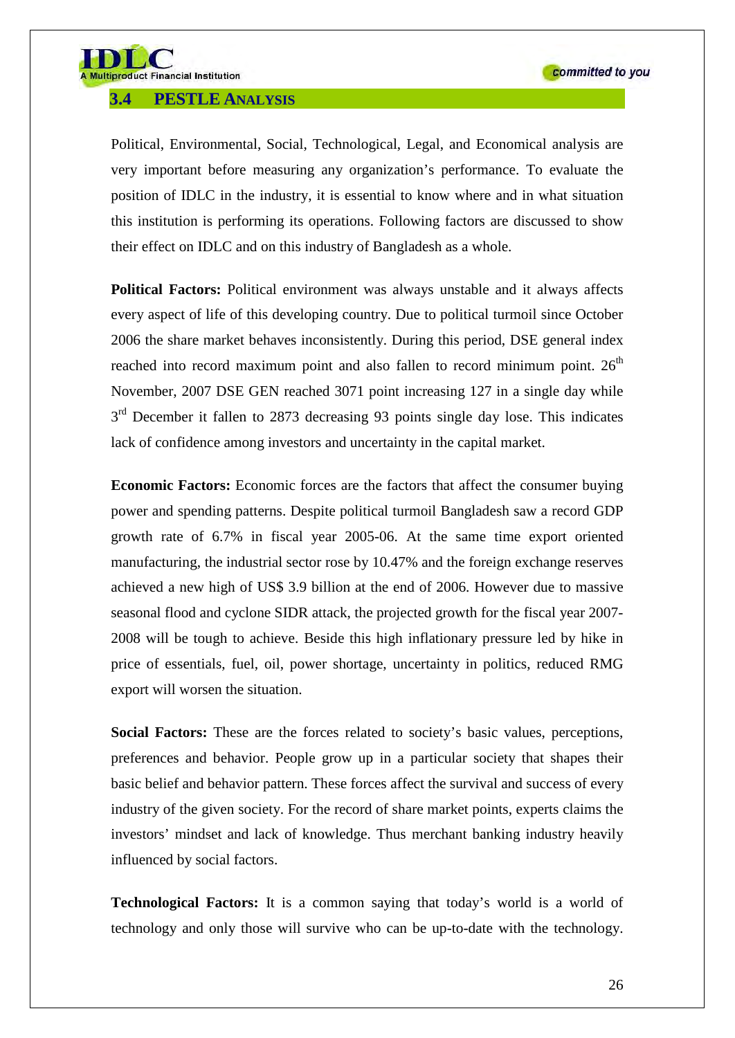## 3.4 PESTLE ANALYSIS

Political, Environmental, Social, Technological, Legal, and Economical analysis are very important before measuring any organization's performance. To evaluate the position of IDLC in the industry, it is essential to know where and in what situation this institution is performing its operations. Following factors are discussed to show their effect on IDLC and on this industry of Bangladesh as a whole.

**Political Factors:** Political environment was always unstable and it always affects every aspect of life of this developing country. Due to political turmoil since October 2006 the share market behaves inconsistently. During this period, DSE general index reached into record maximum point and also fallen to record minimum point. 26th November, 2007 DSE GEN reached 3071 point increasing 127 in a single day while 3rd December it fallen to 2873 decreasing 93 points single day lose. This indicates lack of confidence among investors and uncertainty in the capital market.

**Economic Factors:** Economic forces are the factors that affect the consumer buying power and spending patterns. Despite political turmoil Bangladesh saw a record GDP growth rate of 6.7% in fiscal year 2005-06. At the same time export oriented manufacturing, the industrial sector rose by 10.47% and the foreign exchange reserves achieved a new high of US$ 3.9 billion at the end of 2006. However due to massive seasonal flood and cyclone SIDR attack, the projected growth for the fiscal year 2007-2008 will be tough to achieve. Beside this high inflationary pressure led by hike in price of essentials, fuel, oil, power shortage, uncertainty in politics, reduced RMG export will worsen the situation.

**Social Factors:** These are the forces related to society's basic values, perceptions, preferences and behavior. People grow up in a particular society that shapes their basic belief and behavior pattern. These forces affect the survival and success of every industry of the given society. For the record of share market points, experts claims the investors' mindset and lack of knowledge. Thus merchant banking industry heavily influenced by social factors.

**Technological Factors:** It is a common saying that today's world is a world of technology and only those will survive who can be up-to-date with the technology.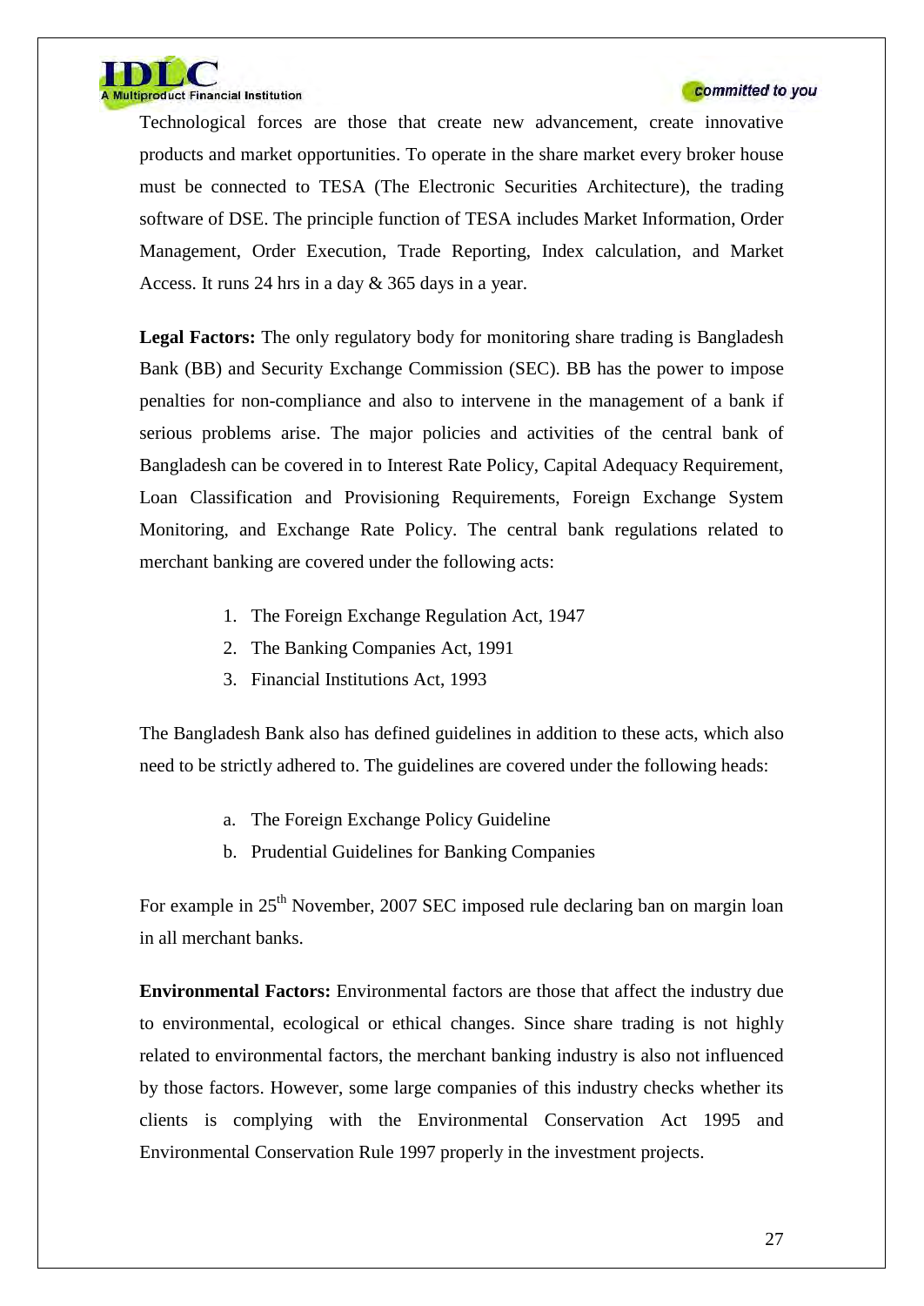Technological forces are those that create new advancement, create innovative products and market opportunities. To operate in the share market every broker house must be connected to TESA (The Electronic Securities Architecture), the trading software of DSE. The principle function of TESA includes Market Information, Order Management, Order Execution, Trade Reporting, Index calculation, and Market Access. It runs 24 hrs in a day & 365 days in a year.

**Legal Factors:** The only regulatory body for monitoring share trading is Bangladesh Bank (BB) and Security Exchange Commission (SEC). BB has the power to impose penalties for non-compliance and also to intervene in the management of a bank if serious problems arise. The major policies and activities of the central bank of Bangladesh can be covered in to Interest Rate Policy, Capital Adequacy Requirement, Loan Classification and Provisioning Requirements, Foreign Exchange System Monitoring, and Exchange Rate Policy. The central bank regulations related to merchant banking are covered under the following acts:

1. The Foreign Exchange Regulation Act, 1947
2. The Banking Companies Act, 1991
3. Financial Institutions Act, 1993

The Bangladesh Bank also has defined guidelines in addition to these acts, which also need to be strictly adhered to. The guidelines are covered under the following heads:

a. The Foreign Exchange Policy Guideline
b. Prudential Guidelines for Banking Companies

For example in 25th November, 2007 SEC imposed rule declaring ban on margin loan in all merchant banks.

**Environmental Factors:** Environmental factors are those that affect the industry due to environmental, ecological or ethical changes. Since share trading is not highly related to environmental factors, the merchant banking industry is also not influenced by those factors. However, some large companies of this industry checks whether its clients is complying with the Environmental Conservation Act 1995 and Environmental Conservation Rule 1997 properly in the investment projects.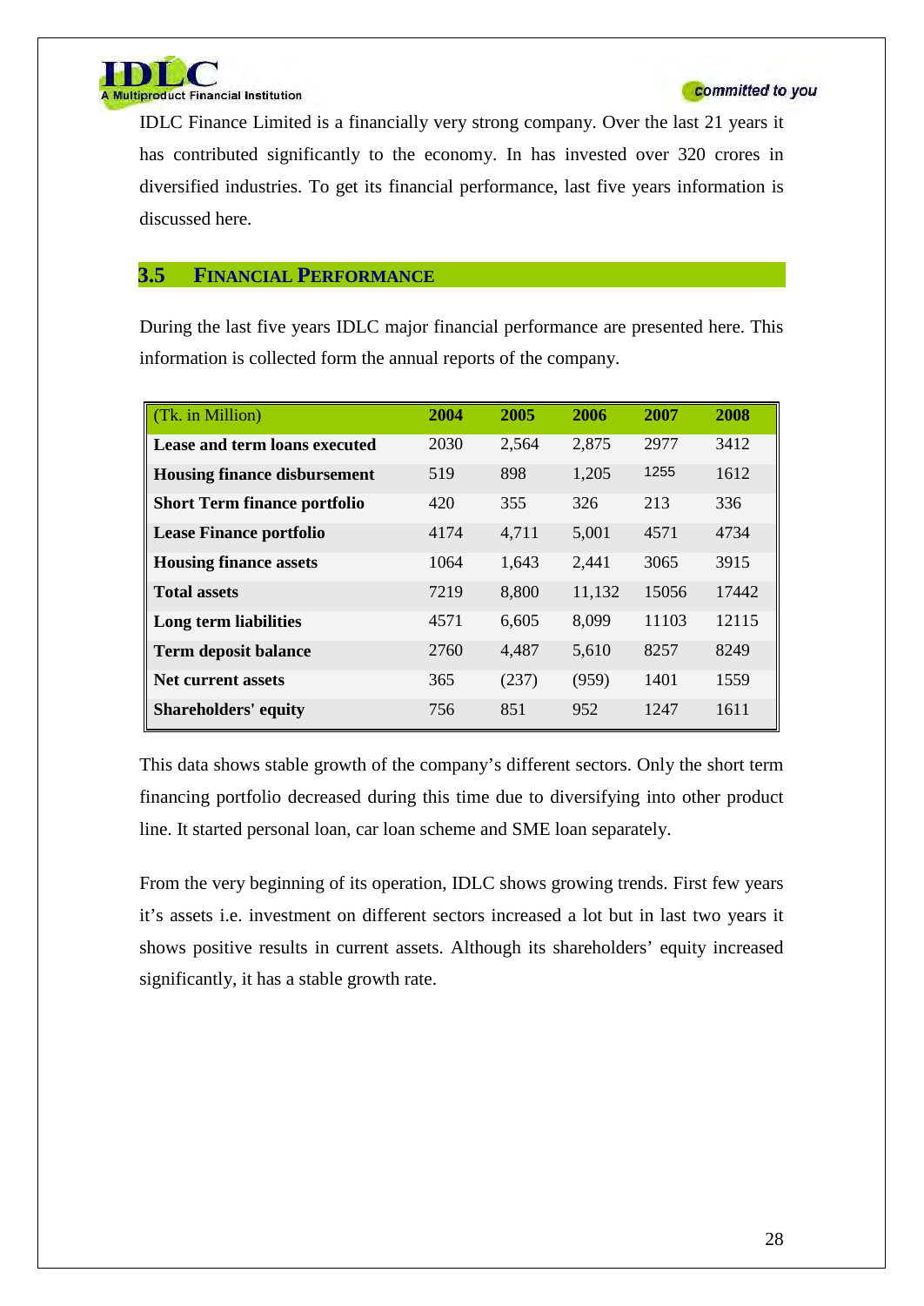IDLC Finance Limited is a financially very strong company. Over the last 21 years it has contributed significantly to the economy. In has invested over 320 crores in diversified industries. To get its financial performance, last five years information is discussed here.

## 3.5 Financial Performance

During the last five years IDLC major financial performance are presented here. This information is collected form the annual reports of the company.

| (Tk. in Million) | 2004 | 2005 | 2006 | 2007 | 2008 |
|---|---|---|---|---|---|
| **Lease and term loans executed** | 2030 | 2,564 | 2,875 | 2977 | 3412 |
| **Housing finance disbursement** | 519 | 898 | 1,205 | 1255 | 1612 |
| **Short Term finance portfolio** | 420 | 355 | 326 | 213 | 336 |
| **Lease Finance portfolio** | 4174 | 4,711 | 5,001 | 4571 | 4734 |
| **Housing finance assets** | 1064 | 1,643 | 2,441 | 3065 | 3915 |
| **Total assets** | 7219 | 8,800 | 11,132 | 15056 | 17442 |
| **Long term liabilities** | 4571 | 6,605 | 8,099 | 11103 | 12115 |
| **Term deposit balance** | 2760 | 4,487 | 5,610 | 8257 | 8249 |
| **Net current assets** | 365 | (237) | (959) | 1401 | 1559 |
| **Shareholders' equity** | 756 | 851 | 952 | 1247 | 1611 |

This data shows stable growth of the company's different sectors. Only the short term financing portfolio decreased during this time due to diversifying into other product line. It started personal loan, car loan scheme and SME loan separately.

From the very beginning of its operation, IDLC shows growing trends. First few years it's assets i.e. investment on different sectors increased a lot but in last two years it shows positive results in current assets. Although its shareholders' equity increased significantly, it has a stable growth rate.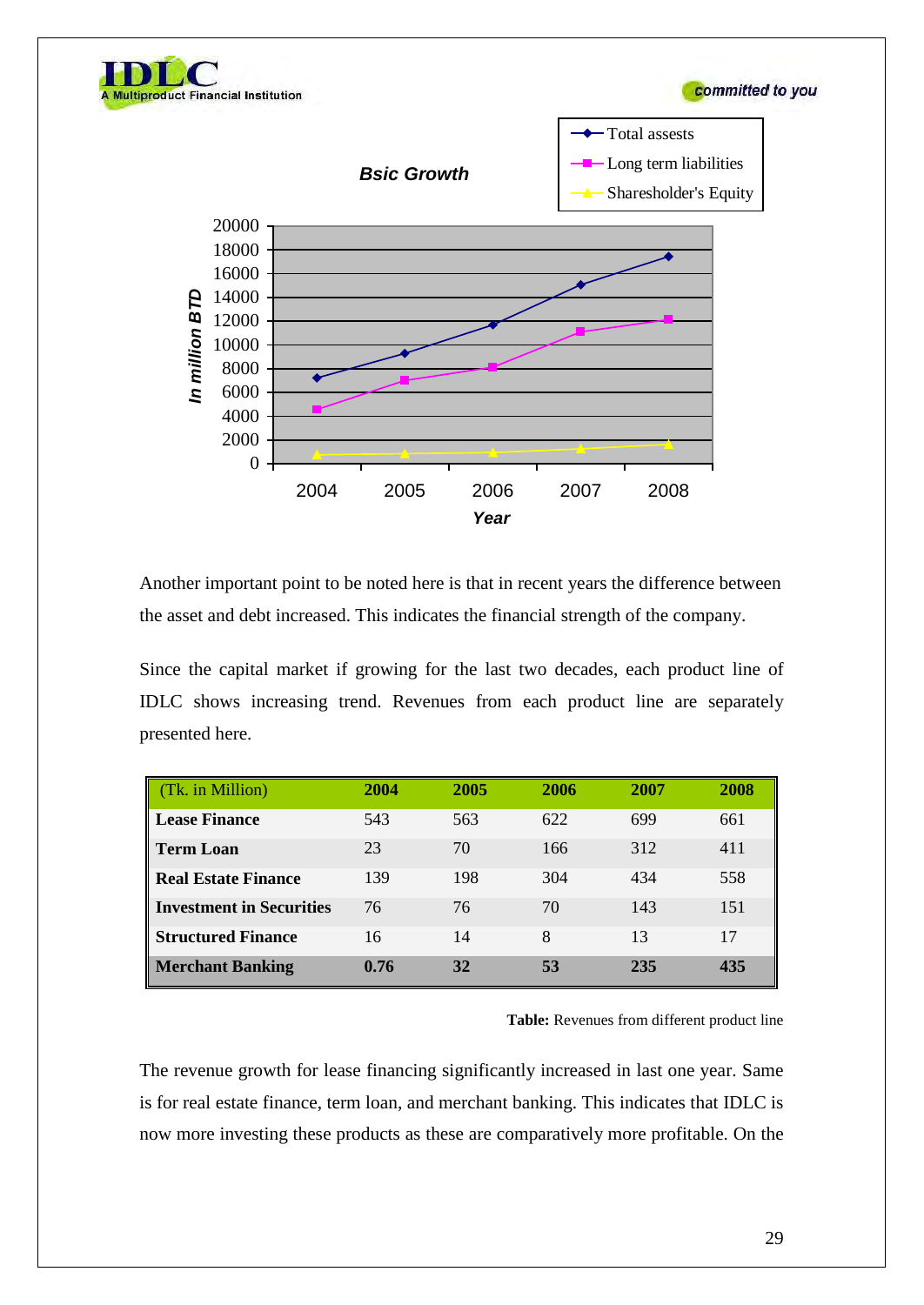**Bsic Growth**

- Total assests
- Long term liabilities
- Sharesholder's Equity

In million BTD

20000
18000
16000
14000
12000
10000
8000
6000
4000
2000
0

2004 2005 2006 2007 2008

*Year*

Another important point to be noted here is that in recent years the difference between the asset and debt increased. This indicates the financial strength of the company.

Since the capital market if growing for the last two decades, each product line of IDLC shows increasing trend. Revenues from each product line are separately presented here.

| (Tk. in Million) | 2004 | 2005 | 2006 | 2007 | 2008 |
|---|---|---|---|---|---|
| **Lease Finance** | 543 | 563 | 622 | 699 | 661 |
| **Term Loan** | 23 | 70 | 166 | 312 | 411 |
| **Real Estate Finance** | 139 | 198 | 304 | 434 | 558 |
| **Investment in Securities** | 76 | 76 | 70 | 143 | 151 |
| **Structured Finance** | 16 | 14 | 8 | 13 | 17 |
| **Merchant Banking** | **0.76** | **32** | **53** | **235** | **435** |

**Table:** Revenues from different product line

The revenue growth for lease financing significantly increased in last one year. Same is for real estate finance, term loan, and merchant banking. This indicates that IDLC is now more investing these products as these are comparatively more profitable. On the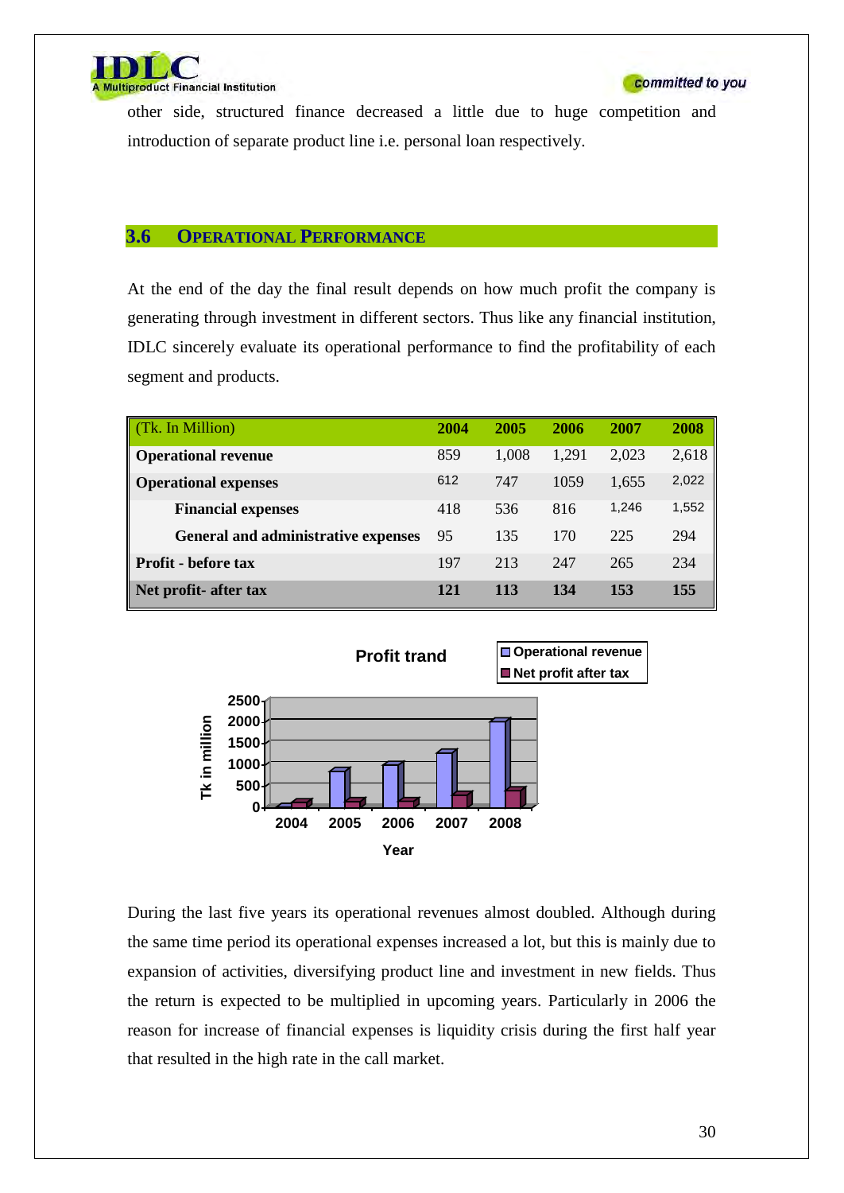other side, structured finance decreased a little due to huge competition and introduction of separate product line i.e. personal loan respectively.

## 3.6 Operational Performance

At the end of the day the final result depends on how much profit the company is generating through investment in different sectors. Thus like any financial institution, IDLC sincerely evaluate its operational performance to find the profitability of each segment and products.

| (Tk. In Million) | 2004 | 2005 | 2006 | 2007 | 2008 |
|---|---|---|---|---|---|
| **Operational revenue** | 859 | 1,008 | 1,291 | 2,023 | 2,618 |
| **Operational expenses** | 612 | 747 | 1059 | 1,655 | 2,022 |
| **Financial expenses** | 418 | 536 | 816 | 1,246 | 1,552 |
| **General and administrative expenses** | 95 | 135 | 170 | 225 | 294 |
| **Profit - before tax** | 197 | 213 | 247 | 265 | 234 |
| **Net profit- after tax** | **121** | **113** | **134** | **153** | **155** |

During the last five years its operational revenues almost doubled. Although during the same time period its operational expenses increased a lot, but this is mainly due to expansion of activities, diversifying product line and investment in new fields. Thus the return is expected to be multiplied in upcoming years. Particularly in 2006 the reason for increase of financial expenses is liquidity crisis during the first half year that resulted in the high rate in the call market.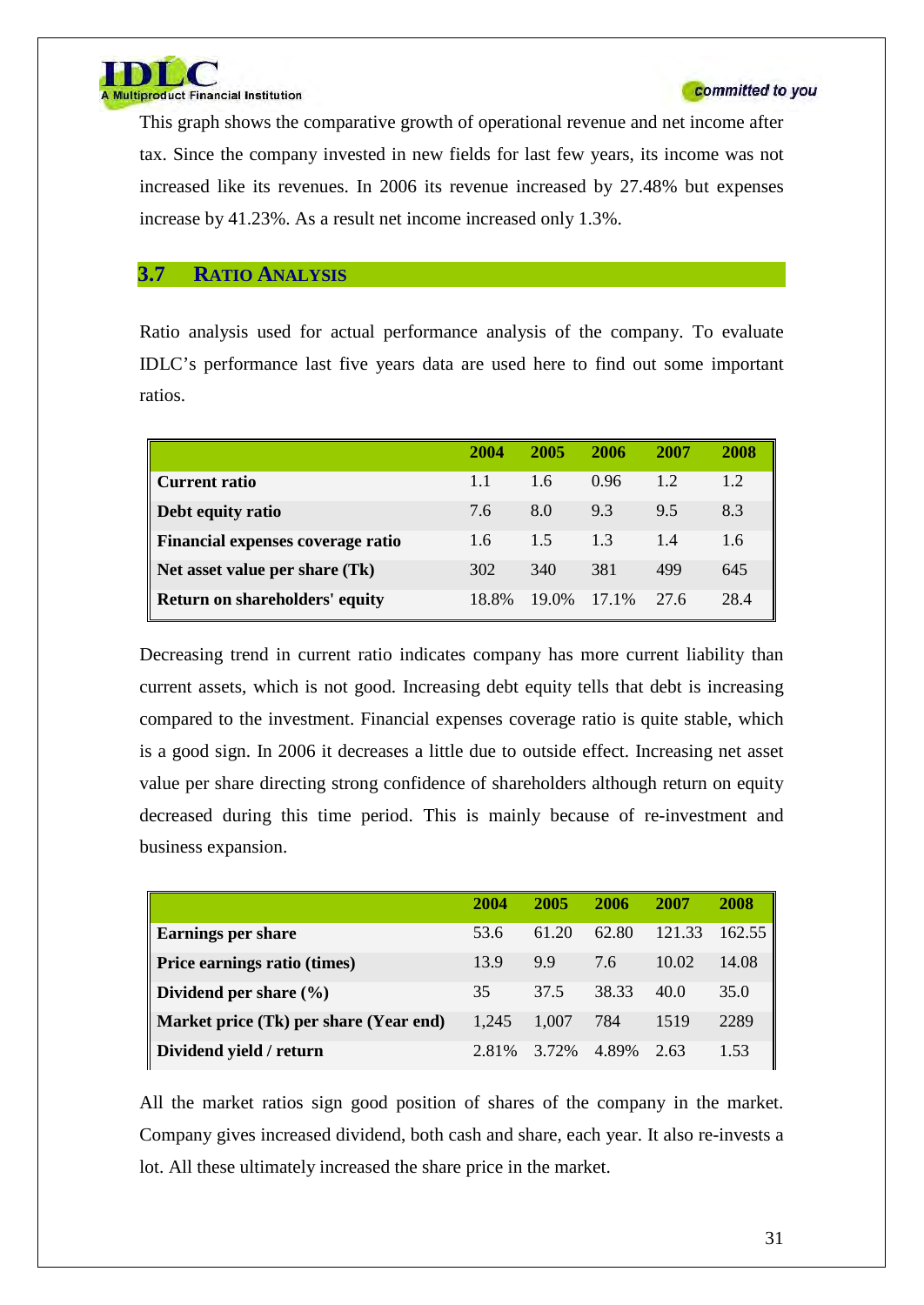This graph shows the comparative growth of operational revenue and net income after tax. Since the company invested in new fields for last few years, its income was not increased like its revenues. In 2006 its revenue increased by 27.48% but expenses increase by 41.23%. As a result net income increased only 1.3%.

## 3.7 Ratio Analysis

Ratio analysis used for actual performance analysis of the company. To evaluate IDLC's performance last five years data are used here to find out some important ratios.

| | 2004 | 2005 | 2006 | 2007 | 2008 |
|---|---|---|---|---|---|
| **Current ratio** | 1.1 | 1.6 | 0.96 | 1.2 | 1.2 |
| **Debt equity ratio** | 7.6 | 8.0 | 9.3 | 9.5 | 8.3 |
| **Financial expenses coverage ratio** | 1.6 | 1.5 | 1.3 | 1.4 | 1.6 |
| **Net asset value per share (Tk)** | 302 | 340 | 381 | 499 | 645 |
| **Return on shareholders' equity** | 18.8% | 19.0% | 17.1% | 27.6 | 28.4 |

Decreasing trend in current ratio indicates company has more current liability than current assets, which is not good. Increasing debt equity tells that debt is increasing compared to the investment. Financial expenses coverage ratio is quite stable, which is a good sign. In 2006 it decreases a little due to outside effect. Increasing net asset value per share directing strong confidence of shareholders although return on equity decreased during this time period. This is mainly because of re-investment and business expansion.

| | 2004 | 2005 | 2006 | 2007 | 2008 |
|---|---|---|---|---|---|
| **Earnings per share** | 53.6 | 61.20 | 62.80 | 121.33 | 162.55 |
| **Price earnings ratio (times)** | 13.9 | 9.9 | 7.6 | 10.02 | 14.08 |
| **Dividend per share (%)** | 35 | 37.5 | 38.33 | 40.0 | 35.0 |
| **Market price (Tk) per share (Year end)** | 1,245 | 1,007 | 784 | 1519 | 2289 |
| **Dividend yield / return** | 2.81% | 3.72% | 4.89% | 2.63 | 1.53 |

All the market ratios sign good position of shares of the company in the market. Company gives increased dividend, both cash and share, each year. It also re-invests a lot. All these ultimately increased the share price in the market.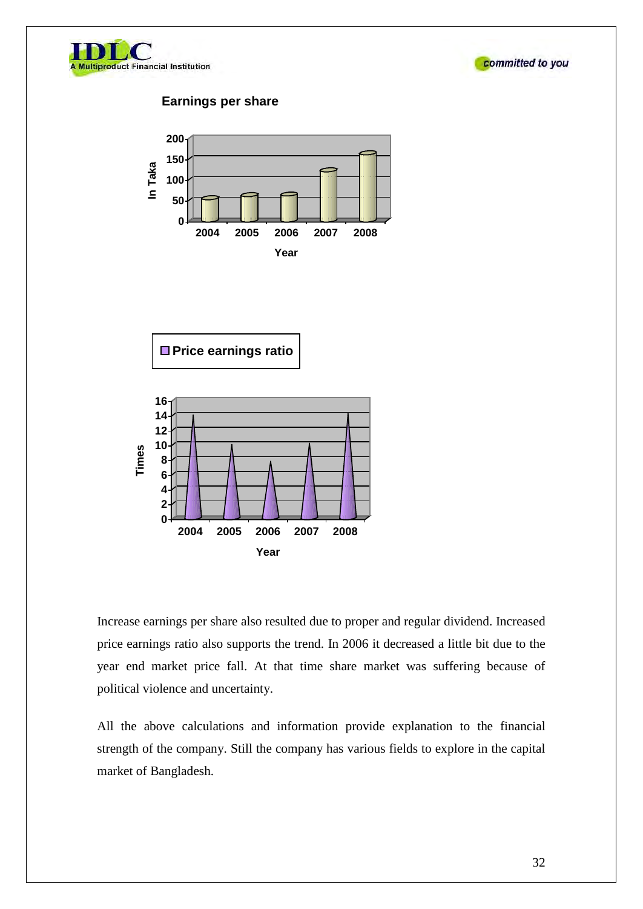**Earnings per share**

**Price earnings ratio**

Increase earnings per share also resulted due to proper and regular dividend. Increased price earnings ratio also supports the trend. In 2006 it decreased a little bit due to the year end market price fall. At that time share market was suffering because of political violence and uncertainty.

All the above calculations and information provide explanation to the financial strength of the company. Still the company has various fields to explore in the capital market of Bangladesh.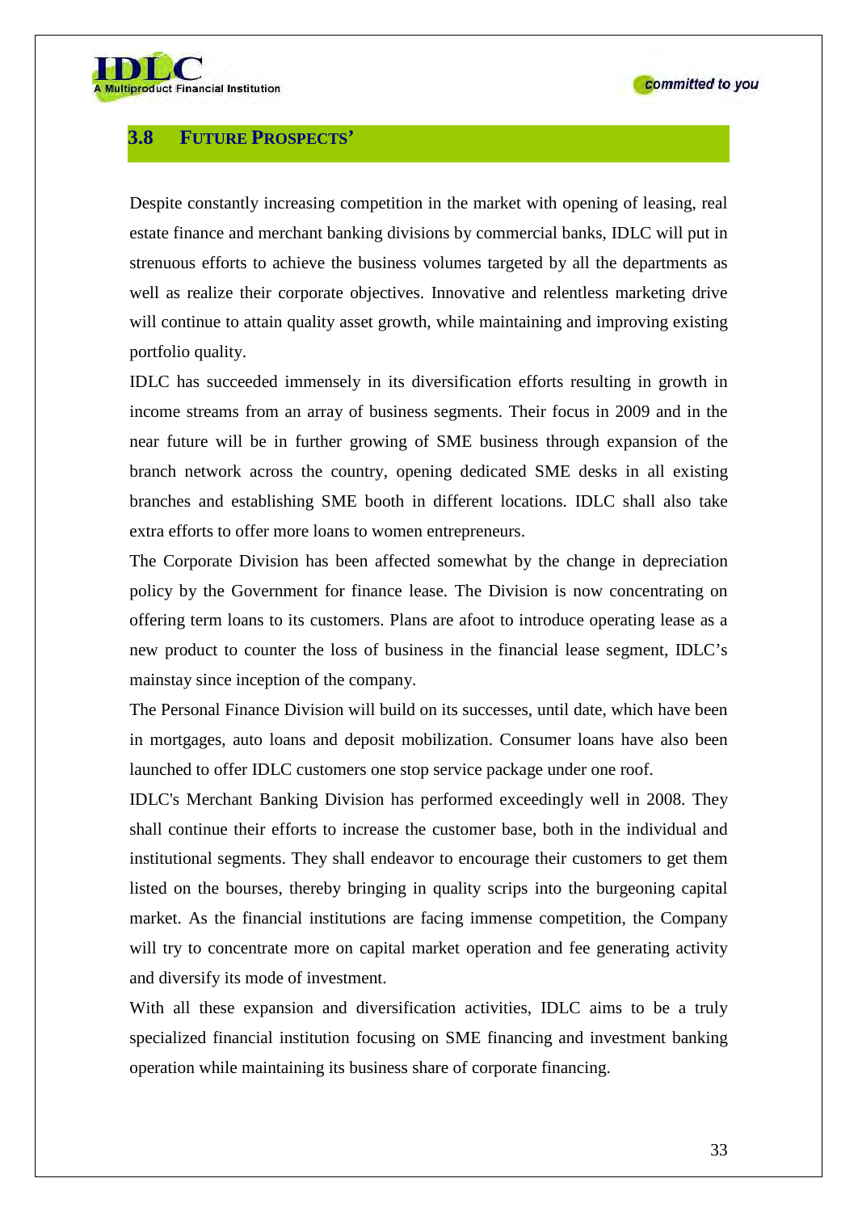## 3.8 FUTURE PROSPECTS'

Despite constantly increasing competition in the market with opening of leasing, real estate finance and merchant banking divisions by commercial banks, IDLC will put in strenuous efforts to achieve the business volumes targeted by all the departments as well as realize their corporate objectives. Innovative and relentless marketing drive will continue to attain quality asset growth, while maintaining and improving existing portfolio quality.

IDLC has succeeded immensely in its diversification efforts resulting in growth in income streams from an array of business segments. Their focus in 2009 and in the near future will be in further growing of SME business through expansion of the branch network across the country, opening dedicated SME desks in all existing branches and establishing SME booth in different locations. IDLC shall also take extra efforts to offer more loans to women entrepreneurs.

The Corporate Division has been affected somewhat by the change in depreciation policy by the Government for finance lease. The Division is now concentrating on offering term loans to its customers. Plans are afoot to introduce operating lease as a new product to counter the loss of business in the financial lease segment, IDLC's mainstay since inception of the company.

The Personal Finance Division will build on its successes, until date, which have been in mortgages, auto loans and deposit mobilization. Consumer loans have also been launched to offer IDLC customers one stop service package under one roof.

IDLC's Merchant Banking Division has performed exceedingly well in 2008. They shall continue their efforts to increase the customer base, both in the individual and institutional segments. They shall endeavor to encourage their customers to get them listed on the bourses, thereby bringing in quality scrips into the burgeoning capital market. As the financial institutions are facing immense competition, the Company will try to concentrate more on capital market operation and fee generating activity and diversify its mode of investment.

With all these expansion and diversification activities, IDLC aims to be a truly specialized financial institution focusing on SME financing and investment banking operation while maintaining its business share of corporate financing.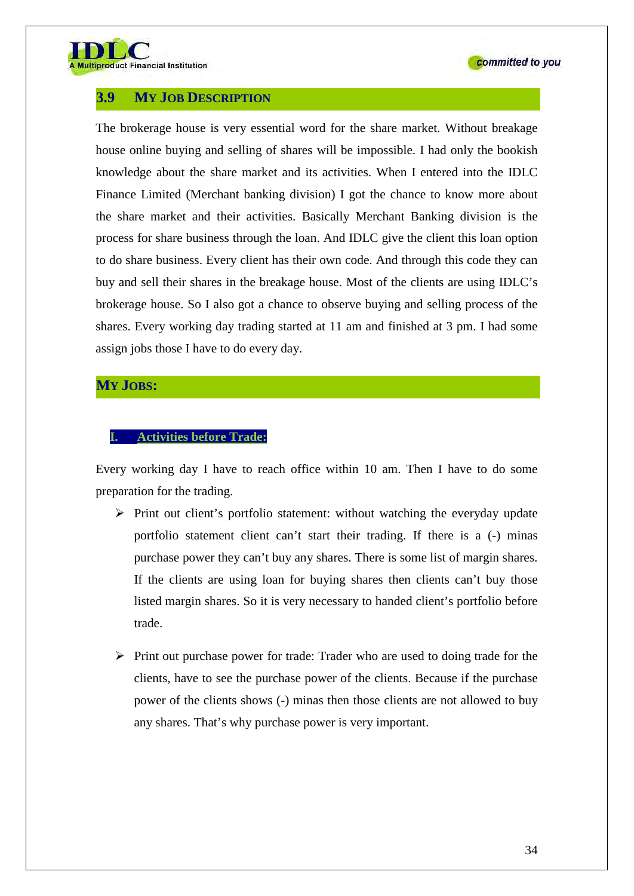## 3.9 My Job Description

The brokerage house is very essential word for the share market. Without breakage house online buying and selling of shares will be impossible. I had only the bookish knowledge about the share market and its activities. When I entered into the IDLC Finance Limited (Merchant banking division) I got the chance to know more about the share market and their activities. Basically Merchant Banking division is the process for share business through the loan. And IDLC give the client this loan option to do share business. Every client has their own code. And through this code they can buy and sell their shares in the breakage house. Most of the clients are using IDLC's brokerage house. So I also got a chance to observe buying and selling process of the shares. Every working day trading started at 11 am and finished at 3 pm. I had some assign jobs those I have to do every day.

## My Jobs:

### I. Activities before Trade:

Every working day I have to reach office within 10 am. Then I have to do some preparation for the trading.

- Print out client's portfolio statement: without watching the everyday update portfolio statement client can't start their trading. If there is a (-) minas purchase power they can't buy any shares. There is some list of margin shares. If the clients are using loan for buying shares then clients can't buy those listed margin shares. So it is very necessary to handed client's portfolio before trade.

- Print out purchase power for trade: Trader who are used to doing trade for the clients, have to see the purchase power of the clients. Because if the purchase power of the clients shows (-) minas then those clients are not allowed to buy any shares. That's why purchase power is very important.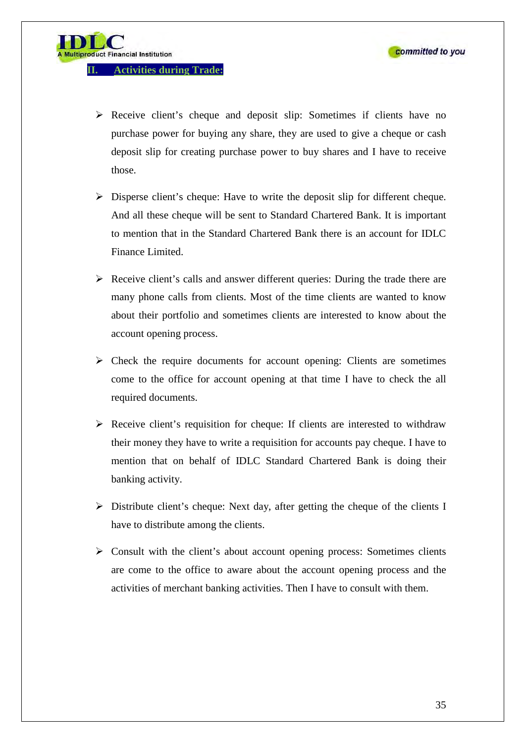## II. Activities during Trade:

- Receive client's cheque and deposit slip: Sometimes if clients have no purchase power for buying any share, they are used to give a cheque or cash deposit slip for creating purchase power to buy shares and I have to receive those.

- Disperse client's cheque: Have to write the deposit slip for different cheque. And all these cheque will be sent to Standard Chartered Bank. It is important to mention that in the Standard Chartered Bank there is an account for IDLC Finance Limited.

- Receive client's calls and answer different queries: During the trade there are many phone calls from clients. Most of the time clients are wanted to know about their portfolio and sometimes clients are interested to know about the account opening process.

- Check the require documents for account opening: Clients are sometimes come to the office for account opening at that time I have to check the all required documents.

- Receive client's requisition for cheque: If clients are interested to withdraw their money they have to write a requisition for accounts pay cheque. I have to mention that on behalf of IDLC Standard Chartered Bank is doing their banking activity.

- Distribute client's cheque: Next day, after getting the cheque of the clients I have to distribute among the clients.

- Consult with the client's about account opening process: Sometimes clients are come to the office to aware about the account opening process and the activities of merchant banking activities. Then I have to consult with them.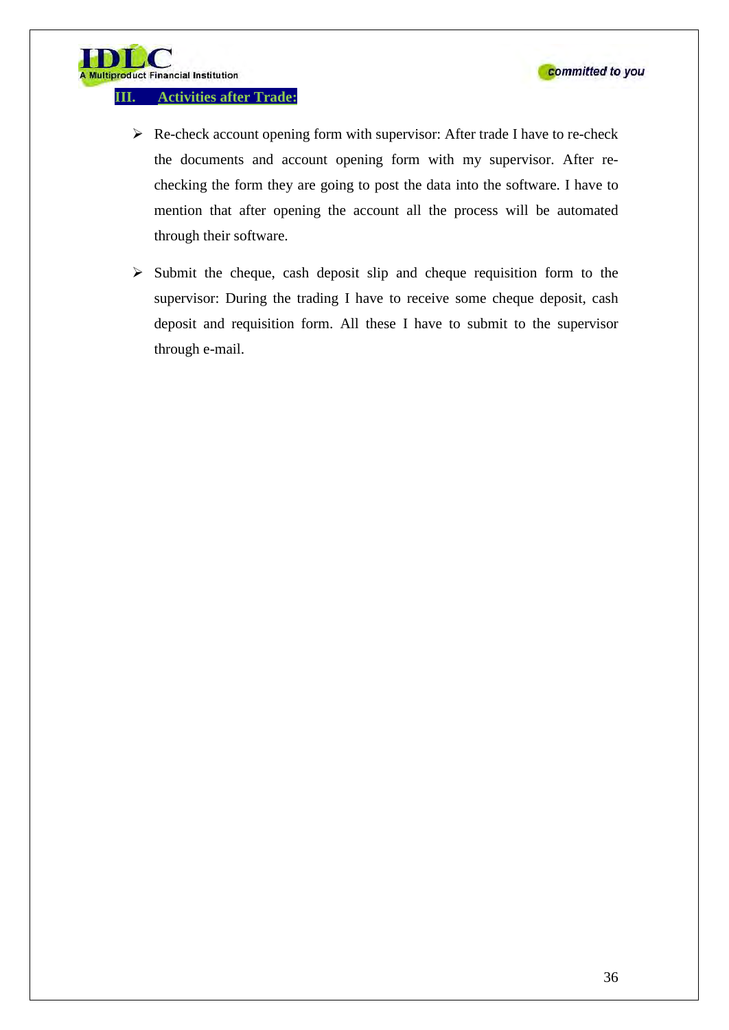### III. Activities after Trade:

- Re-check account opening form with supervisor: After trade I have to re-check the documents and account opening form with my supervisor. After re-checking the form they are going to post the data into the software. I have to mention that after opening the account all the process will be automated through their software.

- Submit the cheque, cash deposit slip and cheque requisition form to the supervisor: During the trading I have to receive some cheque deposit, cash deposit and requisition form. All these I have to submit to the supervisor through e-mail.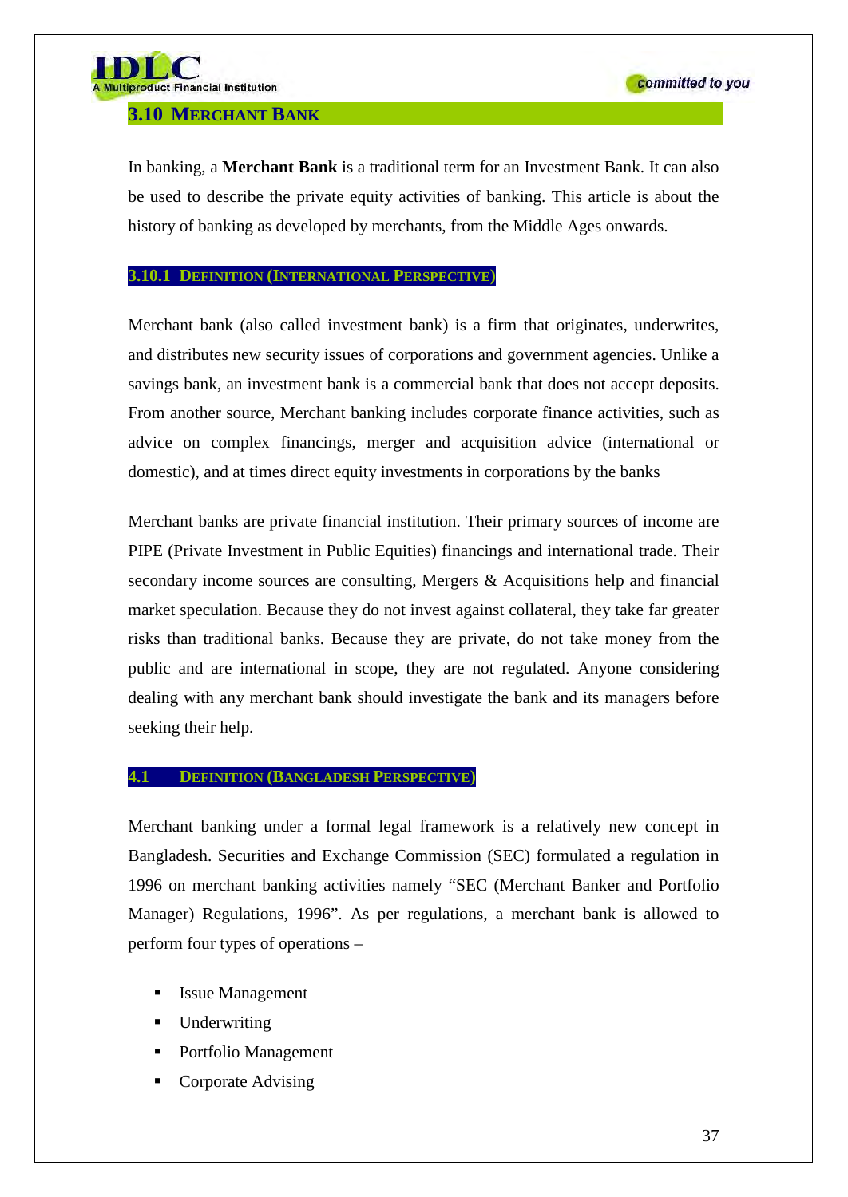## 3.10 Merchant Bank

In banking, a **Merchant Bank** is a traditional term for an Investment Bank. It can also be used to describe the private equity activities of banking. This article is about the history of banking as developed by merchants, from the Middle Ages onwards.

### 3.10.1 Definition (International Perspective)

Merchant bank (also called investment bank) is a firm that originates, underwrites, and distributes new security issues of corporations and government agencies. Unlike a savings bank, an investment bank is a commercial bank that does not accept deposits. From another source, Merchant banking includes corporate finance activities, such as advice on complex financings, merger and acquisition advice (international or domestic), and at times direct equity investments in corporations by the banks

Merchant banks are private financial institution. Their primary sources of income are PIPE (Private Investment in Public Equities) financings and international trade. Their secondary income sources are consulting, Mergers & Acquisitions help and financial market speculation. Because they do not invest against collateral, they take far greater risks than traditional banks. Because they are private, do not take money from the public and are international in scope, they are not regulated. Anyone considering dealing with any merchant bank should investigate the bank and its managers before seeking their help.

### 4.1 Definition (Bangladesh Perspective)

Merchant banking under a formal legal framework is a relatively new concept in Bangladesh. Securities and Exchange Commission (SEC) formulated a regulation in 1996 on merchant banking activities namely "SEC (Merchant Banker and Portfolio Manager) Regulations, 1996". As per regulations, a merchant bank is allowed to perform four types of operations –

- Issue Management
- Underwriting
- Portfolio Management
- Corporate Advising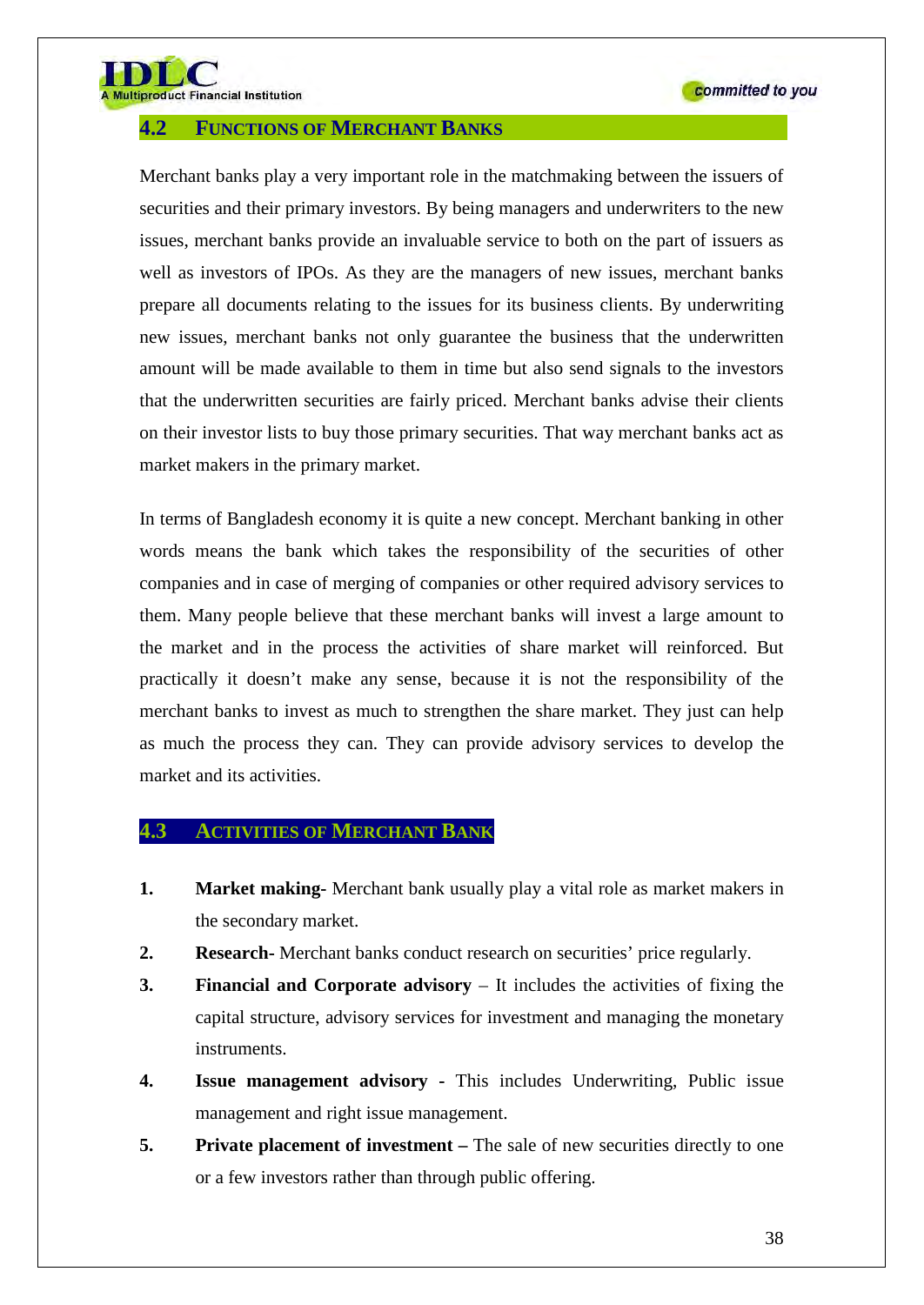## 4.2 Functions of Merchant Banks

Merchant banks play a very important role in the matchmaking between the issuers of securities and their primary investors. By being managers and underwriters to the new issues, merchant banks provide an invaluable service to both on the part of issuers as well as investors of IPOs. As they are the managers of new issues, merchant banks prepare all documents relating to the issues for its business clients. By underwriting new issues, merchant banks not only guarantee the business that the underwritten amount will be made available to them in time but also send signals to the investors that the underwritten securities are fairly priced. Merchant banks advise their clients on their investor lists to buy those primary securities. That way merchant banks act as market makers in the primary market.

In terms of Bangladesh economy it is quite a new concept. Merchant banking in other words means the bank which takes the responsibility of the securities of other companies and in case of merging of companies or other required advisory services to them. Many people believe that these merchant banks will invest a large amount to the market and in the process the activities of share market will reinforced. But practically it doesn't make any sense, because it is not the responsibility of the merchant banks to invest as much to strengthen the share market. They just can help as much the process they can. They can provide advisory services to develop the market and its activities.

## 4.3 Activities of Merchant Bank

1. **Market making-** Merchant bank usually play a vital role as market makers in the secondary market.
2. **Research-** Merchant banks conduct research on securities' price regularly.
3. **Financial and Corporate advisory** – It includes the activities of fixing the capital structure, advisory services for investment and managing the monetary instruments.
4. **Issue management advisory** - This includes Underwriting, Public issue management and right issue management.
5. **Private placement of investment –** The sale of new securities directly to one or a few investors rather than through public offering.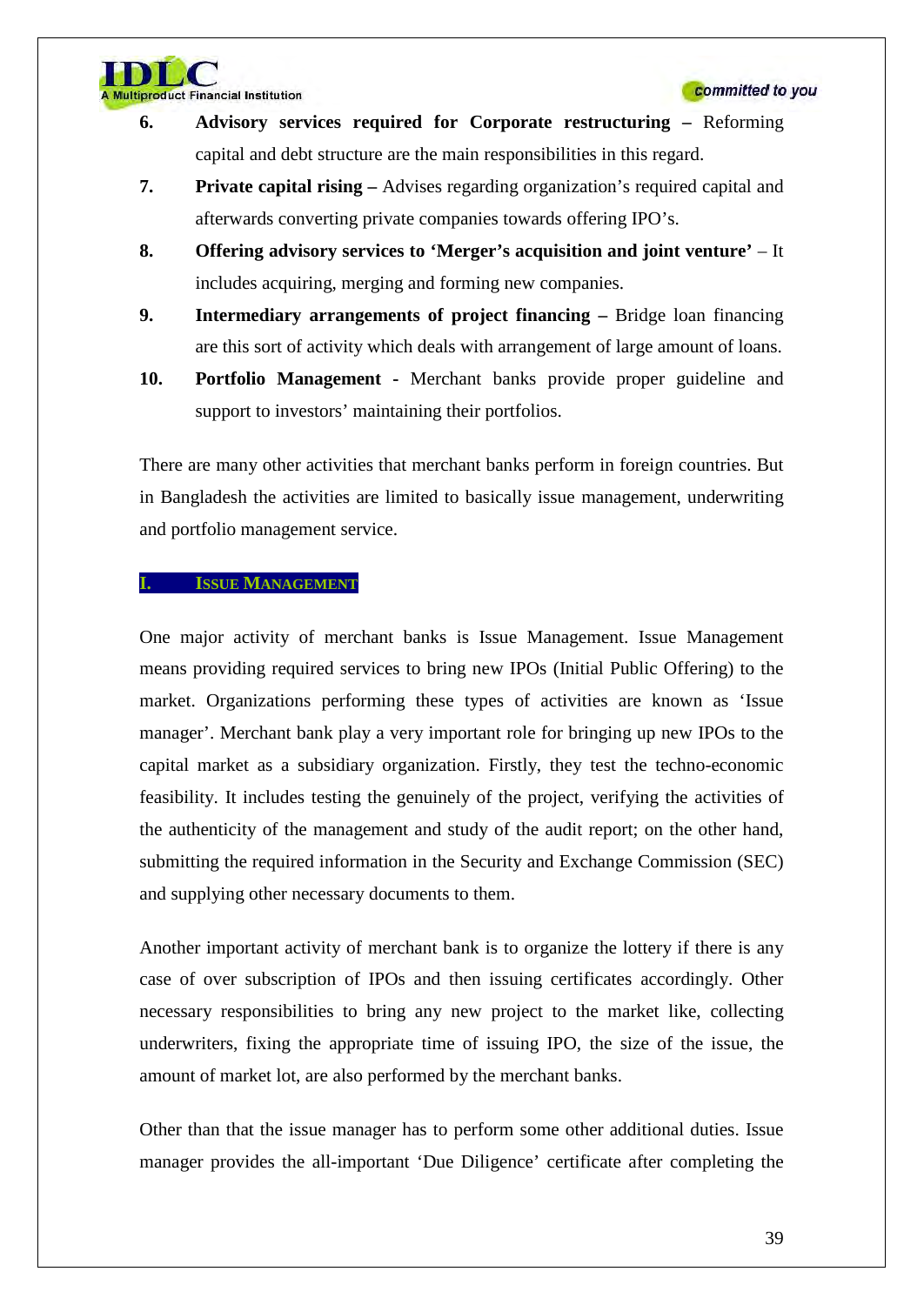6. **Advisory services required for Corporate restructuring –** Reforming capital and debt structure are the main responsibilities in this regard.
7. **Private capital rising –** Advises regarding organization's required capital and afterwards converting private companies towards offering IPO's.
8. **Offering advisory services to 'Merger's acquisition and joint venture'** – It includes acquiring, merging and forming new companies.
9. **Intermediary arrangements of project financing –** Bridge loan financing are this sort of activity which deals with arrangement of large amount of loans.
10. **Portfolio Management -** Merchant banks provide proper guideline and support to investors' maintaining their portfolios.

There are many other activities that merchant banks perform in foreign countries. But in Bangladesh the activities are limited to basically issue management, underwriting and portfolio management service.

## I. Issue Management

One major activity of merchant banks is Issue Management. Issue Management means providing required services to bring new IPOs (Initial Public Offering) to the market. Organizations performing these types of activities are known as 'Issue manager'. Merchant bank play a very important role for bringing up new IPOs to the capital market as a subsidiary organization. Firstly, they test the techno-economic feasibility. It includes testing the genuinely of the project, verifying the activities of the authenticity of the management and study of the audit report; on the other hand, submitting the required information in the Security and Exchange Commission (SEC) and supplying other necessary documents to them.

Another important activity of merchant bank is to organize the lottery if there is any case of over subscription of IPOs and then issuing certificates accordingly. Other necessary responsibilities to bring any new project to the market like, collecting underwriters, fixing the appropriate time of issuing IPO, the size of the issue, the amount of market lot, are also performed by the merchant banks.

Other than that the issue manager has to perform some other additional duties. Issue manager provides the all-important 'Due Diligence' certificate after completing the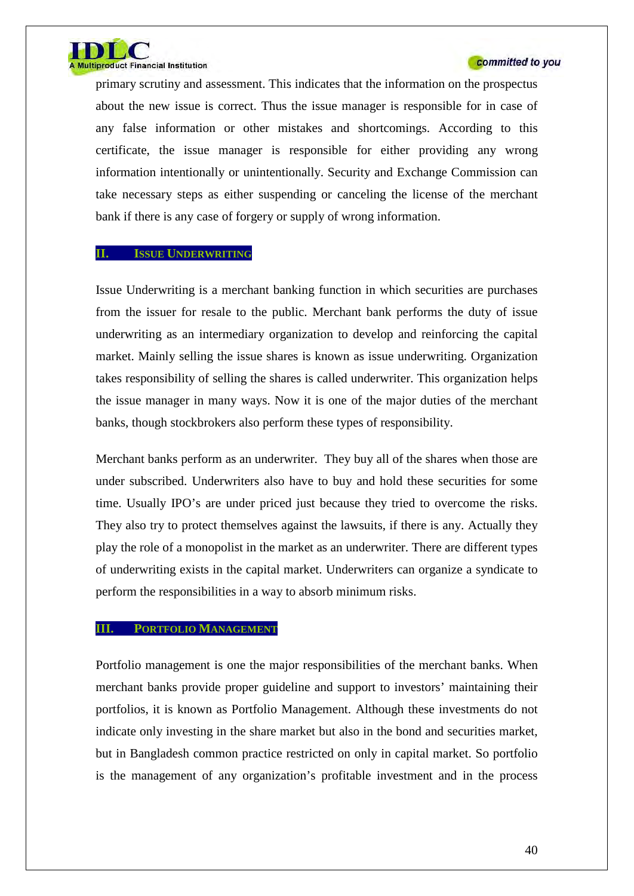primary scrutiny and assessment. This indicates that the information on the prospectus about the new issue is correct. Thus the issue manager is responsible for in case of any false information or other mistakes and shortcomings. According to this certificate, the issue manager is responsible for either providing any wrong information intentionally or unintentionally. Security and Exchange Commission can take necessary steps as either suspending or canceling the license of the merchant bank if there is any case of forgery or supply of wrong information.

### II. Issue Underwriting

Issue Underwriting is a merchant banking function in which securities are purchases from the issuer for resale to the public. Merchant bank performs the duty of issue underwriting as an intermediary organization to develop and reinforcing the capital market. Mainly selling the issue shares is known as issue underwriting. Organization takes responsibility of selling the shares is called underwriter. This organization helps the issue manager in many ways. Now it is one of the major duties of the merchant banks, though stockbrokers also perform these types of responsibility.

Merchant banks perform as an underwriter. They buy all of the shares when those are under subscribed. Underwriters also have to buy and hold these securities for some time. Usually IPO's are under priced just because they tried to overcome the risks. They also try to protect themselves against the lawsuits, if there is any. Actually they play the role of a monopolist in the market as an underwriter. There are different types of underwriting exists in the capital market. Underwriters can organize a syndicate to perform the responsibilities in a way to absorb minimum risks.

### III. Portfolio Management

Portfolio management is one the major responsibilities of the merchant banks. When merchant banks provide proper guideline and support to investors' maintaining their portfolios, it is known as Portfolio Management. Although these investments do not indicate only investing in the share market but also in the bond and securities market, but in Bangladesh common practice restricted on only in capital market. So portfolio is the management of any organization's profitable investment and in the process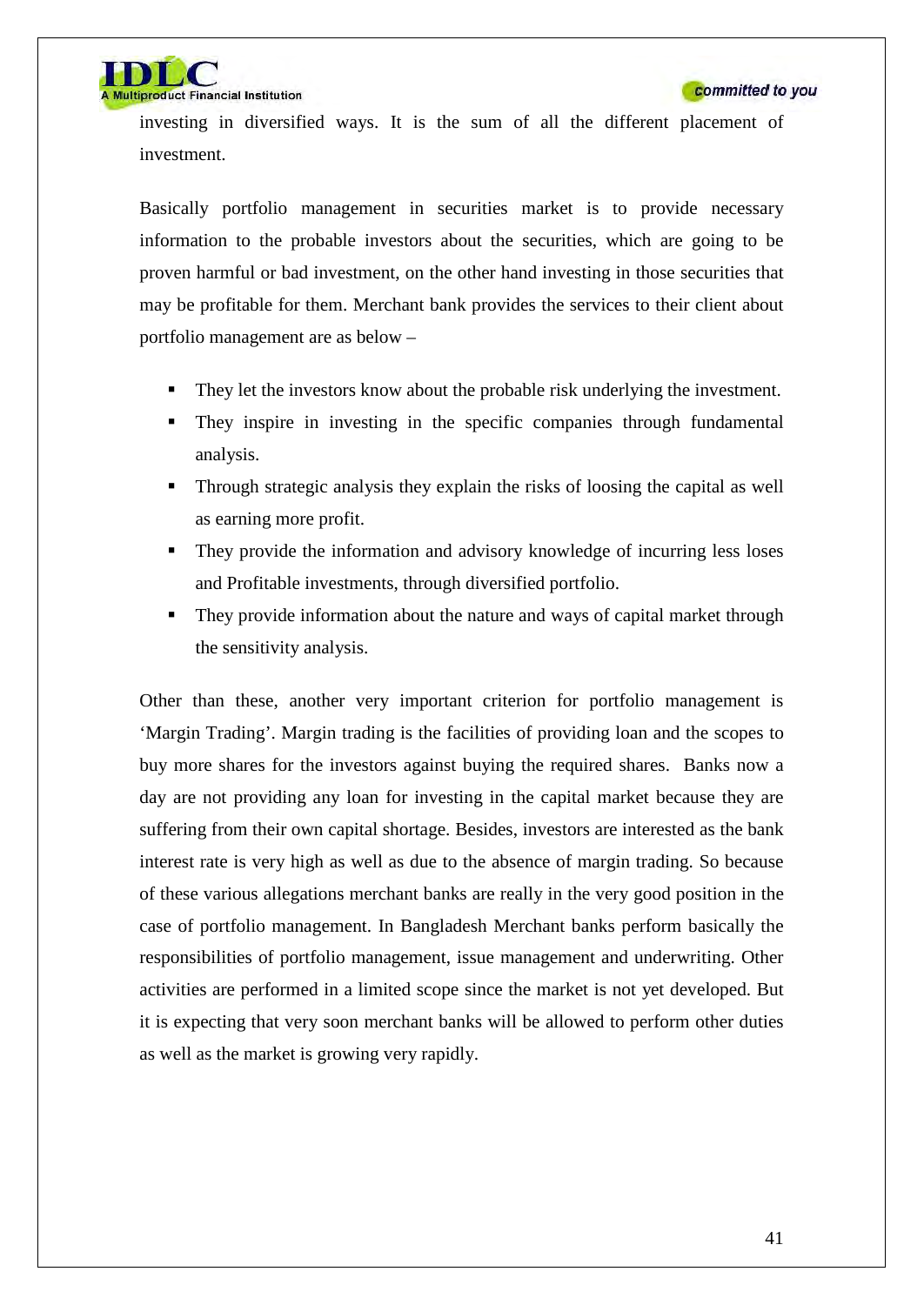investing in diversified ways. It is the sum of all the different placement of investment.

Basically portfolio management in securities market is to provide necessary information to the probable investors about the securities, which are going to be proven harmful or bad investment, on the other hand investing in those securities that may be profitable for them. Merchant bank provides the services to their client about portfolio management are as below –

- They let the investors know about the probable risk underlying the investment.
- They inspire in investing in the specific companies through fundamental analysis.
- Through strategic analysis they explain the risks of loosing the capital as well as earning more profit.
- They provide the information and advisory knowledge of incurring less loses and Profitable investments, through diversified portfolio.
- They provide information about the nature and ways of capital market through the sensitivity analysis.

Other than these, another very important criterion for portfolio management is 'Margin Trading'. Margin trading is the facilities of providing loan and the scopes to buy more shares for the investors against buying the required shares. Banks now a day are not providing any loan for investing in the capital market because they are suffering from their own capital shortage. Besides, investors are interested as the bank interest rate is very high as well as due to the absence of margin trading. So because of these various allegations merchant banks are really in the very good position in the case of portfolio management. In Bangladesh Merchant banks perform basically the responsibilities of portfolio management, issue management and underwriting. Other activities are performed in a limited scope since the market is not yet developed. But it is expecting that very soon merchant banks will be allowed to perform other duties as well as the market is growing very rapidly.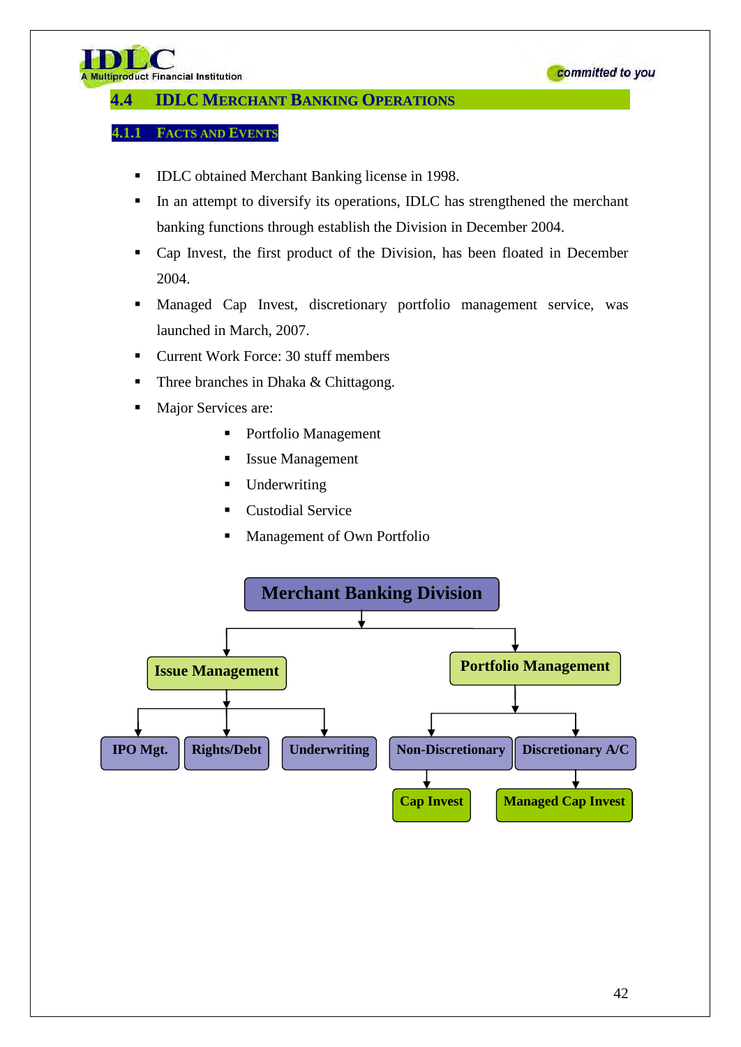## 4.4 IDLC Merchant Banking Operations

### 4.1.1 Facts and Events

- IDLC obtained Merchant Banking license in 1998.
- In an attempt to diversify its operations, IDLC has strengthened the merchant banking functions through establish the Division in December 2004.
- Cap Invest, the first product of the Division, has been floated in December 2004.
- Managed Cap Invest, discretionary portfolio management service, was launched in March, 2007.
- Current Work Force: 30 stuff members
- Three branches in Dhaka & Chittagong.
- Major Services are:
  - Portfolio Management
  - Issue Management
  - Underwriting
  - Custodial Service
  - Management of Own Portfolio

**Merchant Banking Division**

- **Issue Management**
  - IPO Mgt.
  - Rights/Debt
  - Underwriting
- **Portfolio Management**
  - Non-Discretionary
    - Cap Invest
  - Discretionary A/C
    - Managed Cap Invest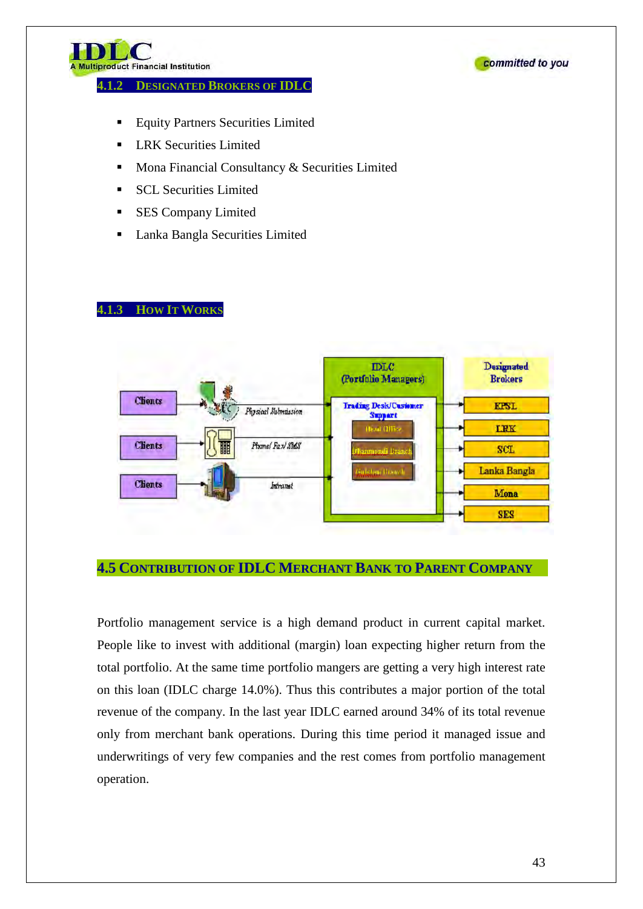### 4.1.2 Designated Brokers of IDLC

- Equity Partners Securities Limited
- LRK Securities Limited
- Mona Financial Consultancy & Securities Limited
- SCL Securities Limited
- SES Company Limited
- Lanka Bangla Securities Limited

### 4.1.3 How It Works

Clients → Physical Submission
Clients → Phone/ Fax/ SMS
Clients → Intranet

IDLC (Portfolio Managers)
Trading Desk/Customer Support
Head Office
Dhanmondi Branch
Gulshan Branch

Designated Brokers
EPSL
LRK
SCL
Lanka Bangla
Mona
SES

## 4.5 Contribution of IDLC Merchant Bank to Parent Company

Portfolio management service is a high demand product in current capital market. People like to invest with additional (margin) loan expecting higher return from the total portfolio. At the same time portfolio mangers are getting a very high interest rate on this loan (IDLC charge 14.0%). Thus this contributes a major portion of the total revenue of the company. In the last year IDLC earned around 34% of its total revenue only from merchant bank operations. During this time period it managed issue and underwritings of very few companies and the rest comes from portfolio management operation.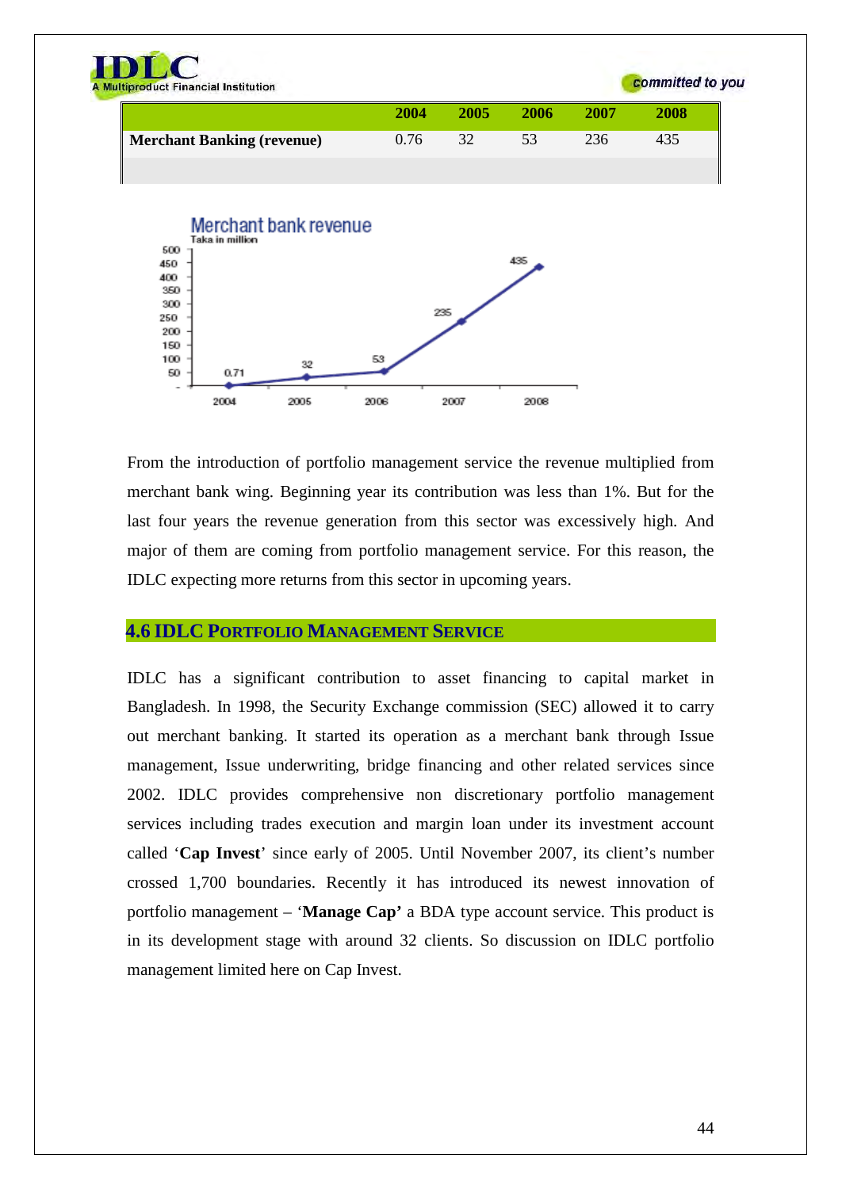| | 2004 | 2005 | 2006 | 2007 | 2008 |
|---|---|---|---|---|---|
| **Merchant Banking (revenue)** | 0.76 | 32 | 53 | 236 | 435 |

Merchant bank revenue
Taka in million

From the introduction of portfolio management service the revenue multiplied from merchant bank wing. Beginning year its contribution was less than 1%. But for the last four years the revenue generation from this sector was excessively high. And major of them are coming from portfolio management service. For this reason, the IDLC expecting more returns from this sector in upcoming years.

## 4.6 IDLC PORTFOLIO MANAGEMENT SERVICE

IDLC has a significant contribution to asset financing to capital market in Bangladesh. In 1998, the Security Exchange commission (SEC) allowed it to carry out merchant banking. It started its operation as a merchant bank through Issue management, Issue underwriting, bridge financing and other related services since 2002. IDLC provides comprehensive non discretionary portfolio management services including trades execution and margin loan under its investment account called '**Cap Invest**' since early of 2005. Until November 2007, its client's number crossed 1,700 boundaries. Recently it has introduced its newest innovation of portfolio management – '**Manage Cap'** a BDA type account service. This product is in its development stage with around 32 clients. So discussion on IDLC portfolio management limited here on Cap Invest.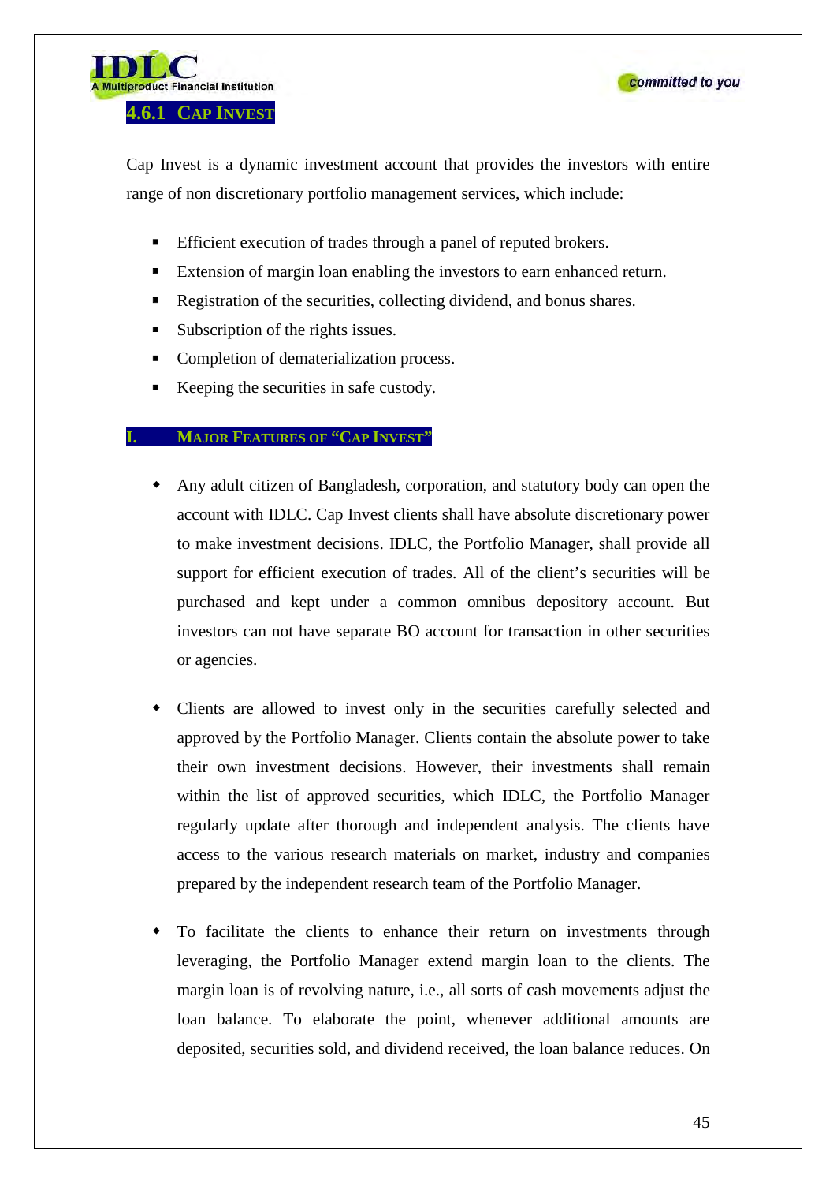### 4.6.1 CAP INVEST

Cap Invest is a dynamic investment account that provides the investors with entire range of non discretionary portfolio management services, which include:

- Efficient execution of trades through a panel of reputed brokers.
- Extension of margin loan enabling the investors to earn enhanced return.
- Registration of the securities, collecting dividend, and bonus shares.
- Subscription of the rights issues.
- Completion of dematerialization process.
- Keeping the securities in safe custody.

#### I. MAJOR FEATURES OF "CAP INVEST"

- Any adult citizen of Bangladesh, corporation, and statutory body can open the account with IDLC. Cap Invest clients shall have absolute discretionary power to make investment decisions. IDLC, the Portfolio Manager, shall provide all support for efficient execution of trades. All of the client's securities will be purchased and kept under a common omnibus depository account. But investors can not have separate BO account for transaction in other securities or agencies.

- Clients are allowed to invest only in the securities carefully selected and approved by the Portfolio Manager. Clients contain the absolute power to take their own investment decisions. However, their investments shall remain within the list of approved securities, which IDLC, the Portfolio Manager regularly update after thorough and independent analysis. The clients have access to the various research materials on market, industry and companies prepared by the independent research team of the Portfolio Manager.

- To facilitate the clients to enhance their return on investments through leveraging, the Portfolio Manager extend margin loan to the clients. The margin loan is of revolving nature, i.e., all sorts of cash movements adjust the loan balance. To elaborate the point, whenever additional amounts are deposited, securities sold, and dividend received, the loan balance reduces. On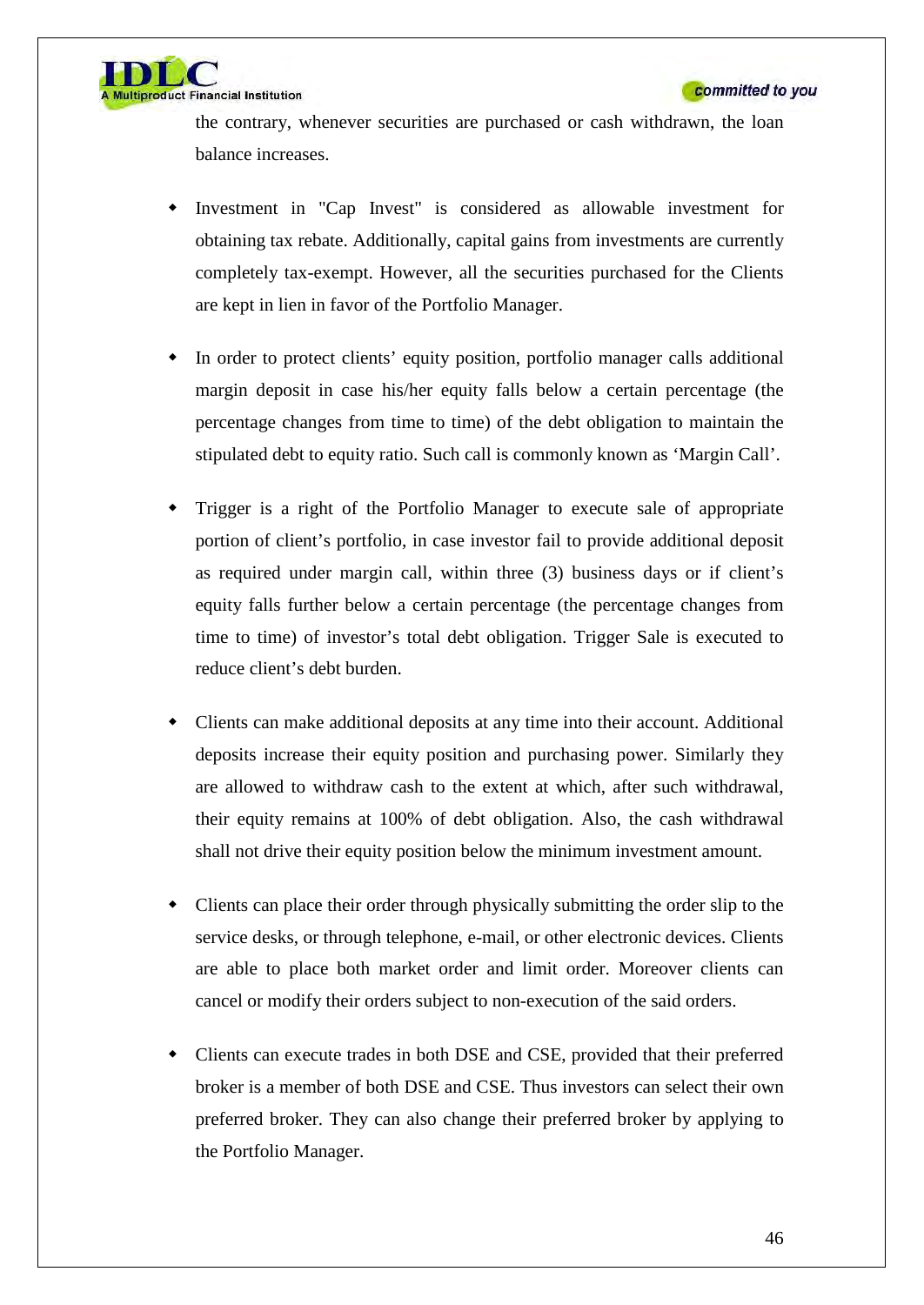the contrary, whenever securities are purchased or cash withdrawn, the loan balance increases.

- Investment in "Cap Invest" is considered as allowable investment for obtaining tax rebate. Additionally, capital gains from investments are currently completely tax-exempt. However, all the securities purchased for the Clients are kept in lien in favor of the Portfolio Manager.
- In order to protect clients' equity position, portfolio manager calls additional margin deposit in case his/her equity falls below a certain percentage (the percentage changes from time to time) of the debt obligation to maintain the stipulated debt to equity ratio. Such call is commonly known as 'Margin Call'.
- Trigger is a right of the Portfolio Manager to execute sale of appropriate portion of client's portfolio, in case investor fail to provide additional deposit as required under margin call, within three (3) business days or if client's equity falls further below a certain percentage (the percentage changes from time to time) of investor's total debt obligation. Trigger Sale is executed to reduce client's debt burden.
- Clients can make additional deposits at any time into their account. Additional deposits increase their equity position and purchasing power. Similarly they are allowed to withdraw cash to the extent at which, after such withdrawal, their equity remains at 100% of debt obligation. Also, the cash withdrawal shall not drive their equity position below the minimum investment amount.
- Clients can place their order through physically submitting the order slip to the service desks, or through telephone, e-mail, or other electronic devices. Clients are able to place both market order and limit order. Moreover clients can cancel or modify their orders subject to non-execution of the said orders.
- Clients can execute trades in both DSE and CSE, provided that their preferred broker is a member of both DSE and CSE. Thus investors can select their own preferred broker. They can also change their preferred broker by applying to the Portfolio Manager.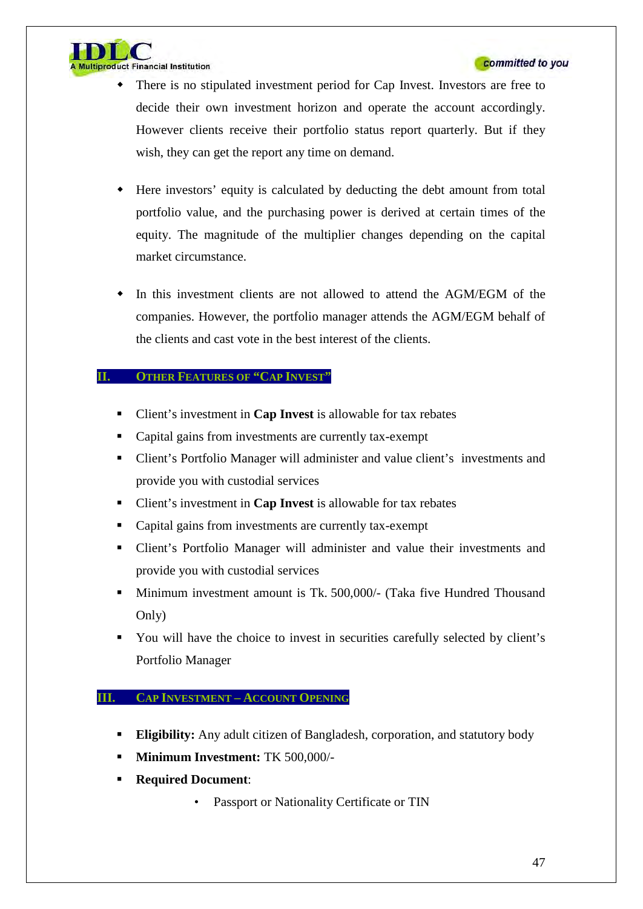- There is no stipulated investment period for Cap Invest. Investors are free to decide their own investment horizon and operate the account accordingly. However clients receive their portfolio status report quarterly. But if they wish, they can get the report any time on demand.

- Here investors' equity is calculated by deducting the debt amount from total portfolio value, and the purchasing power is derived at certain times of the equity. The magnitude of the multiplier changes depending on the capital market circumstance.

- In this investment clients are not allowed to attend the AGM/EGM of the companies. However, the portfolio manager attends the AGM/EGM behalf of the clients and cast vote in the best interest of the clients.

## II. Other Features of "Cap Invest"

- Client's investment in **Cap Invest** is allowable for tax rebates
- Capital gains from investments are currently tax-exempt
- Client's Portfolio Manager will administer and value client's investments and provide you with custodial services
- Client's investment in **Cap Invest** is allowable for tax rebates
- Capital gains from investments are currently tax-exempt
- Client's Portfolio Manager will administer and value their investments and provide you with custodial services
- Minimum investment amount is Tk. 500,000/- (Taka five Hundred Thousand Only)
- You will have the choice to invest in securities carefully selected by client's Portfolio Manager

## III. Cap Investment – Account Opening

- **Eligibility:** Any adult citizen of Bangladesh, corporation, and statutory body
- **Minimum Investment:** TK 500,000/-
- **Required Document**:
    - Passport or Nationality Certificate or TIN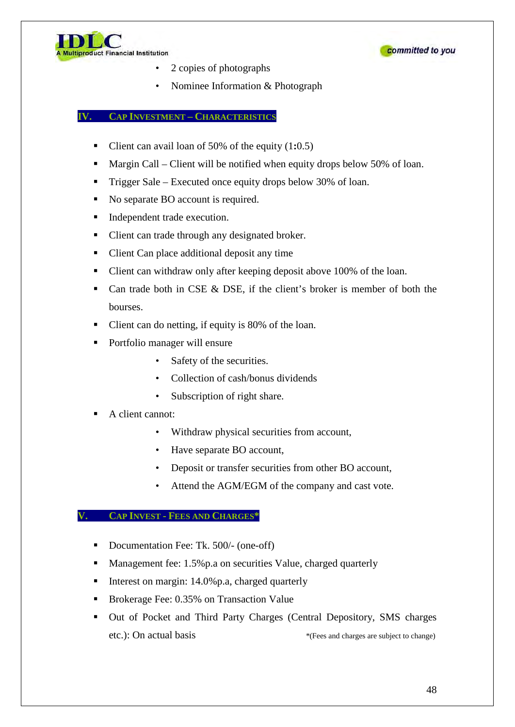- 2 copies of photographs
- Nominee Information & Photograph

## IV. CAP INVESTMENT – CHARACTERISTICS

- Client can avail loan of 50% of the equity (1**:**0.5)
- Margin Call – Client will be notified when equity drops below 50% of loan.
- Trigger Sale – Executed once equity drops below 30% of loan.
- No separate BO account is required.
- Independent trade execution.
- Client can trade through any designated broker.
- Client Can place additional deposit any time
- Client can withdraw only after keeping deposit above 100% of the loan.
- Can trade both in CSE & DSE, if the client's broker is member of both the bourses.
- Client can do netting, if equity is 80% of the loan.
- Portfolio manager will ensure
  - Safety of the securities.
  - Collection of cash/bonus dividends
  - Subscription of right share.
- A client cannot:
  - Withdraw physical securities from account,
  - Have separate BO account,
  - Deposit or transfer securities from other BO account,
  - Attend the AGM/EGM of the company and cast vote.

## V. CAP INVEST - FEES AND CHARGES*

- Documentation Fee: Tk. 500/- (one-off)
- Management fee: 1.5%p.a on securities Value, charged quarterly
- Interest on margin: 14.0%p.a, charged quarterly
- Brokerage Fee: 0.35% on Transaction Value
- Out of Pocket and Third Party Charges (Central Depository, SMS charges etc.): On actual basis

*(Fees and charges are subject to change)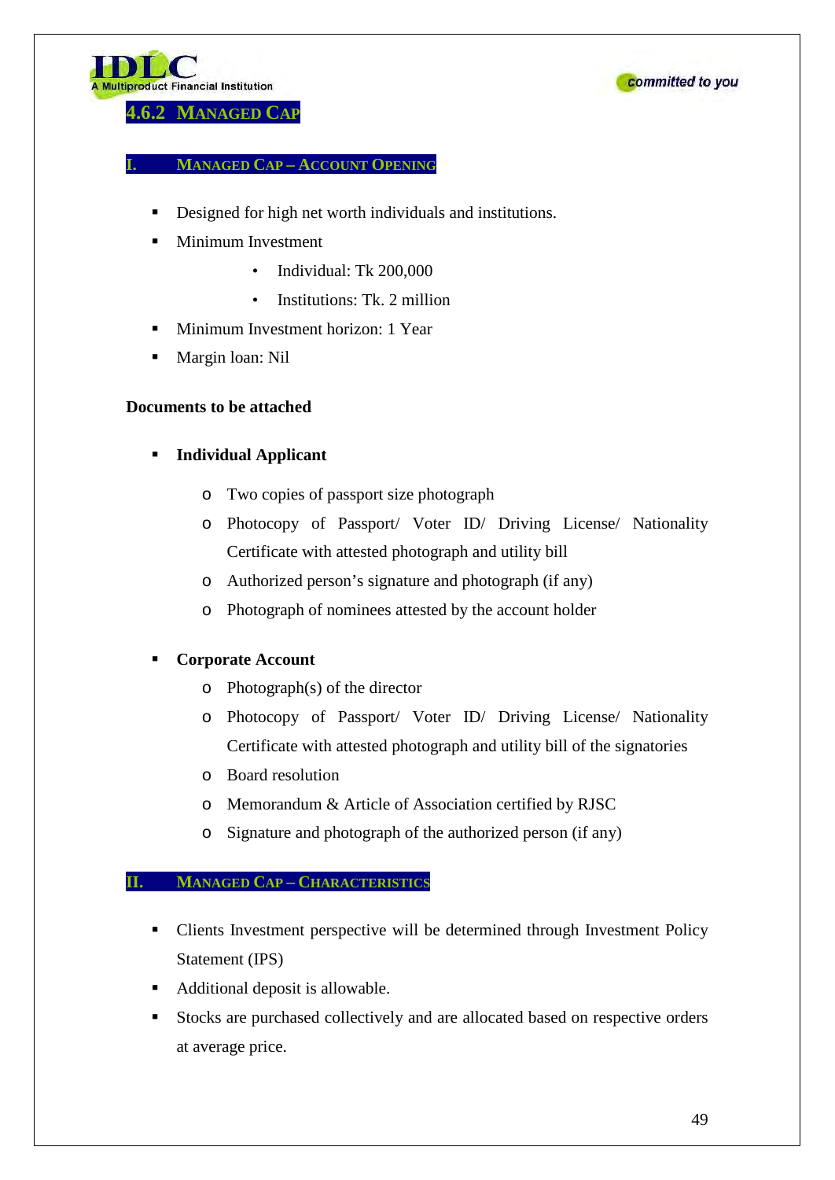## 4.6.2 Managed Cap

### I. Managed Cap – Account Opening

- Designed for high net worth individuals and institutions.
- Minimum Investment
  - Individual: Tk 200,000
  - Institutions: Tk. 2 million
- Minimum Investment horizon: 1 Year
- Margin loan: Nil

**Documents to be attached**

- **Individual Applicant**
  - Two copies of passport size photograph
  - Photocopy of Passport/ Voter ID/ Driving License/ Nationality Certificate with attested photograph and utility bill
  - Authorized person's signature and photograph (if any)
  - Photograph of nominees attested by the account holder

- **Corporate Account**
  - Photograph(s) of the director
  - Photocopy of Passport/ Voter ID/ Driving License/ Nationality Certificate with attested photograph and utility bill of the signatories
  - Board resolution
  - Memorandum & Article of Association certified by RJSC
  - Signature and photograph of the authorized person (if any)

### II. Managed Cap – Characteristics

- Clients Investment perspective will be determined through Investment Policy Statement (IPS)
- Additional deposit is allowable.
- Stocks are purchased collectively and are allocated based on respective orders at average price.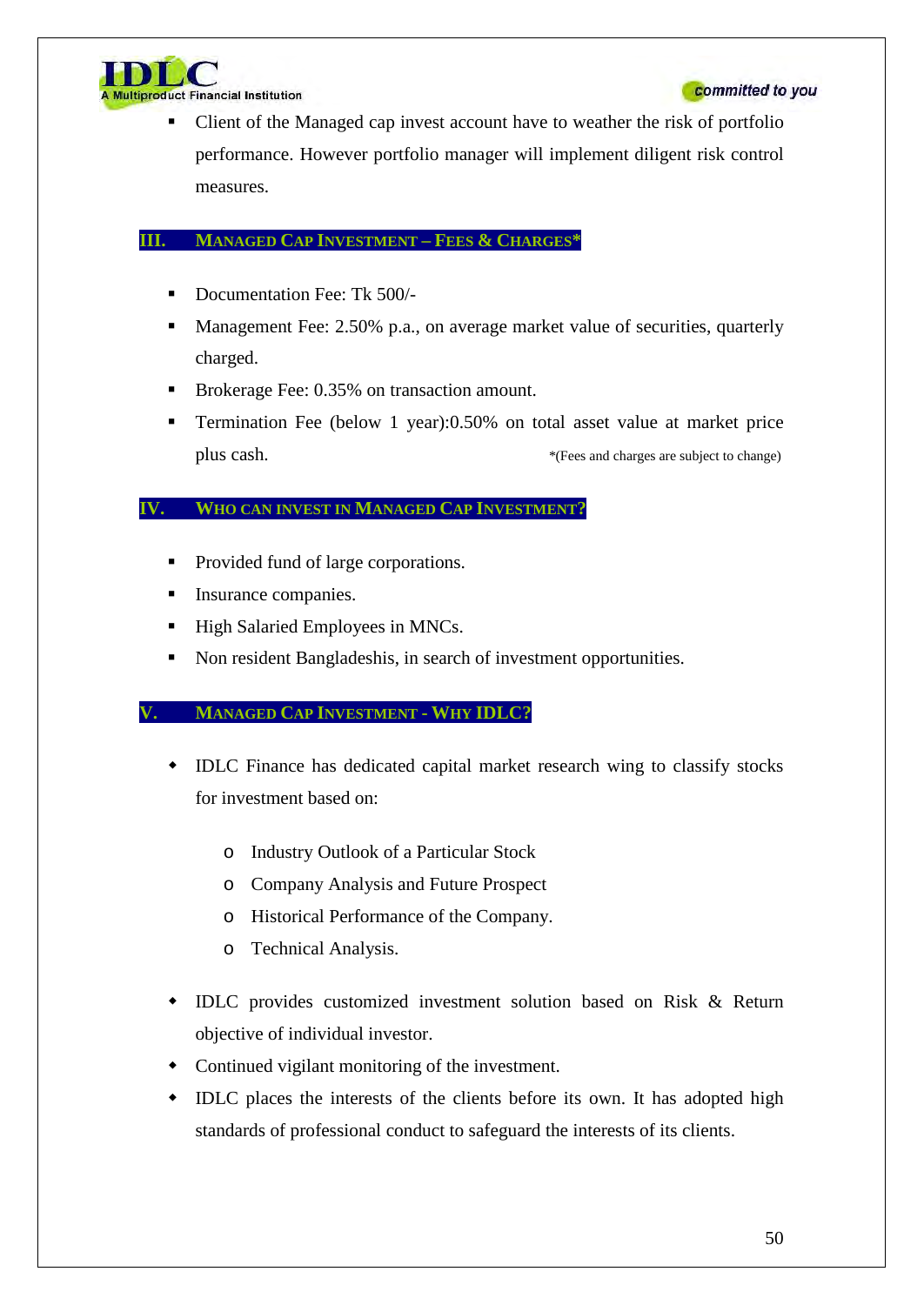- Client of the Managed cap invest account have to weather the risk of portfolio performance. However portfolio manager will implement diligent risk control measures.

## III. Managed Cap Investment – Fees & Charges*

- Documentation Fee: Tk 500/-
- Management Fee: 2.50% p.a., on average market value of securities, quarterly charged.
- Brokerage Fee: 0.35% on transaction amount.
- Termination Fee (below 1 year):0.50% on total asset value at market price plus cash.

*(Fees and charges are subject to change)

## IV. Who can invest in Managed Cap Investment?

- Provided fund of large corporations.
- Insurance companies.
- High Salaried Employees in MNCs.
- Non resident Bangladeshis, in search of investment opportunities.

## V. Managed Cap Investment - Why IDLC?

- IDLC Finance has dedicated capital market research wing to classify stocks for investment based on:
  - Industry Outlook of a Particular Stock
  - Company Analysis and Future Prospect
  - Historical Performance of the Company.
  - Technical Analysis.
- IDLC provides customized investment solution based on Risk & Return objective of individual investor.
- Continued vigilant monitoring of the investment.
- IDLC places the interests of the clients before its own. It has adopted high standards of professional conduct to safeguard the interests of its clients.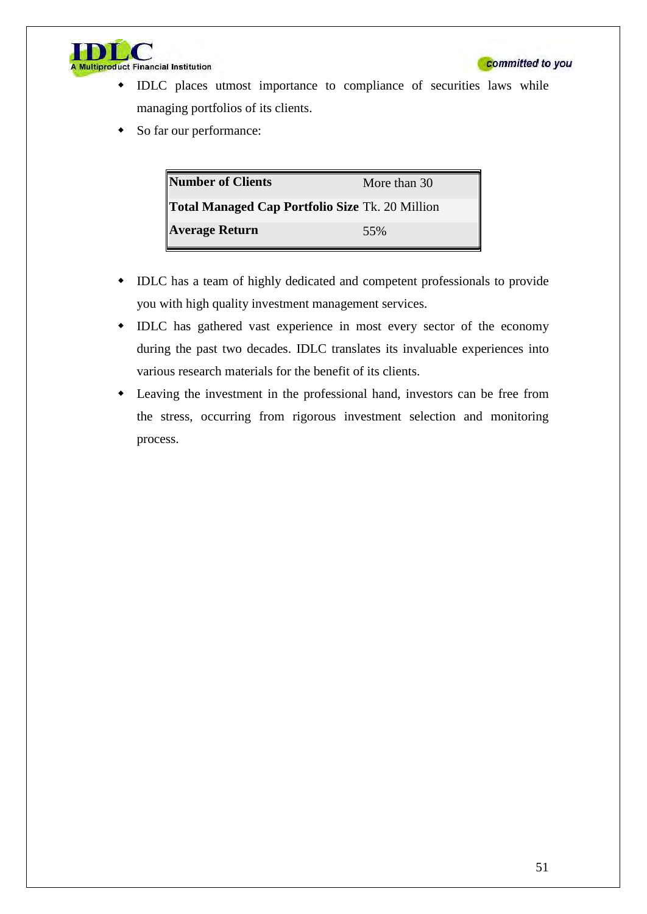- IDLC places utmost importance to compliance of securities laws while managing portfolios of its clients.
- So far our performance:

| **Number of Clients** | More than 30 |
|---|---|
| **Total Managed Cap Portfolio Size** | Tk. 20 Million |
| **Average Return** | 55% |

- IDLC has a team of highly dedicated and competent professionals to provide you with high quality investment management services.
- IDLC has gathered vast experience in most every sector of the economy during the past two decades. IDLC translates its invaluable experiences into various research materials for the benefit of its clients.
- Leaving the investment in the professional hand, investors can be free from the stress, occurring from rigorous investment selection and monitoring process.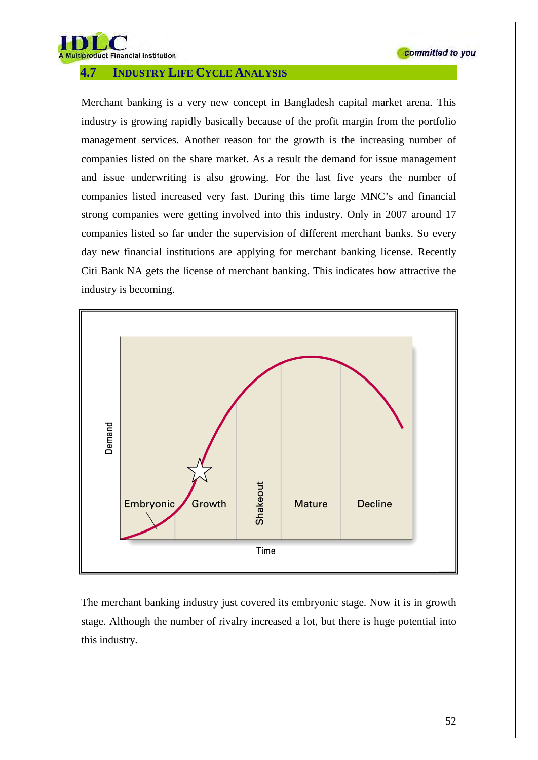## 4.7 INDUSTRY LIFE CYCLE ANALYSIS

Merchant banking is a very new concept in Bangladesh capital market arena. This industry is growing rapidly basically because of the profit margin from the portfolio management services. Another reason for the growth is the increasing number of companies listed on the share market. As a result the demand for issue management and issue underwriting is also growing. For the last five years the number of companies listed increased very fast. During this time large MNC's and financial strong companies were getting involved into this industry. Only in 2007 around 17 companies listed so far under the supervision of different merchant banks. So every day new financial institutions are applying for merchant banking license. Recently Citi Bank NA gets the license of merchant banking. This indicates how attractive the industry is becoming.

The merchant banking industry just covered its embryonic stage. Now it is in growth stage. Although the number of rivalry increased a lot, but there is huge potential into this industry.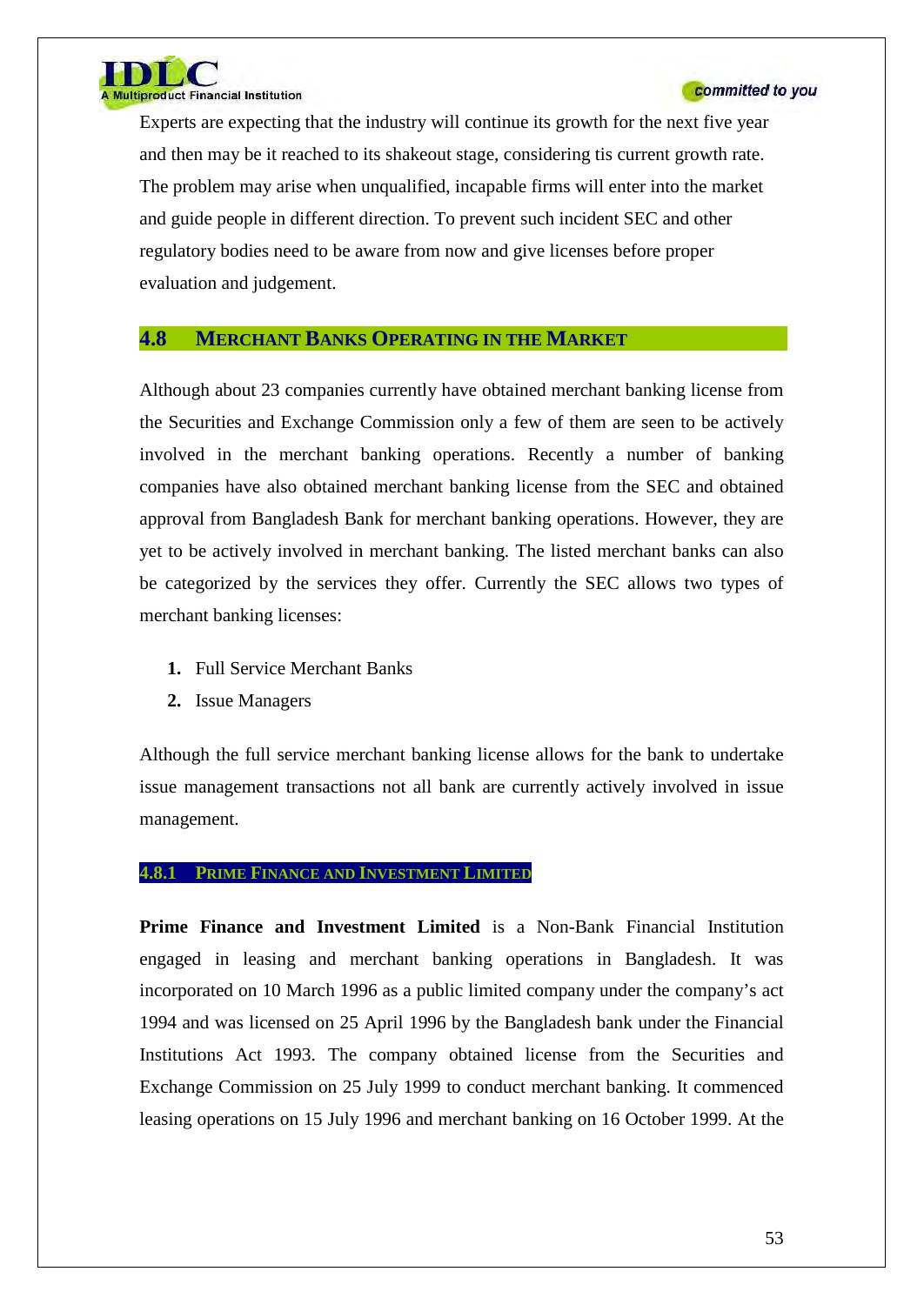Experts are expecting that the industry will continue its growth for the next five year and then may be it reached to its shakeout stage, considering tis current growth rate. The problem may arise when unqualified, incapable firms will enter into the market and guide people in different direction. To prevent such incident SEC and other regulatory bodies need to be aware from now and give licenses before proper evaluation and judgement.

## 4.8 Merchant Banks Operating in the Market

Although about 23 companies currently have obtained merchant banking license from the Securities and Exchange Commission only a few of them are seen to be actively involved in the merchant banking operations. Recently a number of banking companies have also obtained merchant banking license from the SEC and obtained approval from Bangladesh Bank for merchant banking operations. However, they are yet to be actively involved in merchant banking. The listed merchant banks can also be categorized by the services they offer. Currently the SEC allows two types of merchant banking licenses:

1. Full Service Merchant Banks
2. Issue Managers

Although the full service merchant banking license allows for the bank to undertake issue management transactions not all bank are currently actively involved in issue management.

### 4.8.1 Prime Finance and Investment Limited

**Prime Finance and Investment Limited** is a Non-Bank Financial Institution engaged in leasing and merchant banking operations in Bangladesh. It was incorporated on 10 March 1996 as a public limited company under the company's act 1994 and was licensed on 25 April 1996 by the Bangladesh bank under the Financial Institutions Act 1993. The company obtained license from the Securities and Exchange Commission on 25 July 1999 to conduct merchant banking. It commenced leasing operations on 15 July 1996 and merchant banking on 16 October 1999. At the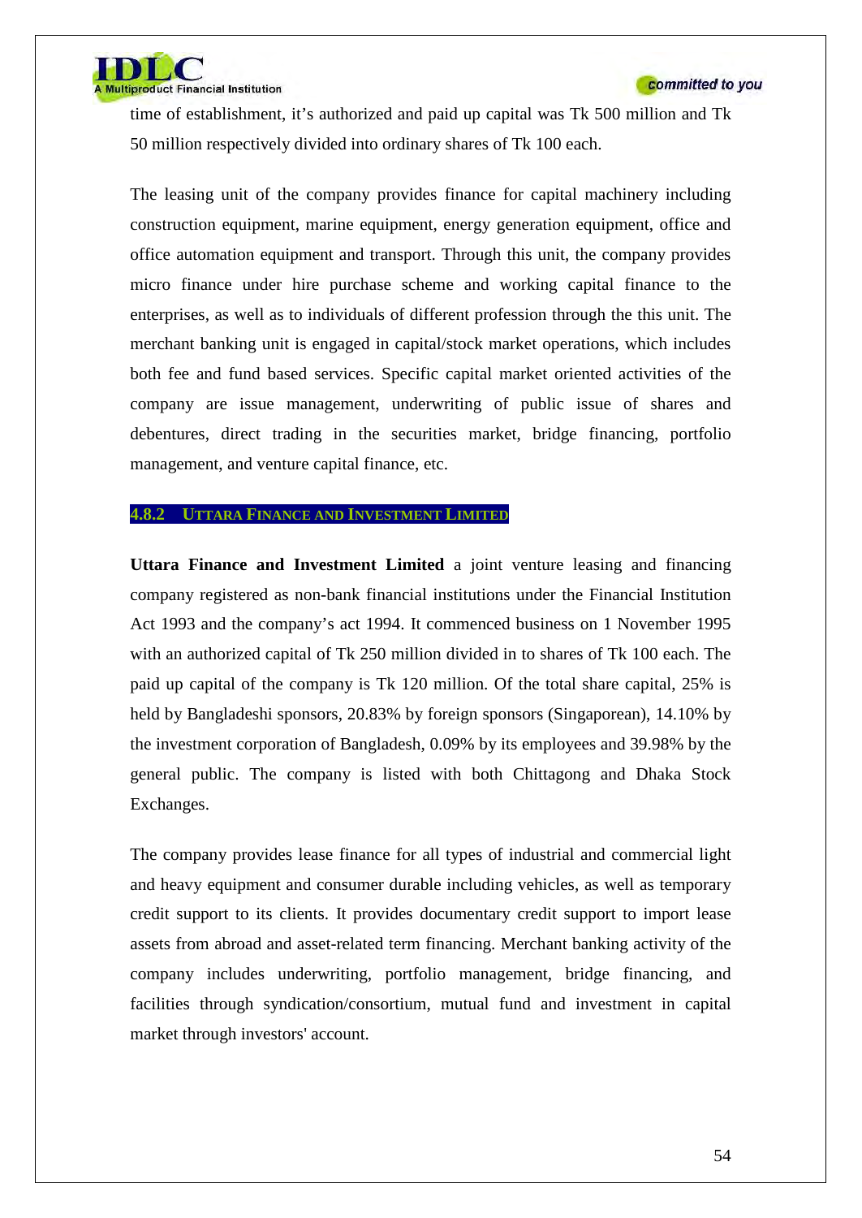time of establishment, it's authorized and paid up capital was Tk 500 million and Tk 50 million respectively divided into ordinary shares of Tk 100 each.

The leasing unit of the company provides finance for capital machinery including construction equipment, marine equipment, energy generation equipment, office and office automation equipment and transport. Through this unit, the company provides micro finance under hire purchase scheme and working capital finance to the enterprises, as well as to individuals of different profession through the this unit. The merchant banking unit is engaged in capital/stock market operations, which includes both fee and fund based services. Specific capital market oriented activities of the company are issue management, underwriting of public issue of shares and debentures, direct trading in the securities market, bridge financing, portfolio management, and venture capital finance, etc.

### 4.8.2 UTTARA FINANCE AND INVESTMENT LIMITED

**Uttara Finance and Investment Limited** a joint venture leasing and financing company registered as non-bank financial institutions under the Financial Institution Act 1993 and the company's act 1994. It commenced business on 1 November 1995 with an authorized capital of Tk 250 million divided in to shares of Tk 100 each. The paid up capital of the company is Tk 120 million. Of the total share capital, 25% is held by Bangladeshi sponsors, 20.83% by foreign sponsors (Singaporean), 14.10% by the investment corporation of Bangladesh, 0.09% by its employees and 39.98% by the general public. The company is listed with both Chittagong and Dhaka Stock Exchanges.

The company provides lease finance for all types of industrial and commercial light and heavy equipment and consumer durable including vehicles, as well as temporary credit support to its clients. It provides documentary credit support to import lease assets from abroad and asset-related term financing. Merchant banking activity of the company includes underwriting, portfolio management, bridge financing, and facilities through syndication/consortium, mutual fund and investment in capital market through investors' account.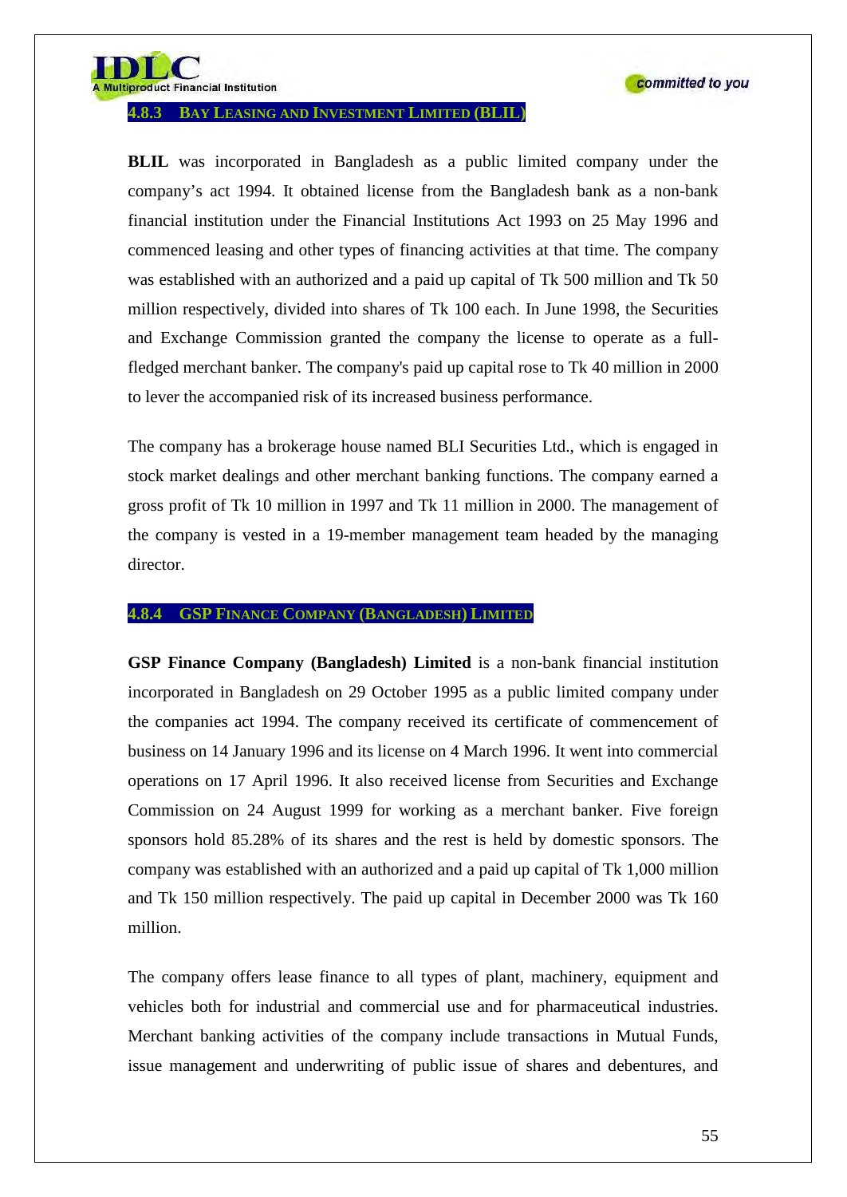### 4.8.3 Bay Leasing and Investment Limited (BLIL)

**BLIL** was incorporated in Bangladesh as a public limited company under the company's act 1994. It obtained license from the Bangladesh bank as a non-bank financial institution under the Financial Institutions Act 1993 on 25 May 1996 and commenced leasing and other types of financing activities at that time. The company was established with an authorized and a paid up capital of Tk 500 million and Tk 50 million respectively, divided into shares of Tk 100 each. In June 1998, the Securities and Exchange Commission granted the company the license to operate as a full-fledged merchant banker. The company's paid up capital rose to Tk 40 million in 2000 to lever the accompanied risk of its increased business performance.

The company has a brokerage house named BLI Securities Ltd., which is engaged in stock market dealings and other merchant banking functions. The company earned a gross profit of Tk 10 million in 1997 and Tk 11 million in 2000. The management of the company is vested in a 19-member management team headed by the managing director.

### 4.8.4 GSP Finance Company (Bangladesh) Limited

**GSP Finance Company (Bangladesh) Limited** is a non-bank financial institution incorporated in Bangladesh on 29 October 1995 as a public limited company under the companies act 1994. The company received its certificate of commencement of business on 14 January 1996 and its license on 4 March 1996. It went into commercial operations on 17 April 1996. It also received license from Securities and Exchange Commission on 24 August 1999 for working as a merchant banker. Five foreign sponsors hold 85.28% of its shares and the rest is held by domestic sponsors. The company was established with an authorized and a paid up capital of Tk 1,000 million and Tk 150 million respectively. The paid up capital in December 2000 was Tk 160 million.

The company offers lease finance to all types of plant, machinery, equipment and vehicles both for industrial and commercial use and for pharmaceutical industries. Merchant banking activities of the company include transactions in Mutual Funds, issue management and underwriting of public issue of shares and debentures, and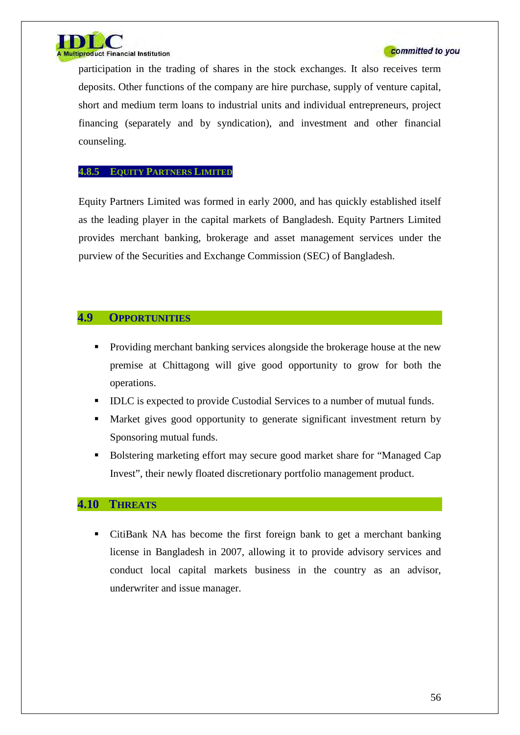participation in the trading of shares in the stock exchanges. It also receives term deposits. Other functions of the company are hire purchase, supply of venture capital, short and medium term loans to industrial units and individual entrepreneurs, project financing (separately and by syndication), and investment and other financial counseling.

### 4.8.5 Equity Partners Limited

Equity Partners Limited was formed in early 2000, and has quickly established itself as the leading player in the capital markets of Bangladesh. Equity Partners Limited provides merchant banking, brokerage and asset management services under the purview of the Securities and Exchange Commission (SEC) of Bangladesh.

## 4.9 Opportunities

- Providing merchant banking services alongside the brokerage house at the new premise at Chittagong will give good opportunity to grow for both the operations.
- IDLC is expected to provide Custodial Services to a number of mutual funds.
- Market gives good opportunity to generate significant investment return by Sponsoring mutual funds.
- Bolstering marketing effort may secure good market share for "Managed Cap Invest", their newly floated discretionary portfolio management product.

## 4.10 Threats

- CitiBank NA has become the first foreign bank to get a merchant banking license in Bangladesh in 2007, allowing it to provide advisory services and conduct local capital markets business in the country as an advisor, underwriter and issue manager.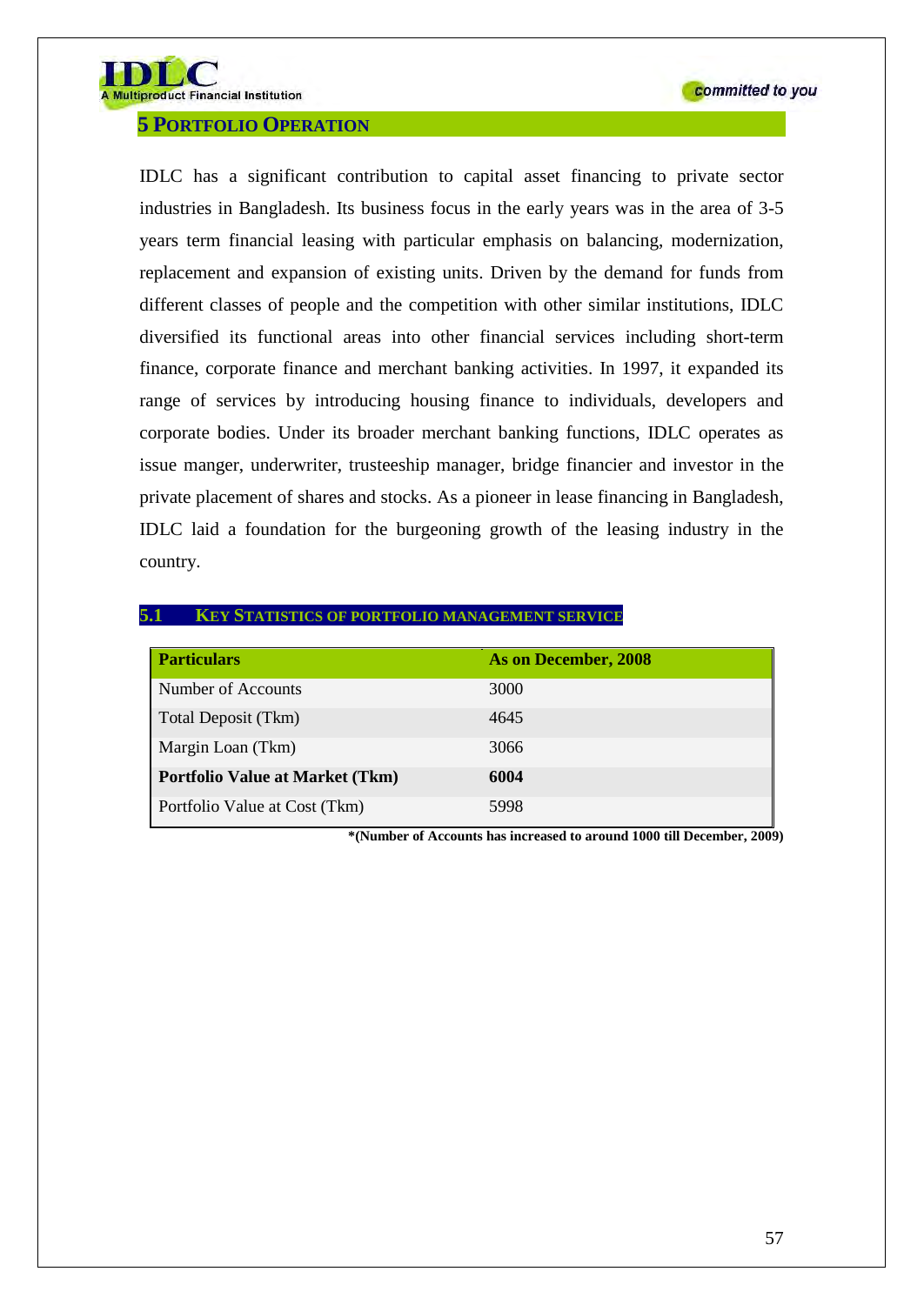# 5 Portfolio Operation

IDLC has a significant contribution to capital asset financing to private sector industries in Bangladesh. Its business focus in the early years was in the area of 3-5 years term financial leasing with particular emphasis on balancing, modernization, replacement and expansion of existing units. Driven by the demand for funds from different classes of people and the competition with other similar institutions, IDLC diversified its functional areas into other financial services including short-term finance, corporate finance and merchant banking activities. In 1997, it expanded its range of services by introducing housing finance to individuals, developers and corporate bodies. Under its broader merchant banking functions, IDLC operates as issue manger, underwriter, trusteeship manager, bridge financier and investor in the private placement of shares and stocks. As a pioneer in lease financing in Bangladesh, IDLC laid a foundation for the burgeoning growth of the leasing industry in the country.

## 5.1 Key Statistics of Portfolio Management Service

| Particulars | As on December, 2008 |
|---|---|
| Number of Accounts | 3000 |
| Total Deposit (Tkm) | 4645 |
| Margin Loan (Tkm) | 3066 |
| **Portfolio Value at Market (Tkm)** | **6004** |
| Portfolio Value at Cost (Tkm) | 5998 |

**\*(Number of Accounts has increased to around 1000 till December, 2009)**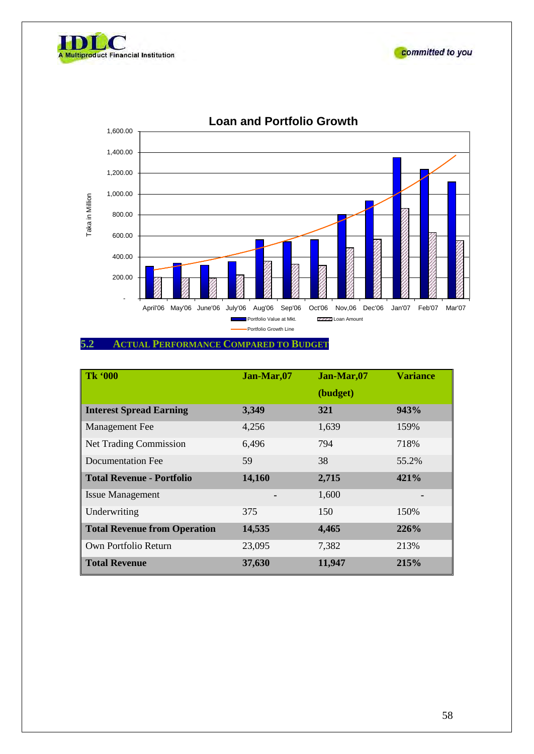## 5.2 ACTUAL PERFORMANCE COMPARED TO BUDGET

| Tk '000 | Jan-Mar,07 | Jan-Mar,07 (budget) | Variance |
|---|---|---|---|
| **Interest Spread Earning** | **3,349** | **321** | **943%** |
| Management Fee | 4,256 | 1,639 | 159% |
| Net Trading Commission | 6,496 | 794 | 718% |
| Documentation Fee | 59 | 38 | 55.2% |
| **Total Revenue - Portfolio** | **14,160** | **2,715** | **421%** |
| Issue Management | - | 1,600 | - |
| Underwriting | 375 | 150 | 150% |
| **Total Revenue from Operation** | **14,535** | **4,465** | **226%** |
| Own Portfolio Return | 23,095 | 7,382 | 213% |
| **Total Revenue** | **37,630** | **11,947** | **215%** |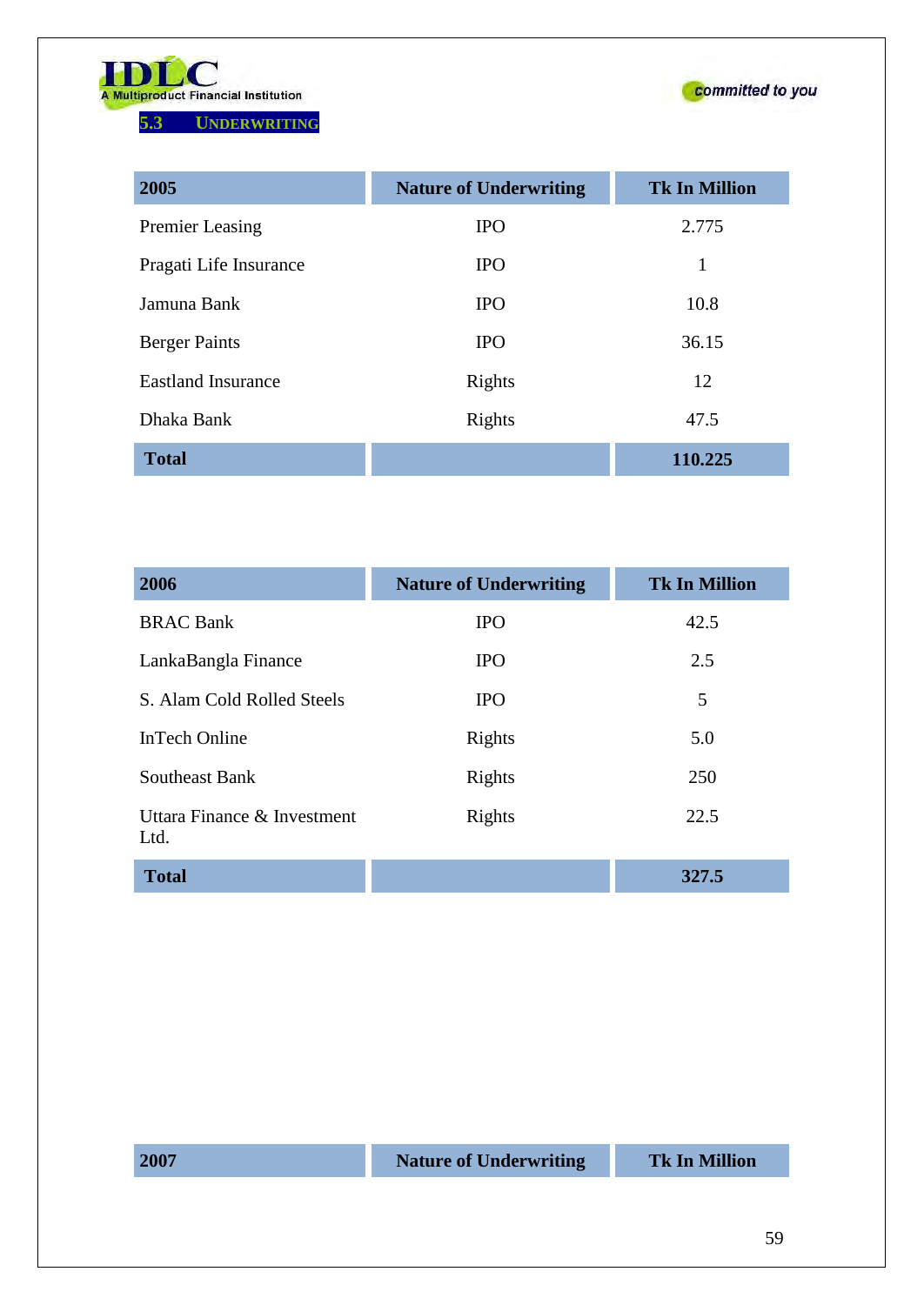### 5.3 UNDERWRITING

| 2005 | Nature of Underwriting | Tk In Million |
|---|---|---|
| Premier Leasing | IPO | 2.775 |
| Pragati Life Insurance | IPO | 1 |
| Jamuna Bank | IPO | 10.8 |
| Berger Paints | IPO | 36.15 |
| Eastland Insurance | Rights | 12 |
| Dhaka Bank | Rights | 47.5 |
| **Total** | | **110.225** |

| 2006 | Nature of Underwriting | Tk In Million |
|---|---|---|
| BRAC Bank | IPO | 42.5 |
| LankaBangla Finance | IPO | 2.5 |
| S. Alam Cold Rolled Steels | IPO | 5 |
| InTech Online | Rights | 5.0 |
| Southeast Bank | Rights | 250 |
| Uttara Finance & Investment Ltd. | Rights | 22.5 |
| **Total** | | **327.5** |

| 2007 | Nature of Underwriting | Tk In Million |
|---|---|---|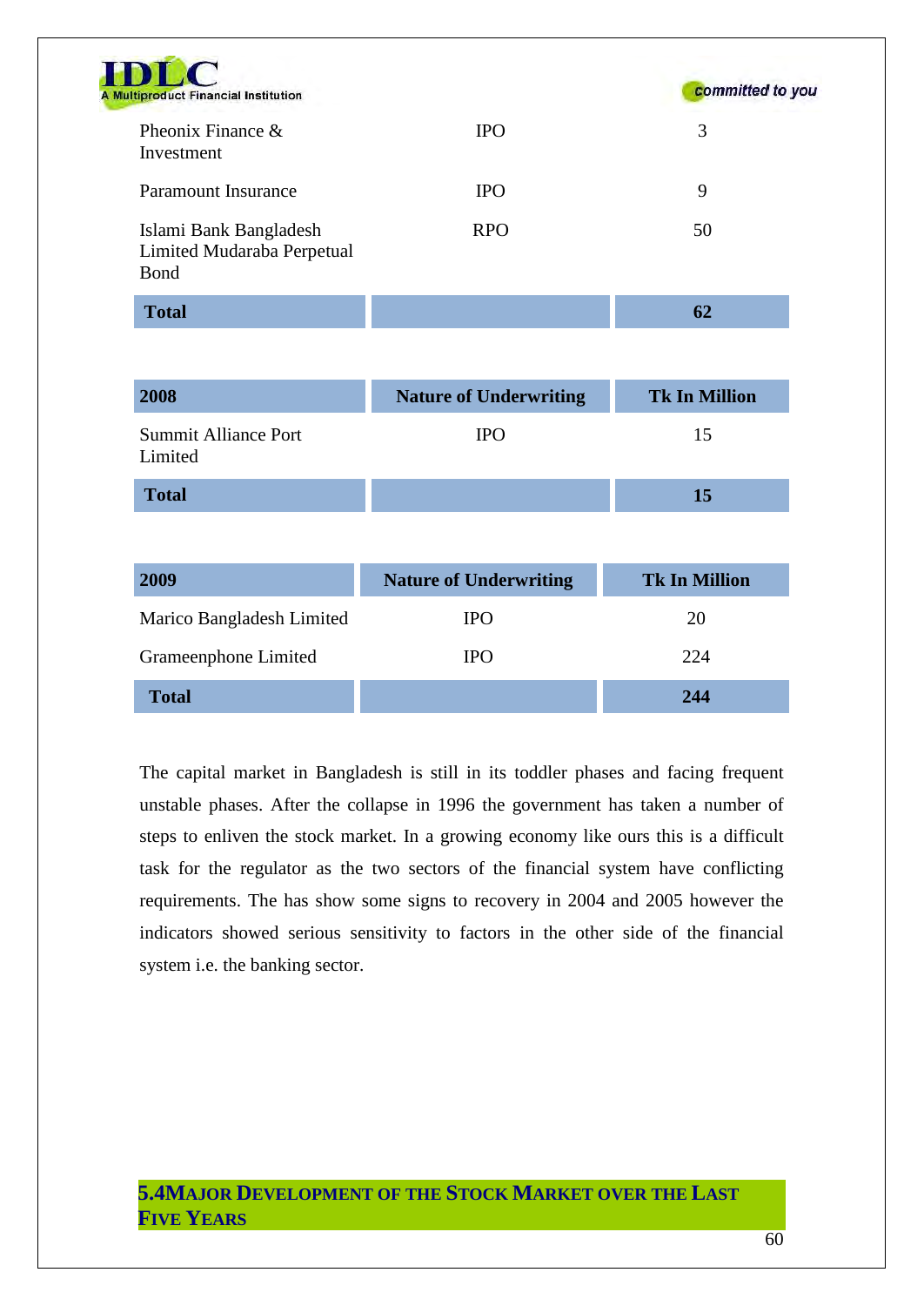| Pheonix Finance & Investment | IPO | 3 |
|---|---|---|
| Paramount Insurance | IPO | 9 |
| Islami Bank Bangladesh Limited Mudaraba Perpetual Bond | RPO | 50 |
| **Total** | | **62** |

| **2008** | **Nature of Underwriting** | **Tk In Million** |
|---|---|---|
| Summit Alliance Port Limited | IPO | 15 |
| **Total** | | **15** |

| **2009** | **Nature of Underwriting** | **Tk In Million** |
|---|---|---|
| Marico Bangladesh Limited | IPO | 20 |
| Grameenphone Limited | IPO | 224 |
| **Total** | | **244** |

The capital market in Bangladesh is still in its toddler phases and facing frequent unstable phases. After the collapse in 1996 the government has taken a number of steps to enliven the stock market. In a growing economy like ours this is a difficult task for the regulator as the two sectors of the financial system have conflicting requirements. The has show some signs to recovery in 2004 and 2005 however the indicators showed serious sensitivity to factors in the other side of the financial system i.e. the banking sector.

## 5.4 Major Development of the Stock Market over the Last Five Years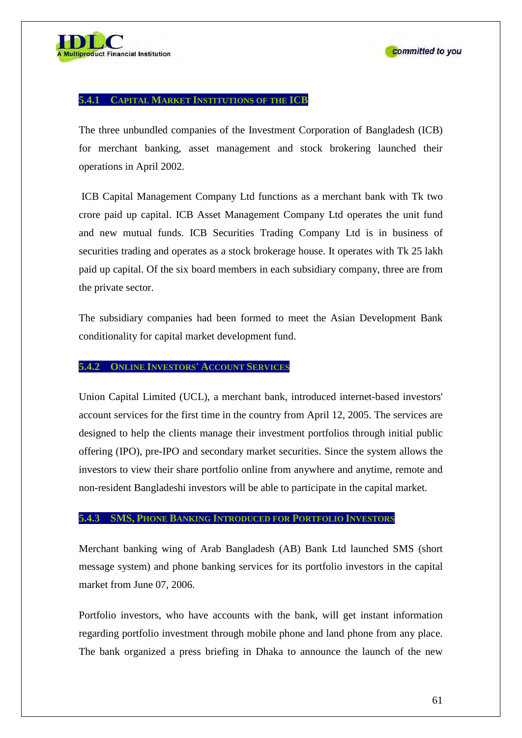### 5.4.1 Capital Market Institutions of the ICB

The three unbundled companies of the Investment Corporation of Bangladesh (ICB) for merchant banking, asset management and stock brokering launched their operations in April 2002.

ICB Capital Management Company Ltd functions as a merchant bank with Tk two crore paid up capital. ICB Asset Management Company Ltd operates the unit fund and new mutual funds. ICB Securities Trading Company Ltd is in business of securities trading and operates as a stock brokerage house. It operates with Tk 25 lakh paid up capital. Of the six board members in each subsidiary company, three are from the private sector.

The subsidiary companies had been formed to meet the Asian Development Bank conditionality for capital market development fund.

### 5.4.2 Online Investors' Account Services

Union Capital Limited (UCL), a merchant bank, introduced internet-based investors' account services for the first time in the country from April 12, 2005. The services are designed to help the clients manage their investment portfolios through initial public offering (IPO), pre-IPO and secondary market securities. Since the system allows the investors to view their share portfolio online from anywhere and anytime, remote and non-resident Bangladeshi investors will be able to participate in the capital market.

### 5.4.3 SMS, Phone Banking Introduced for Portfolio Investors

Merchant banking wing of Arab Bangladesh (AB) Bank Ltd launched SMS (short message system) and phone banking services for its portfolio investors in the capital market from June 07, 2006.

Portfolio investors, who have accounts with the bank, will get instant information regarding portfolio investment through mobile phone and land phone from any place. The bank organized a press briefing in Dhaka to announce the launch of the new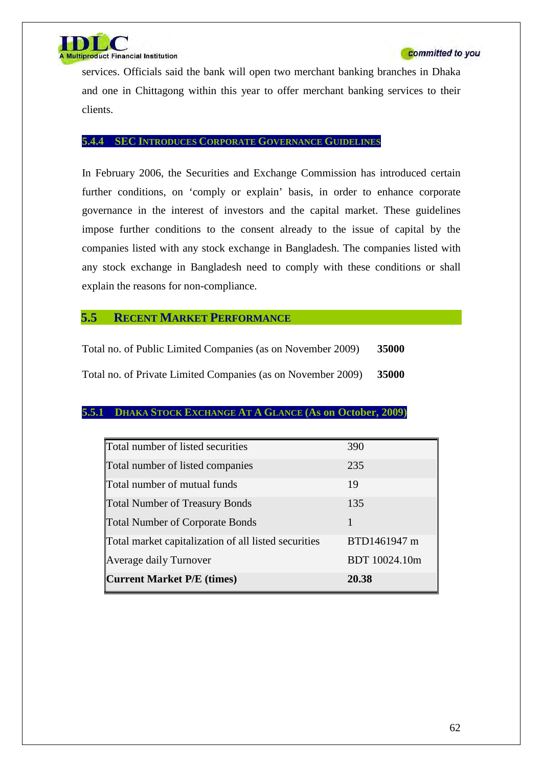services. Officials said the bank will open two merchant banking branches in Dhaka and one in Chittagong within this year to offer merchant banking services to their clients.

#### 5.4.4 SEC INTRODUCES CORPORATE GOVERNANCE GUIDELINES

In February 2006, the Securities and Exchange Commission has introduced certain further conditions, on 'comply or explain' basis, in order to enhance corporate governance in the interest of investors and the capital market. These guidelines impose further conditions to the consent already to the issue of capital by the companies listed with any stock exchange in Bangladesh. The companies listed with any stock exchange in Bangladesh need to comply with these conditions or shall explain the reasons for non-compliance.

## 5.5 RECENT MARKET PERFORMANCE

Total no. of Public Limited Companies (as on November 2009) **35000**

Total no. of Private Limited Companies (as on November 2009) **35000**

### 5.5.1 DHAKA STOCK EXCHANGE AT A GLANCE (As on October, 2009)

| | |
|---|---|
| Total number of listed securities | 390 |
| Total number of listed companies | 235 |
| Total number of mutual funds | 19 |
| Total Number of Treasury Bonds | 135 |
| Total Number of Corporate Bonds | 1 |
| Total market capitalization of all listed securities | BTD1461947 m |
| Average daily Turnover | BDT 10024.10m |
| **Current Market P/E (times)** | **20.38** |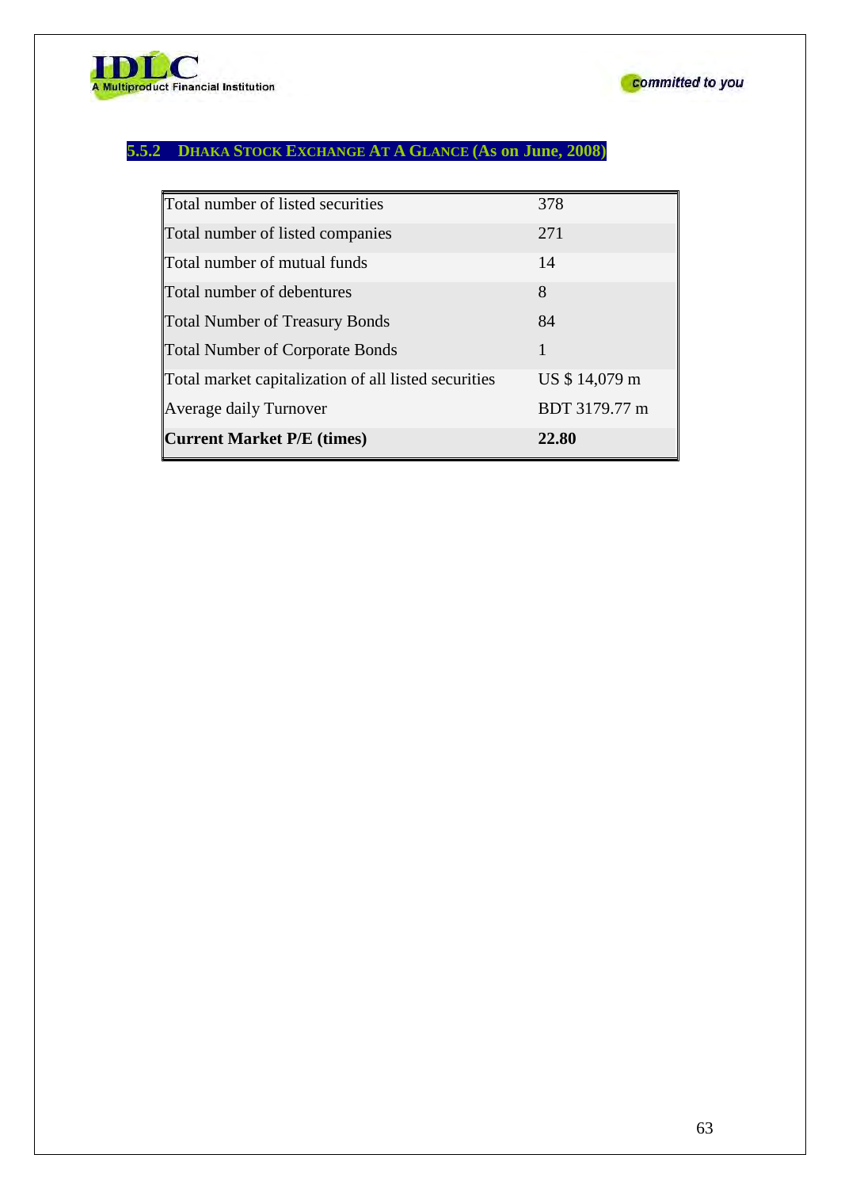### 5.5.2 DHAKA STOCK EXCHANGE AT A GLANCE (As on June, 2008)

| | |
|---|---|
| Total number of listed securities | 378 |
| Total number of listed companies | 271 |
| Total number of mutual funds | 14 |
| Total number of debentures | 8 |
| Total Number of Treasury Bonds | 84 |
| Total Number of Corporate Bonds | 1 |
| Total market capitalization of all listed securities | US $ 14,079 m |
| Average daily Turnover | BDT 3179.77 m |
| **Current Market P/E (times)** | **22.80** |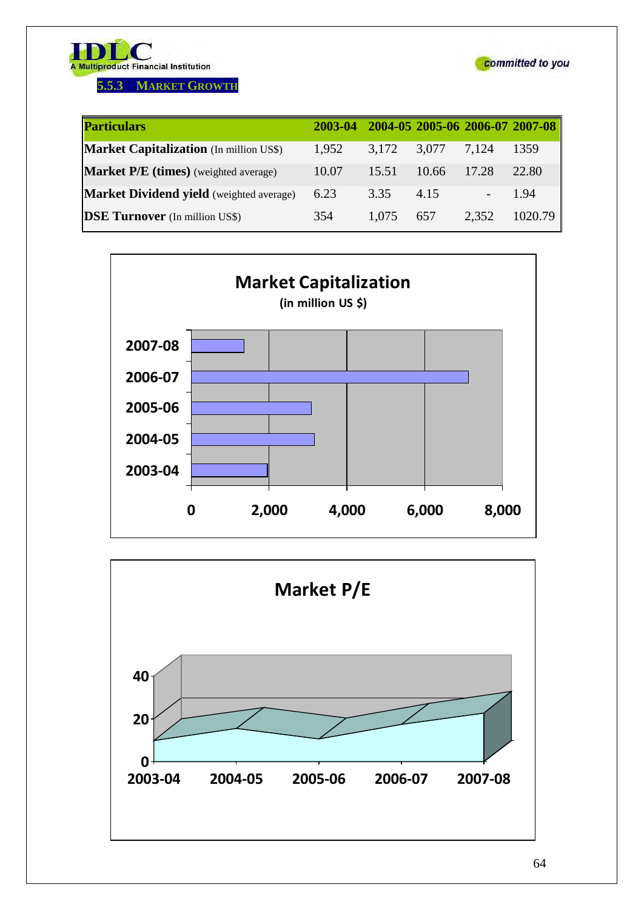### 5.5.3 Market Growth

| Particulars | 2003-04 | 2004-05 | 2005-06 | 2006-07 | 2007-08 |
|---|---|---|---|---|---|
| **Market Capitalization** (In million US$) | 1,952 | 3,172 | 3,077 | 7,124 | 1359 |
| **Market P/E (times)** (weighted average) | 10.07 | 15.51 | 10.66 | 17.28 | 22.80 |
| **Market Dividend yield** (weighted average) | 6.23 | 3.35 | 4.15 | - | 1.94 |
| **DSE Turnover** (In million US$) | 354 | 1,075 | 657 | 2,352 | 1020.79 |

**Market Capitalization**
**(in million US $)**

| Year | Market Capitalization (in million US $) |
|---|---|
| 2007-08 | 1,359 |
| 2006-07 | 7,124 |
| 2005-06 | 3,077 |
| 2004-05 | 3,172 |
| 2003-04 | 1,952 |

**Market P/E**

| Year | Market P/E |
|---|---|
| 2003-04 | 10.07 |
| 2004-05 | 15.51 |
| 2005-06 | 10.66 |
| 2006-07 | 17.28 |
| 2007-08 | 22.80 |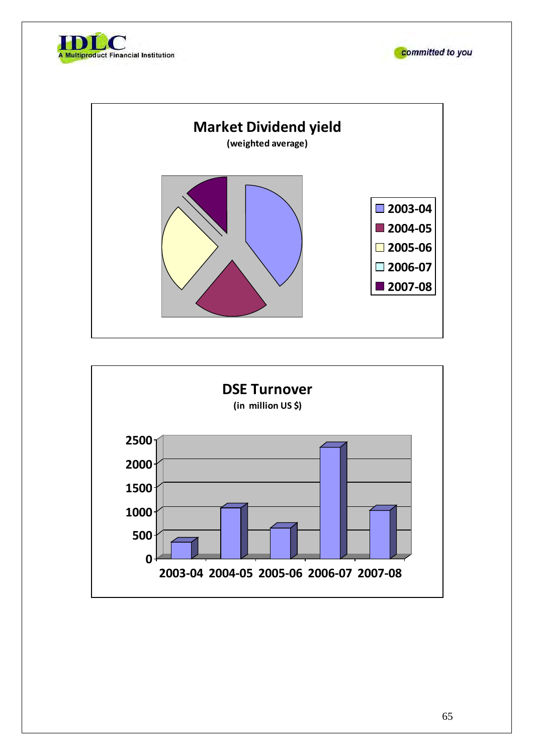## Market Dividend yield

(weighted average)

- 2003-04
- 2004-05
- 2005-06
- 2006-07
- 2007-08

## DSE Turnover

(in million US $)

2500
2000
1500
1000
500
0

2003-04 2004-05 2005-06 2006-07 2007-08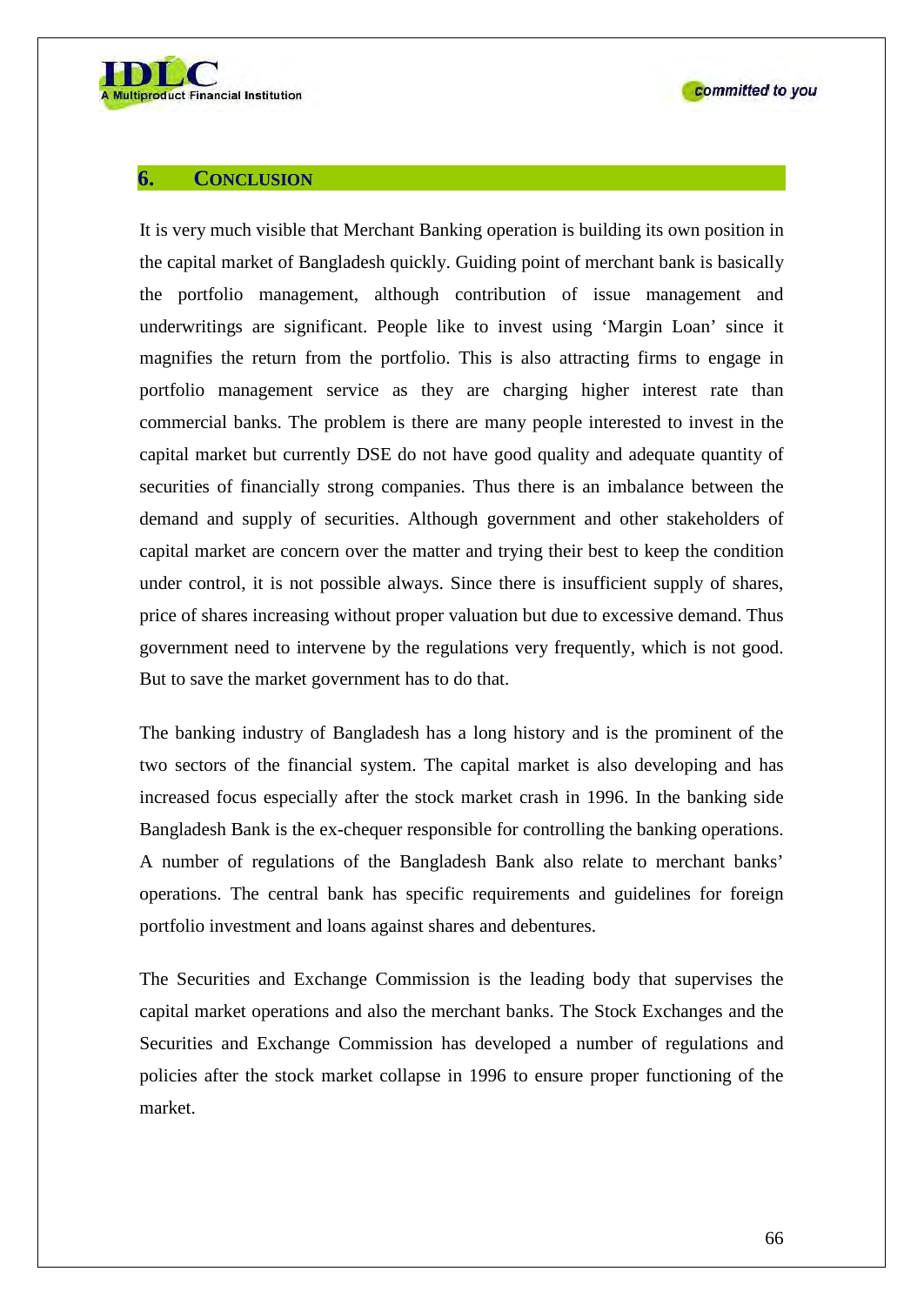## 6. CONCLUSION

It is very much visible that Merchant Banking operation is building its own position in the capital market of Bangladesh quickly. Guiding point of merchant bank is basically the portfolio management, although contribution of issue management and underwritings are significant. People like to invest using 'Margin Loan' since it magnifies the return from the portfolio. This is also attracting firms to engage in portfolio management service as they are charging higher interest rate than commercial banks. The problem is there are many people interested to invest in the capital market but currently DSE do not have good quality and adequate quantity of securities of financially strong companies. Thus there is an imbalance between the demand and supply of securities. Although government and other stakeholders of capital market are concern over the matter and trying their best to keep the condition under control, it is not possible always. Since there is insufficient supply of shares, price of shares increasing without proper valuation but due to excessive demand. Thus government need to intervene by the regulations very frequently, which is not good. But to save the market government has to do that.

The banking industry of Bangladesh has a long history and is the prominent of the two sectors of the financial system. The capital market is also developing and has increased focus especially after the stock market crash in 1996. In the banking side Bangladesh Bank is the ex-chequer responsible for controlling the banking operations. A number of regulations of the Bangladesh Bank also relate to merchant banks' operations. The central bank has specific requirements and guidelines for foreign portfolio investment and loans against shares and debentures.

The Securities and Exchange Commission is the leading body that supervises the capital market operations and also the merchant banks. The Stock Exchanges and the Securities and Exchange Commission has developed a number of regulations and policies after the stock market collapse in 1996 to ensure proper functioning of the market.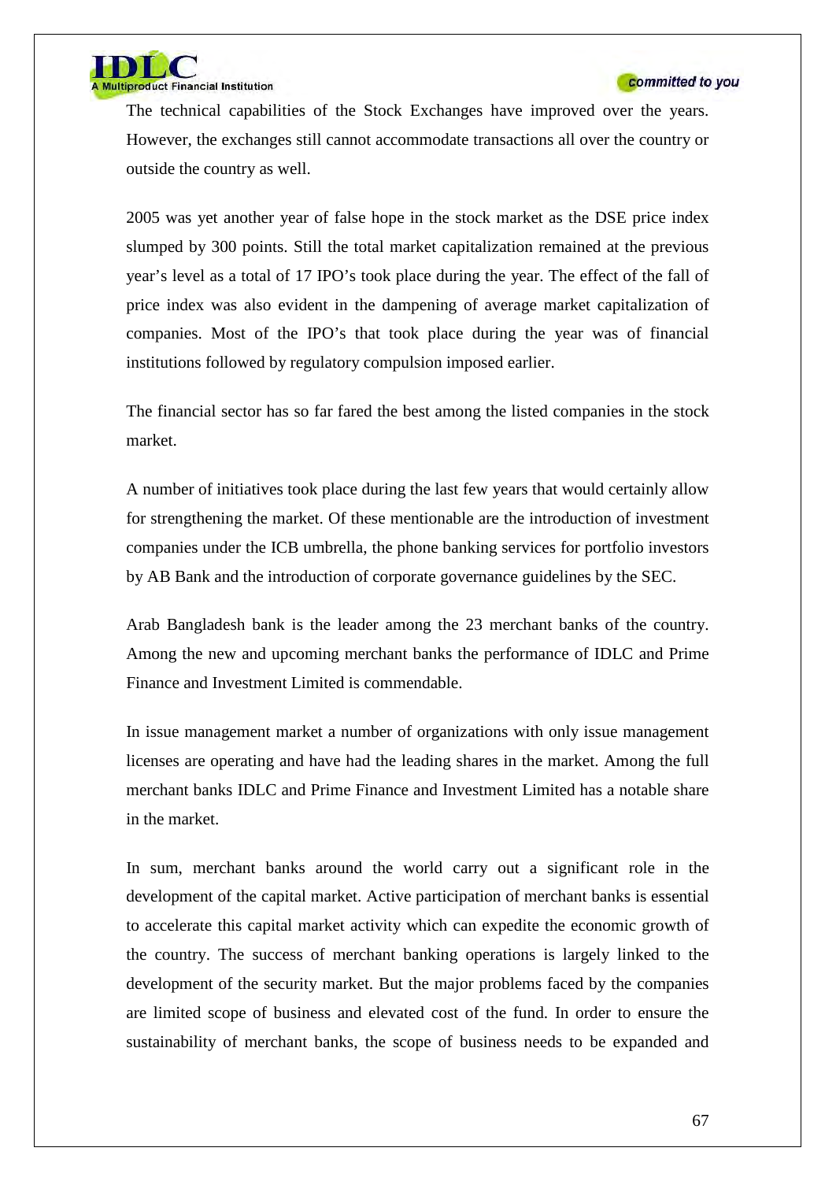The technical capabilities of the Stock Exchanges have improved over the years. However, the exchanges still cannot accommodate transactions all over the country or outside the country as well.

2005 was yet another year of false hope in the stock market as the DSE price index slumped by 300 points. Still the total market capitalization remained at the previous year's level as a total of 17 IPO's took place during the year. The effect of the fall of price index was also evident in the dampening of average market capitalization of companies. Most of the IPO's that took place during the year was of financial institutions followed by regulatory compulsion imposed earlier.

The financial sector has so far fared the best among the listed companies in the stock market.

A number of initiatives took place during the last few years that would certainly allow for strengthening the market. Of these mentionable are the introduction of investment companies under the ICB umbrella, the phone banking services for portfolio investors by AB Bank and the introduction of corporate governance guidelines by the SEC.

Arab Bangladesh bank is the leader among the 23 merchant banks of the country. Among the new and upcoming merchant banks the performance of IDLC and Prime Finance and Investment Limited is commendable.

In issue management market a number of organizations with only issue management licenses are operating and have had the leading shares in the market. Among the full merchant banks IDLC and Prime Finance and Investment Limited has a notable share in the market.

In sum, merchant banks around the world carry out a significant role in the development of the capital market. Active participation of merchant banks is essential to accelerate this capital market activity which can expedite the economic growth of the country. The success of merchant banking operations is largely linked to the development of the security market. But the major problems faced by the companies are limited scope of business and elevated cost of the fund. In order to ensure the sustainability of merchant banks, the scope of business needs to be expanded and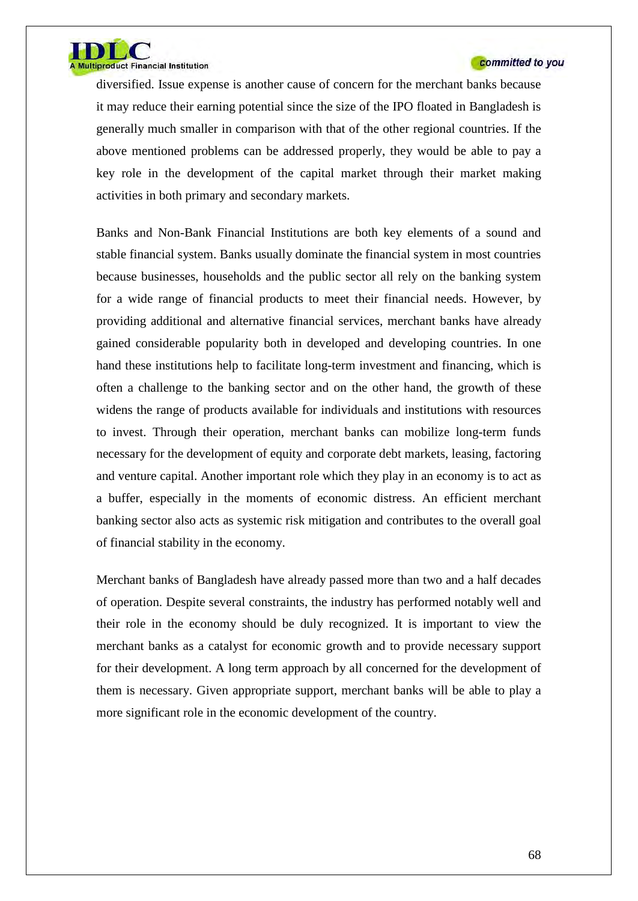diversified. Issue expense is another cause of concern for the merchant banks because it may reduce their earning potential since the size of the IPO floated in Bangladesh is generally much smaller in comparison with that of the other regional countries. If the above mentioned problems can be addressed properly, they would be able to pay a key role in the development of the capital market through their market making activities in both primary and secondary markets.

Banks and Non-Bank Financial Institutions are both key elements of a sound and stable financial system. Banks usually dominate the financial system in most countries because businesses, households and the public sector all rely on the banking system for a wide range of financial products to meet their financial needs. However, by providing additional and alternative financial services, merchant banks have already gained considerable popularity both in developed and developing countries. In one hand these institutions help to facilitate long-term investment and financing, which is often a challenge to the banking sector and on the other hand, the growth of these widens the range of products available for individuals and institutions with resources to invest. Through their operation, merchant banks can mobilize long-term funds necessary for the development of equity and corporate debt markets, leasing, factoring and venture capital. Another important role which they play in an economy is to act as a buffer, especially in the moments of economic distress. An efficient merchant banking sector also acts as systemic risk mitigation and contributes to the overall goal of financial stability in the economy.

Merchant banks of Bangladesh have already passed more than two and a half decades of operation. Despite several constraints, the industry has performed notably well and their role in the economy should be duly recognized. It is important to view the merchant banks as a catalyst for economic growth and to provide necessary support for their development. A long term approach by all concerned for the development of them is necessary. Given appropriate support, merchant banks will be able to play a more significant role in the economic development of the country.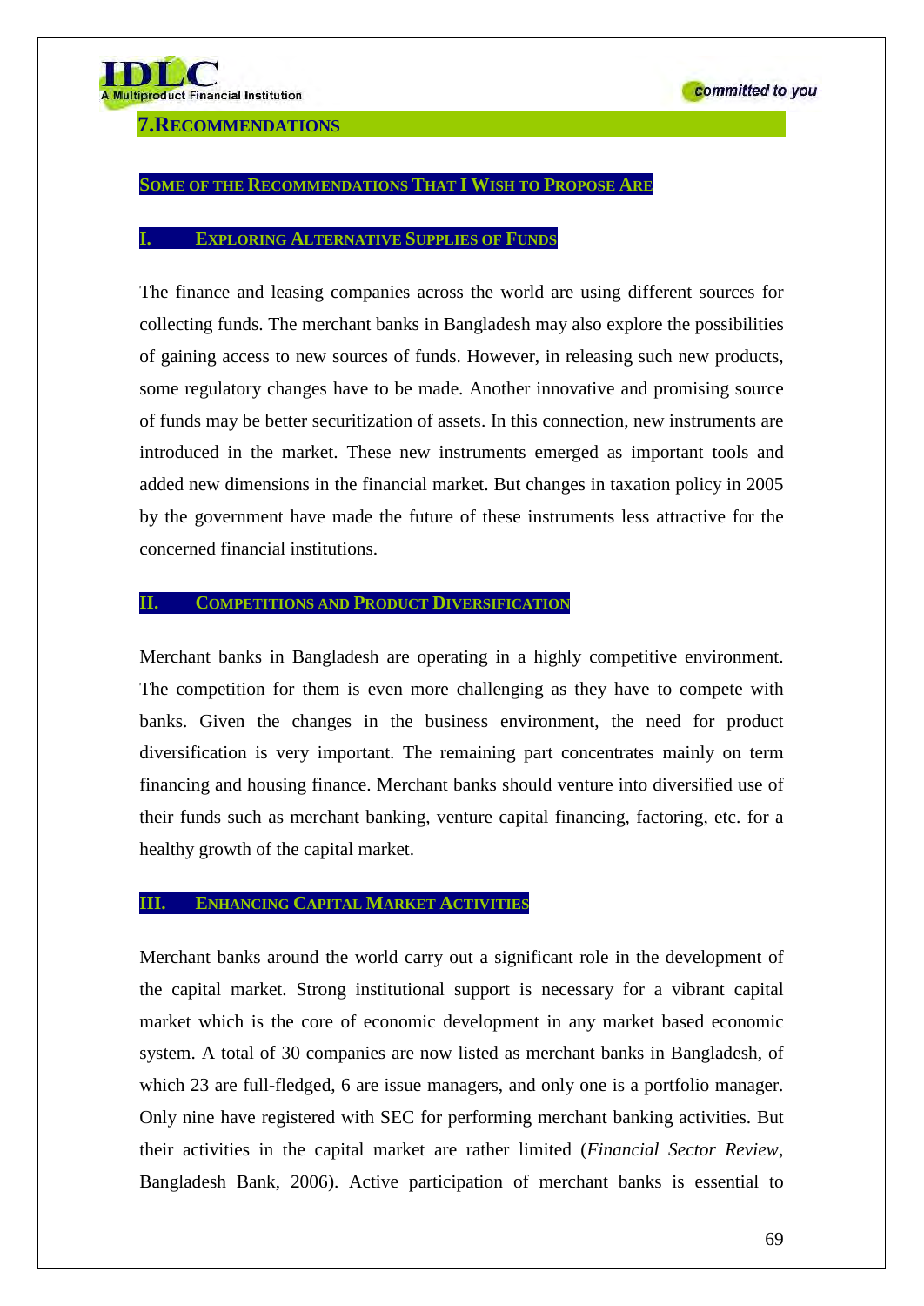## 7.Recommendations

### Some of the Recommendations That I Wish to Propose Are

### I. Exploring Alternative Supplies of Funds

The finance and leasing companies across the world are using different sources for collecting funds. The merchant banks in Bangladesh may also explore the possibilities of gaining access to new sources of funds. However, in releasing such new products, some regulatory changes have to be made. Another innovative and promising source of funds may be better securitization of assets. In this connection, new instruments are introduced in the market. These new instruments emerged as important tools and added new dimensions in the financial market. But changes in taxation policy in 2005 by the government have made the future of these instruments less attractive for the concerned financial institutions.

### II. Competitions and Product Diversification

Merchant banks in Bangladesh are operating in a highly competitive environment. The competition for them is even more challenging as they have to compete with banks. Given the changes in the business environment, the need for product diversification is very important. The remaining part concentrates mainly on term financing and housing finance. Merchant banks should venture into diversified use of their funds such as merchant banking, venture capital financing, factoring, etc. for a healthy growth of the capital market.

### III. Enhancing Capital Market Activities

Merchant banks around the world carry out a significant role in the development of the capital market. Strong institutional support is necessary for a vibrant capital market which is the core of economic development in any market based economic system. A total of 30 companies are now listed as merchant banks in Bangladesh, of which 23 are full-fledged, 6 are issue managers, and only one is a portfolio manager. Only nine have registered with SEC for performing merchant banking activities. But their activities in the capital market are rather limited (*Financial Sector Review*, Bangladesh Bank, 2006). Active participation of merchant banks is essential to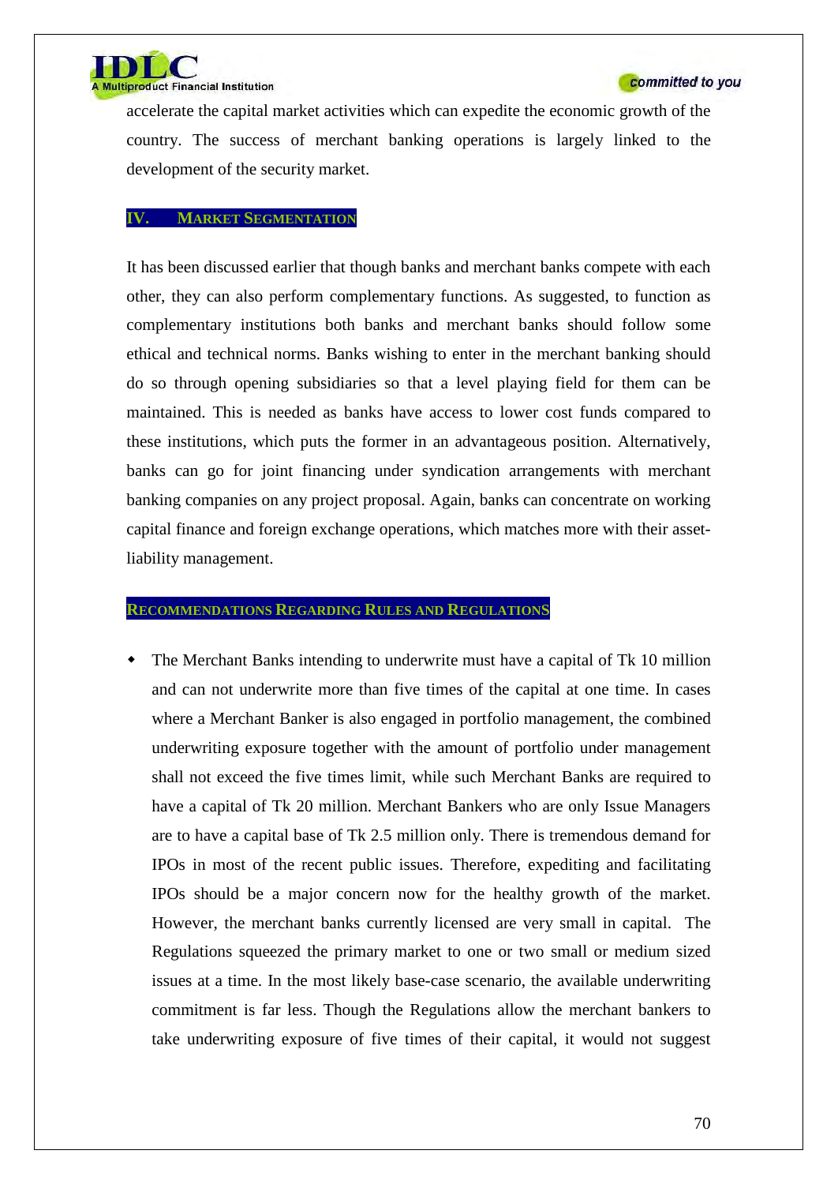accelerate the capital market activities which can expedite the economic growth of the country. The success of merchant banking operations is largely linked to the development of the security market.

## IV. Market Segmentation

It has been discussed earlier that though banks and merchant banks compete with each other, they can also perform complementary functions. As suggested, to function as complementary institutions both banks and merchant banks should follow some ethical and technical norms. Banks wishing to enter in the merchant banking should do so through opening subsidiaries so that a level playing field for them can be maintained. This is needed as banks have access to lower cost funds compared to these institutions, which puts the former in an advantageous position. Alternatively, banks can go for joint financing under syndication arrangements with merchant banking companies on any project proposal. Again, banks can concentrate on working capital finance and foreign exchange operations, which matches more with their asset-liability management.

## Recommendations Regarding Rules and Regulations

- The Merchant Banks intending to underwrite must have a capital of Tk 10 million and can not underwrite more than five times of the capital at one time. In cases where a Merchant Banker is also engaged in portfolio management, the combined underwriting exposure together with the amount of portfolio under management shall not exceed the five times limit, while such Merchant Banks are required to have a capital of Tk 20 million. Merchant Bankers who are only Issue Managers are to have a capital base of Tk 2.5 million only. There is tremendous demand for IPOs in most of the recent public issues. Therefore, expediting and facilitating IPOs should be a major concern now for the healthy growth of the market. However, the merchant banks currently licensed are very small in capital. The Regulations squeezed the primary market to one or two small or medium sized issues at a time. In the most likely base-case scenario, the available underwriting commitment is far less. Though the Regulations allow the merchant bankers to take underwriting exposure of five times of their capital, it would not suggest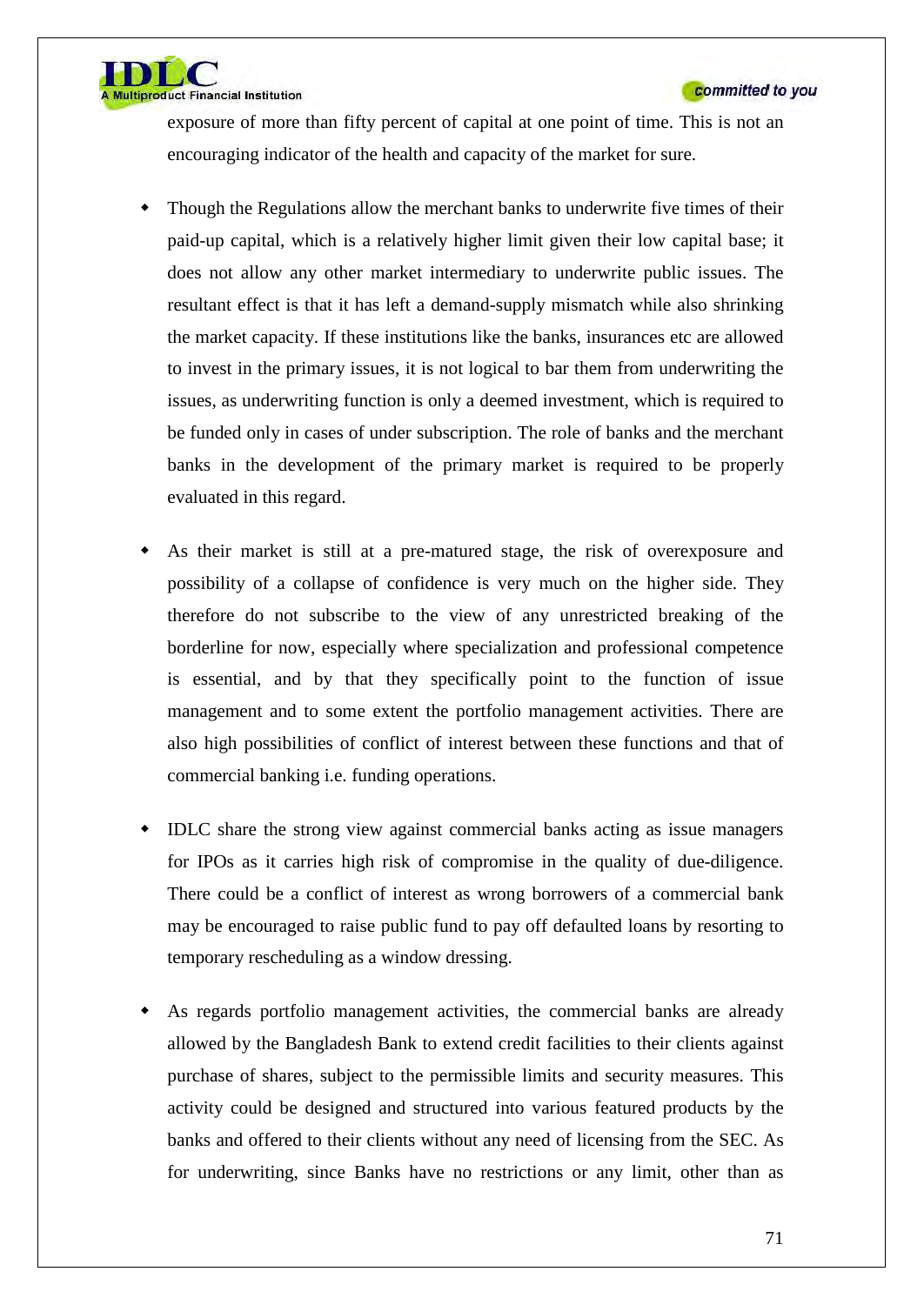exposure of more than fifty percent of capital at one point of time. This is not an encouraging indicator of the health and capacity of the market for sure.

- Though the Regulations allow the merchant banks to underwrite five times of their paid-up capital, which is a relatively higher limit given their low capital base; it does not allow any other market intermediary to underwrite public issues. The resultant effect is that it has left a demand-supply mismatch while also shrinking the market capacity. If these institutions like the banks, insurances etc are allowed to invest in the primary issues, it is not logical to bar them from underwriting the issues, as underwriting function is only a deemed investment, which is required to be funded only in cases of under subscription. The role of banks and the merchant banks in the development of the primary market is required to be properly evaluated in this regard.

- As their market is still at a pre-matured stage, the risk of overexposure and possibility of a collapse of confidence is very much on the higher side. They therefore do not subscribe to the view of any unrestricted breaking of the borderline for now, especially where specialization and professional competence is essential, and by that they specifically point to the function of issue management and to some extent the portfolio management activities. There are also high possibilities of conflict of interest between these functions and that of commercial banking i.e. funding operations.

- IDLC share the strong view against commercial banks acting as issue managers for IPOs as it carries high risk of compromise in the quality of due-diligence. There could be a conflict of interest as wrong borrowers of a commercial bank may be encouraged to raise public fund to pay off defaulted loans by resorting to temporary rescheduling as a window dressing.

- As regards portfolio management activities, the commercial banks are already allowed by the Bangladesh Bank to extend credit facilities to their clients against purchase of shares, subject to the permissible limits and security measures. This activity could be designed and structured into various featured products by the banks and offered to their clients without any need of licensing from the SEC. As for underwriting, since Banks have no restrictions or any limit, other than as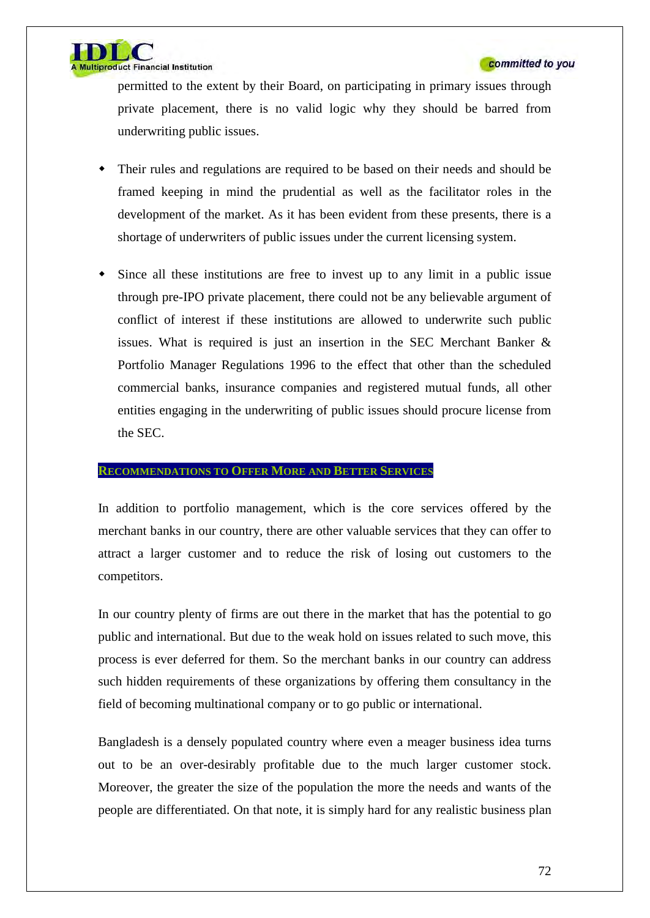permitted to the extent by their Board, on participating in primary issues through private placement, there is no valid logic why they should be barred from underwriting public issues.

- Their rules and regulations are required to be based on their needs and should be framed keeping in mind the prudential as well as the facilitator roles in the development of the market. As it has been evident from these presents, there is a shortage of underwriters of public issues under the current licensing system.

- Since all these institutions are free to invest up to any limit in a public issue through pre-IPO private placement, there could not be any believable argument of conflict of interest if these institutions are allowed to underwrite such public issues. What is required is just an insertion in the SEC Merchant Banker & Portfolio Manager Regulations 1996 to the effect that other than the scheduled commercial banks, insurance companies and registered mutual funds, all other entities engaging in the underwriting of public issues should procure license from the SEC.

## Recommendations to Offer More and Better Services

In addition to portfolio management, which is the core services offered by the merchant banks in our country, there are other valuable services that they can offer to attract a larger customer and to reduce the risk of losing out customers to the competitors.

In our country plenty of firms are out there in the market that has the potential to go public and international. But due to the weak hold on issues related to such move, this process is ever deferred for them. So the merchant banks in our country can address such hidden requirements of these organizations by offering them consultancy in the field of becoming multinational company or to go public or international.

Bangladesh is a densely populated country where even a meager business idea turns out to be an over-desirably profitable due to the much larger customer stock. Moreover, the greater the size of the population the more the needs and wants of the people are differentiated. On that note, it is simply hard for any realistic business plan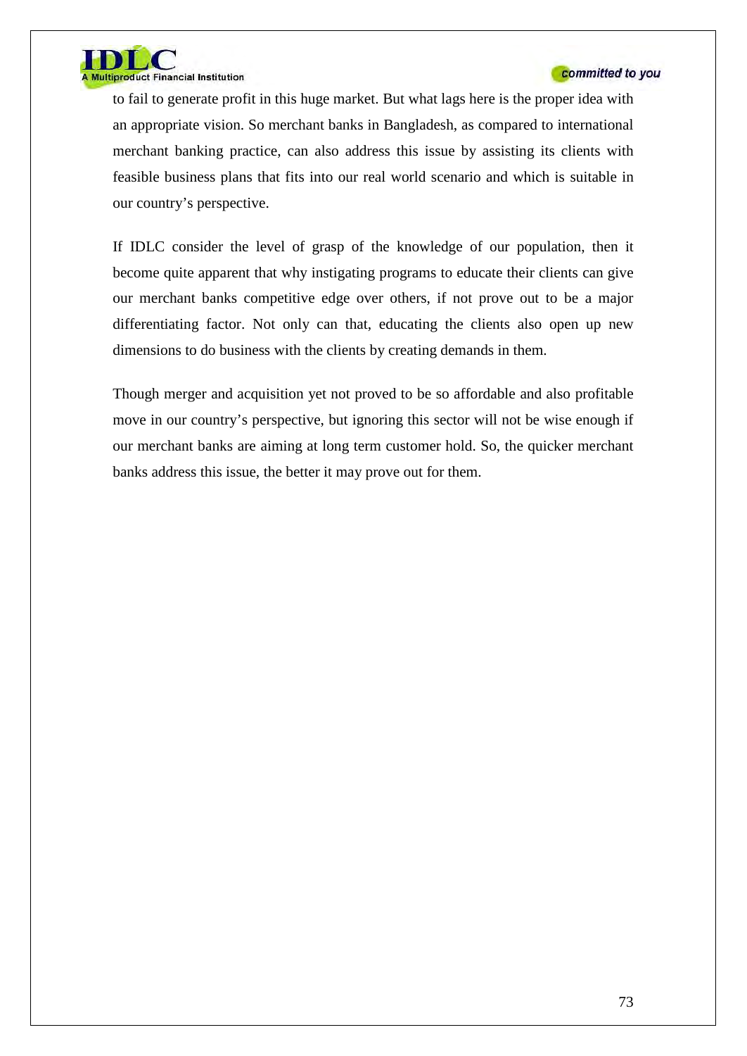to fail to generate profit in this huge market. But what lags here is the proper idea with an appropriate vision. So merchant banks in Bangladesh, as compared to international merchant banking practice, can also address this issue by assisting its clients with feasible business plans that fits into our real world scenario and which is suitable in our country's perspective.

If IDLC consider the level of grasp of the knowledge of our population, then it become quite apparent that why instigating programs to educate their clients can give our merchant banks competitive edge over others, if not prove out to be a major differentiating factor. Not only can that, educating the clients also open up new dimensions to do business with the clients by creating demands in them.

Though merger and acquisition yet not proved to be so affordable and also profitable move in our country's perspective, but ignoring this sector will not be wise enough if our merchant banks are aiming at long term customer hold. So, the quicker merchant banks address this issue, the better it may prove out for them.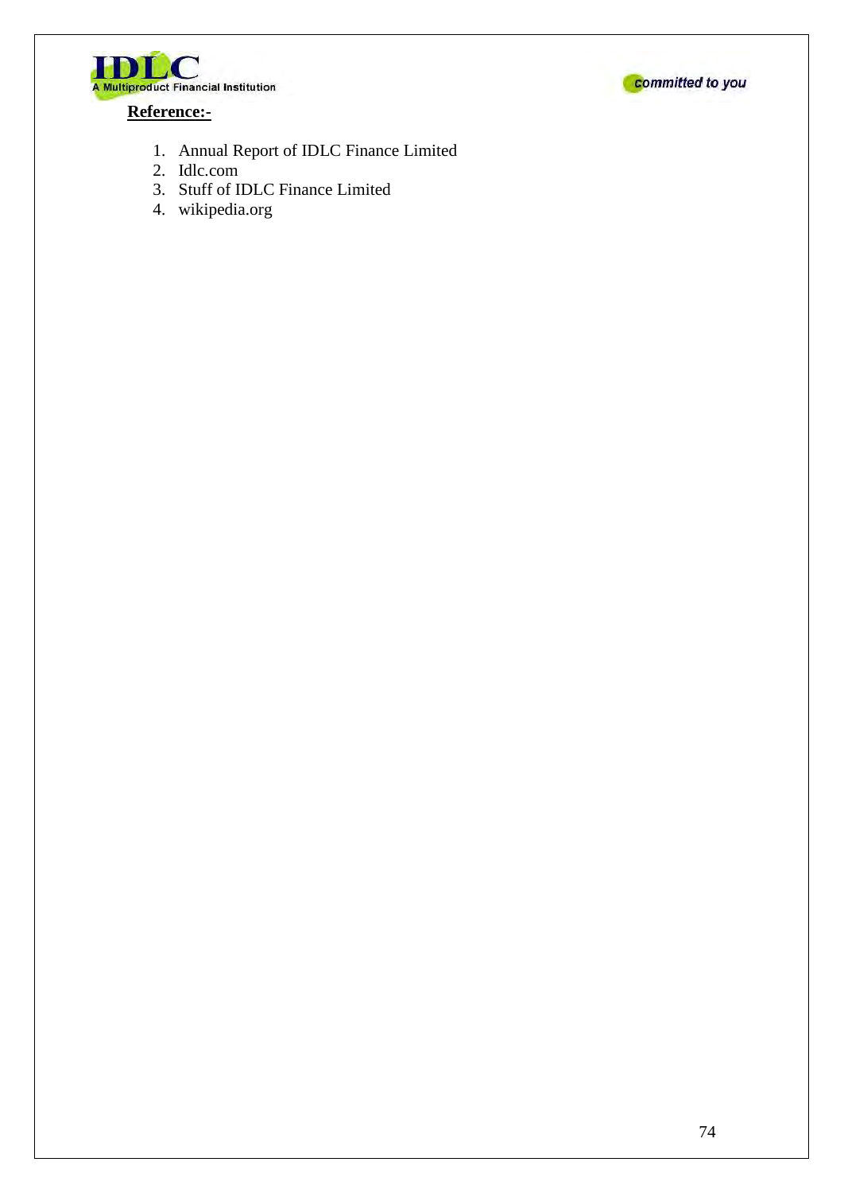**Reference:-**

1. Annual Report of IDLC Finance Limited
2. Idlc.com
3. Stuff of IDLC Finance Limited
4. wikipedia.org